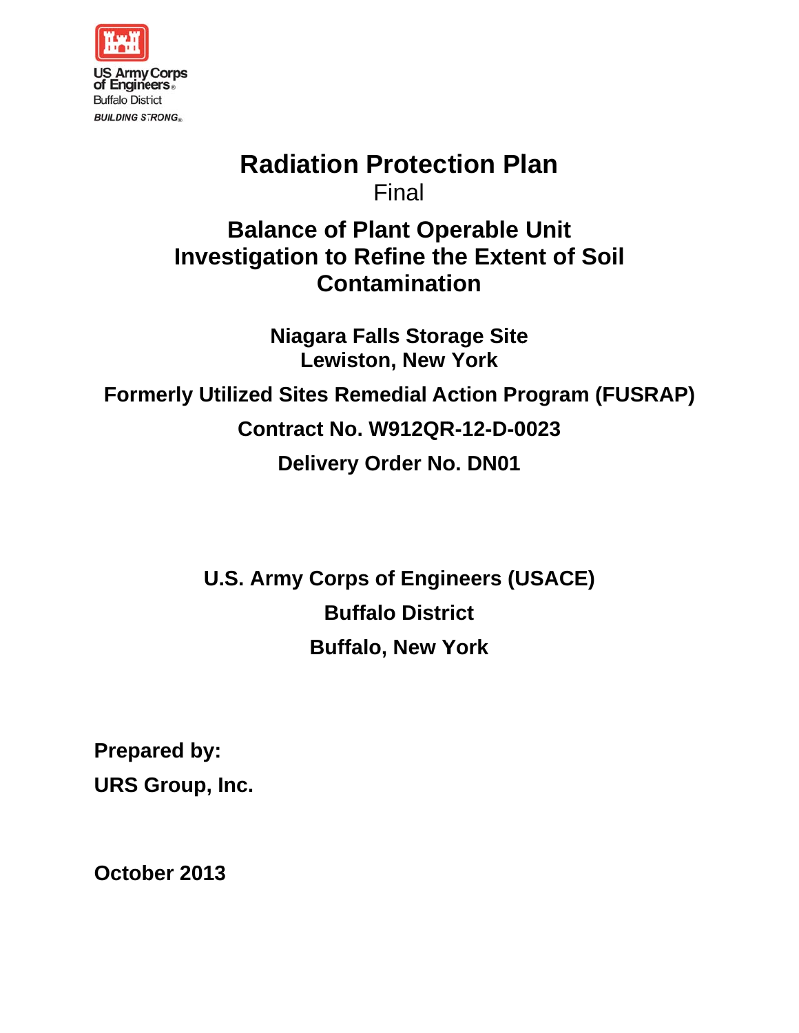US Army Corps of Engineers
Buffalo District
BUILDING STRONG

# Radiation Protection Plan

Final

## Balance of Plant Operable Unit Investigation to Refine the Extent of Soil Contamination

**Niagara Falls Storage Site**
**Lewiston, New York**

**Formerly Utilized Sites Remedial Action Program (FUSRAP)**

**Contract No. W912QR-12-D-0023**

**Delivery Order No. DN01**

**U.S. Army Corps of Engineers (USACE)**

**Buffalo District**

**Buffalo, New York**

**Prepared by:**

**URS Group, Inc.**

**October 2013**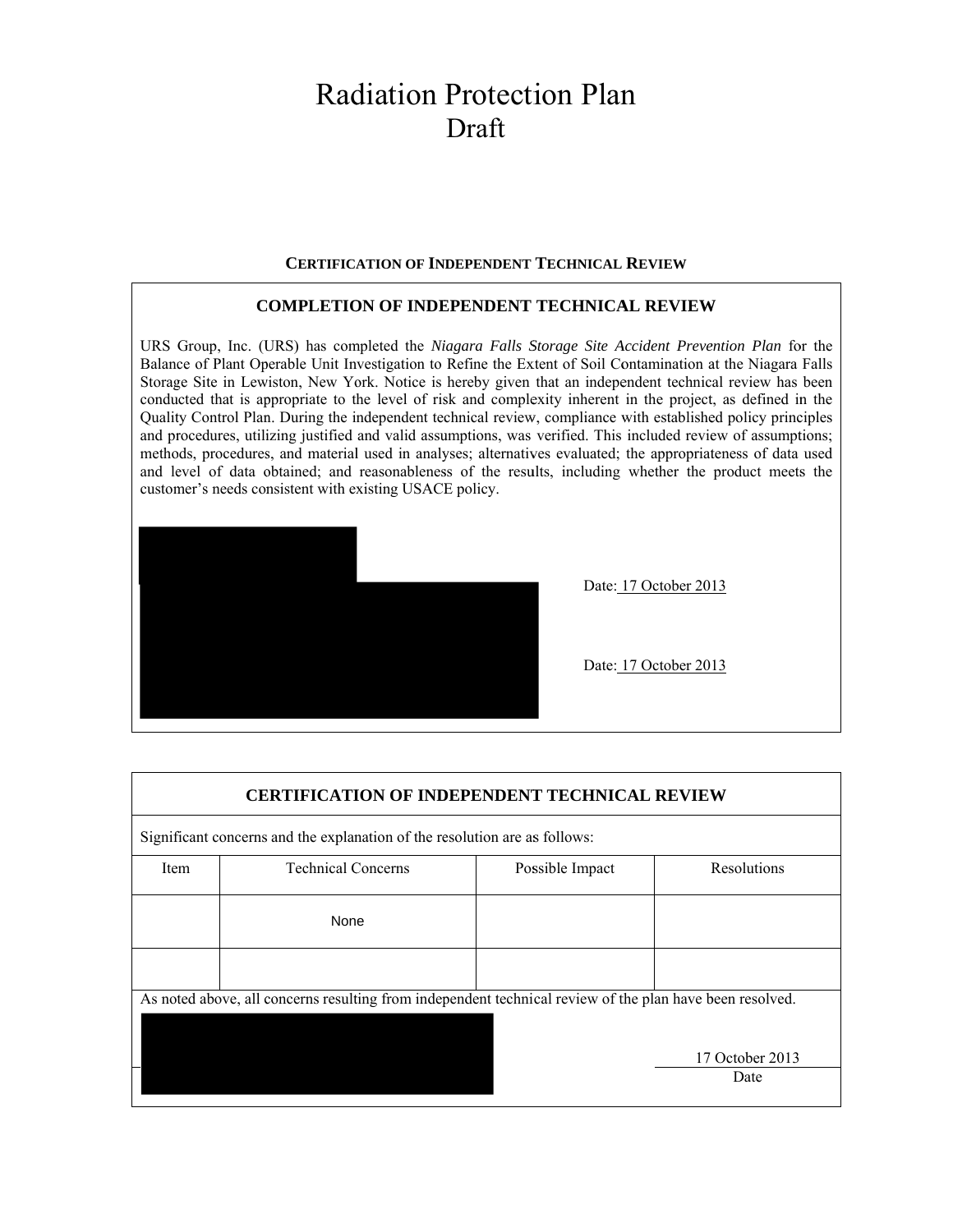# Radiation Protection Plan
## Draft

**CERTIFICATION OF INDEPENDENT TECHNICAL REVIEW**

**COMPLETION OF INDEPENDENT TECHNICAL REVIEW**

URS Group, Inc. (URS) has completed the *Niagara Falls Storage Site Accident Prevention Plan* for the Balance of Plant Operable Unit Investigation to Refine the Extent of Soil Contamination at the Niagara Falls Storage Site in Lewiston, New York. Notice is hereby given that an independent technical review has been conducted that is appropriate to the level of risk and complexity inherent in the project, as defined in the Quality Control Plan. During the independent technical review, compliance with established policy principles and procedures, utilizing justified and valid assumptions, was verified. This included review of assumptions; methods, procedures, and material used in analyses; alternatives evaluated; the appropriateness of data used and level of data obtained; and reasonableness of the results, including whether the product meets the customer's needs consistent with existing USACE policy.

Date: 17 October 2013

Date: 17 October 2013

**CERTIFICATION OF INDEPENDENT TECHNICAL REVIEW**

Significant concerns and the explanation of the resolution are as follows:

| Item | Technical Concerns | Possible Impact | Resolutions |
|---|---|---|---|
| | None | | |
| | | | |

As noted above, all concerns resulting from independent technical review of the plan have been resolved.

17 October 2013

Date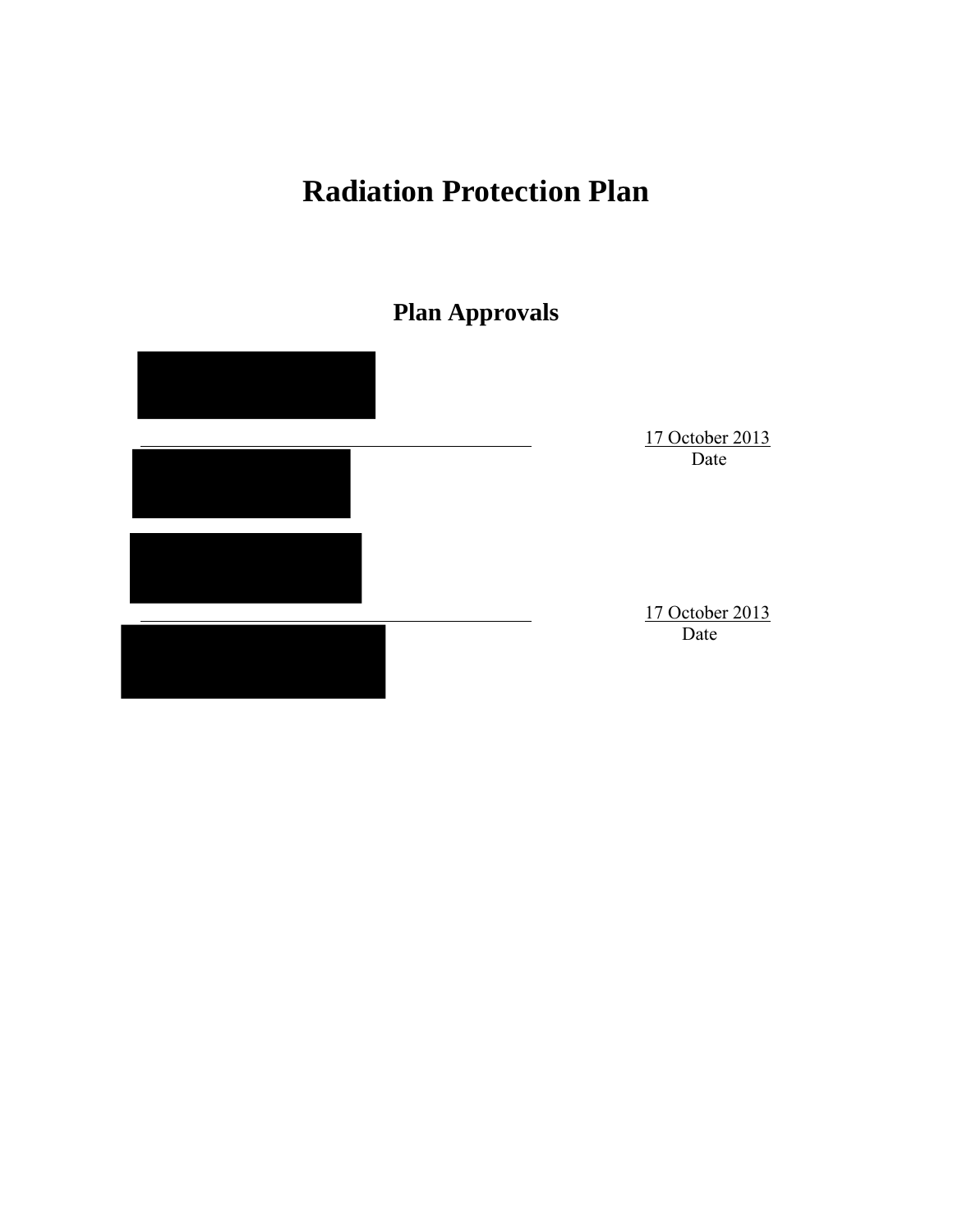# Radiation Protection Plan

## Plan Approvals

\_\_\_\_\_\_\_\_\_\_\_\_\_\_\_\_\_\_\_\_\_\_\_\_\_\_\_\_\_\_\_\_\_\_\_\_\_\_\_\_ 17 October 2013
Date

\_\_\_\_\_\_\_\_\_\_\_\_\_\_\_\_\_\_\_\_\_\_\_\_\_\_\_\_\_\_\_\_\_\_\_\_\_\_\_\_ 17 October 2013
Date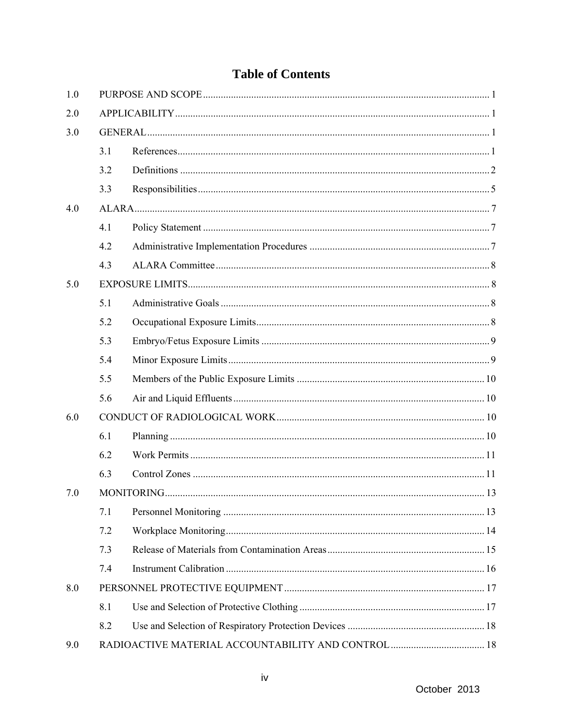# Table of Contents

1.0 PURPOSE AND SCOPE ........ 1

2.0 APPLICABILITY ........ 1

3.0 GENERAL ........ 1

- 3.1 References ........ 1
- 3.2 Definitions ........ 2
- 3.3 Responsibilities ........ 5

4.0 ALARA ........ 7

- 4.1 Policy Statement ........ 7
- 4.2 Administrative Implementation Procedures ........ 7
- 4.3 ALARA Committee ........ 8

5.0 EXPOSURE LIMITS ........ 8

- 5.1 Administrative Goals ........ 8
- 5.2 Occupational Exposure Limits ........ 8
- 5.3 Embryo/Fetus Exposure Limits ........ 9
- 5.4 Minor Exposure Limits ........ 9
- 5.5 Members of the Public Exposure Limits ........ 10
- 5.6 Air and Liquid Effluents ........ 10

6.0 CONDUCT OF RADIOLOGICAL WORK ........ 10

- 6.1 Planning ........ 10
- 6.2 Work Permits ........ 11
- 6.3 Control Zones ........ 11

7.0 MONITORING ........ 13

- 7.1 Personnel Monitoring ........ 13
- 7.2 Workplace Monitoring ........ 14
- 7.3 Release of Materials from Contamination Areas ........ 15
- 7.4 Instrument Calibration ........ 16

8.0 PERSONNEL PROTECTIVE EQUIPMENT ........ 17

- 8.1 Use and Selection of Protective Clothing ........ 17
- 8.2 Use and Selection of Respiratory Protection Devices ........ 18

9.0 RADIOACTIVE MATERIAL ACCOUNTABILITY AND CONTROL ........ 18

October 2013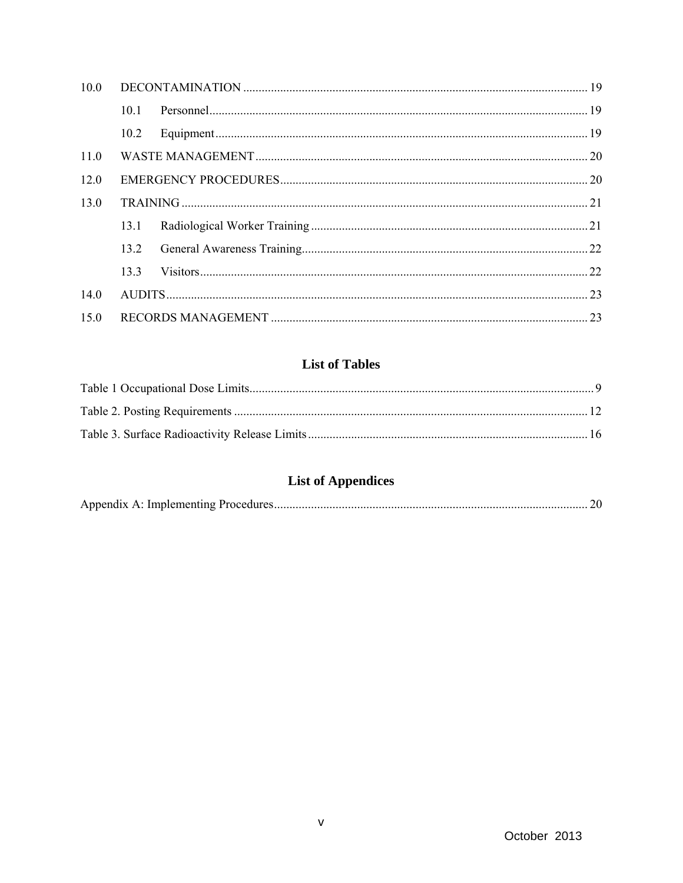10.0 DECONTAMINATION ... 19

  10.1 Personnel ... 19

  10.2 Equipment ... 19

11.0 WASTE MANAGEMENT ... 20

12.0 EMERGENCY PROCEDURES ... 20

13.0 TRAINING ... 21

  13.1 Radiological Worker Training ... 21

  13.2 General Awareness Training ... 22

  13.3 Visitors ... 22

14.0 AUDITS ... 23

15.0 RECORDS MANAGEMENT ... 23

## List of Tables

Table 1 Occupational Dose Limits ... 9

Table 2. Posting Requirements ... 12

Table 3. Surface Radioactivity Release Limits ... 16

## List of Appendices

Appendix A: Implementing Procedures ... 20

October 2013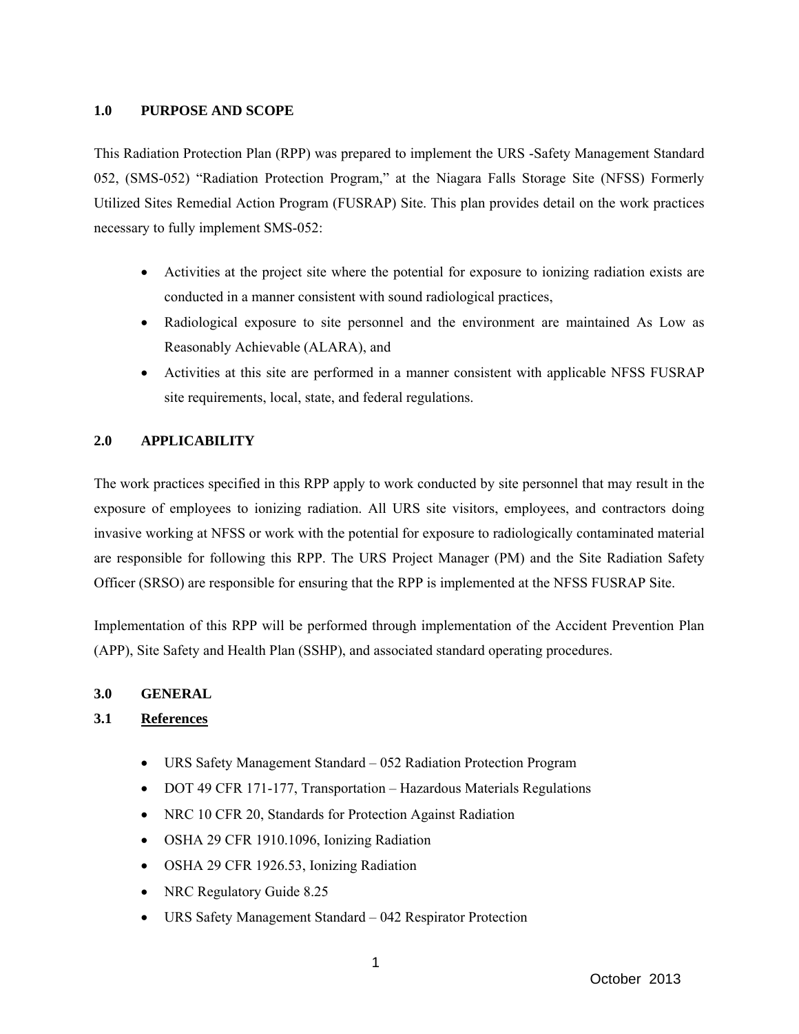## 1.0 PURPOSE AND SCOPE

This Radiation Protection Plan (RPP) was prepared to implement the URS -Safety Management Standard 052, (SMS-052) "Radiation Protection Program," at the Niagara Falls Storage Site (NFSS) Formerly Utilized Sites Remedial Action Program (FUSRAP) Site. This plan provides detail on the work practices necessary to fully implement SMS-052:

- Activities at the project site where the potential for exposure to ionizing radiation exists are conducted in a manner consistent with sound radiological practices,
- Radiological exposure to site personnel and the environment are maintained As Low as Reasonably Achievable (ALARA), and
- Activities at this site are performed in a manner consistent with applicable NFSS FUSRAP site requirements, local, state, and federal regulations.

## 2.0 APPLICABILITY

The work practices specified in this RPP apply to work conducted by site personnel that may result in the exposure of employees to ionizing radiation. All URS site visitors, employees, and contractors doing invasive working at NFSS or work with the potential for exposure to radiologically contaminated material are responsible for following this RPP. The URS Project Manager (PM) and the Site Radiation Safety Officer (SRSO) are responsible for ensuring that the RPP is implemented at the NFSS FUSRAP Site.

Implementation of this RPP will be performed through implementation of the Accident Prevention Plan (APP), Site Safety and Health Plan (SSHP), and associated standard operating procedures.

## 3.0 GENERAL

### 3.1 References

- URS Safety Management Standard – 052 Radiation Protection Program
- DOT 49 CFR 171-177, Transportation – Hazardous Materials Regulations
- NRC 10 CFR 20, Standards for Protection Against Radiation
- OSHA 29 CFR 1910.1096, Ionizing Radiation
- OSHA 29 CFR 1926.53, Ionizing Radiation
- NRC Regulatory Guide 8.25
- URS Safety Management Standard – 042 Respirator Protection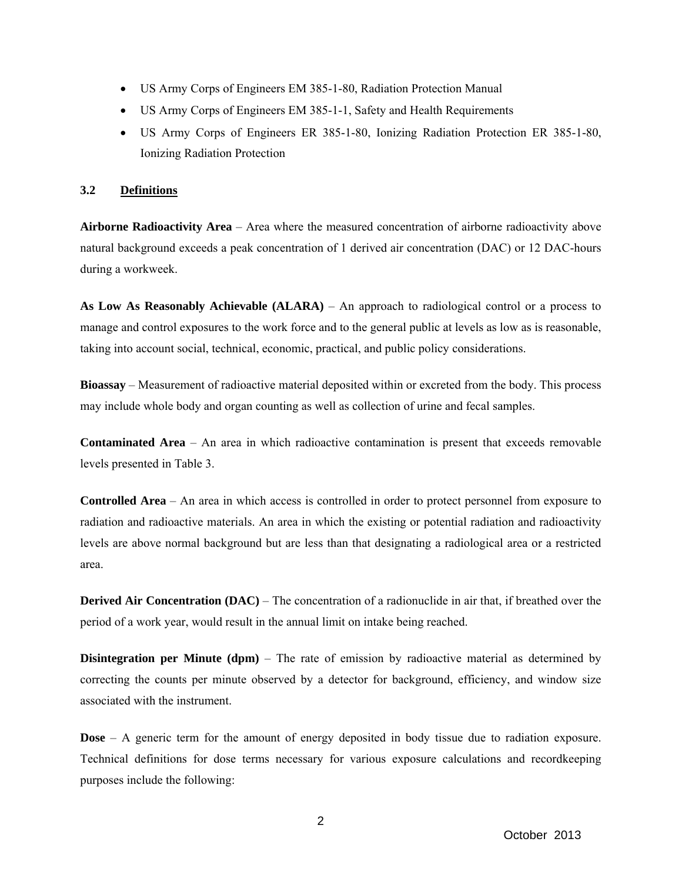- US Army Corps of Engineers EM 385-1-80, Radiation Protection Manual
- US Army Corps of Engineers EM 385-1-1, Safety and Health Requirements
- US Army Corps of Engineers ER 385-1-80, Ionizing Radiation Protection ER 385-1-80, Ionizing Radiation Protection

### 3.2 Definitions

**Airborne Radioactivity Area** – Area where the measured concentration of airborne radioactivity above natural background exceeds a peak concentration of 1 derived air concentration (DAC) or 12 DAC-hours during a workweek.

**As Low As Reasonably Achievable (ALARA)** – An approach to radiological control or a process to manage and control exposures to the work force and to the general public at levels as low as is reasonable, taking into account social, technical, economic, practical, and public policy considerations.

**Bioassay** – Measurement of radioactive material deposited within or excreted from the body. This process may include whole body and organ counting as well as collection of urine and fecal samples.

**Contaminated Area** – An area in which radioactive contamination is present that exceeds removable levels presented in Table 3.

**Controlled Area** – An area in which access is controlled in order to protect personnel from exposure to radiation and radioactive materials. An area in which the existing or potential radiation and radioactivity levels are above normal background but are less than that designating a radiological area or a restricted area.

**Derived Air Concentration (DAC)** – The concentration of a radionuclide in air that, if breathed over the period of a work year, would result in the annual limit on intake being reached.

**Disintegration per Minute (dpm)** – The rate of emission by radioactive material as determined by correcting the counts per minute observed by a detector for background, efficiency, and window size associated with the instrument.

**Dose** – A generic term for the amount of energy deposited in body tissue due to radiation exposure. Technical definitions for dose terms necessary for various exposure calculations and recordkeeping purposes include the following: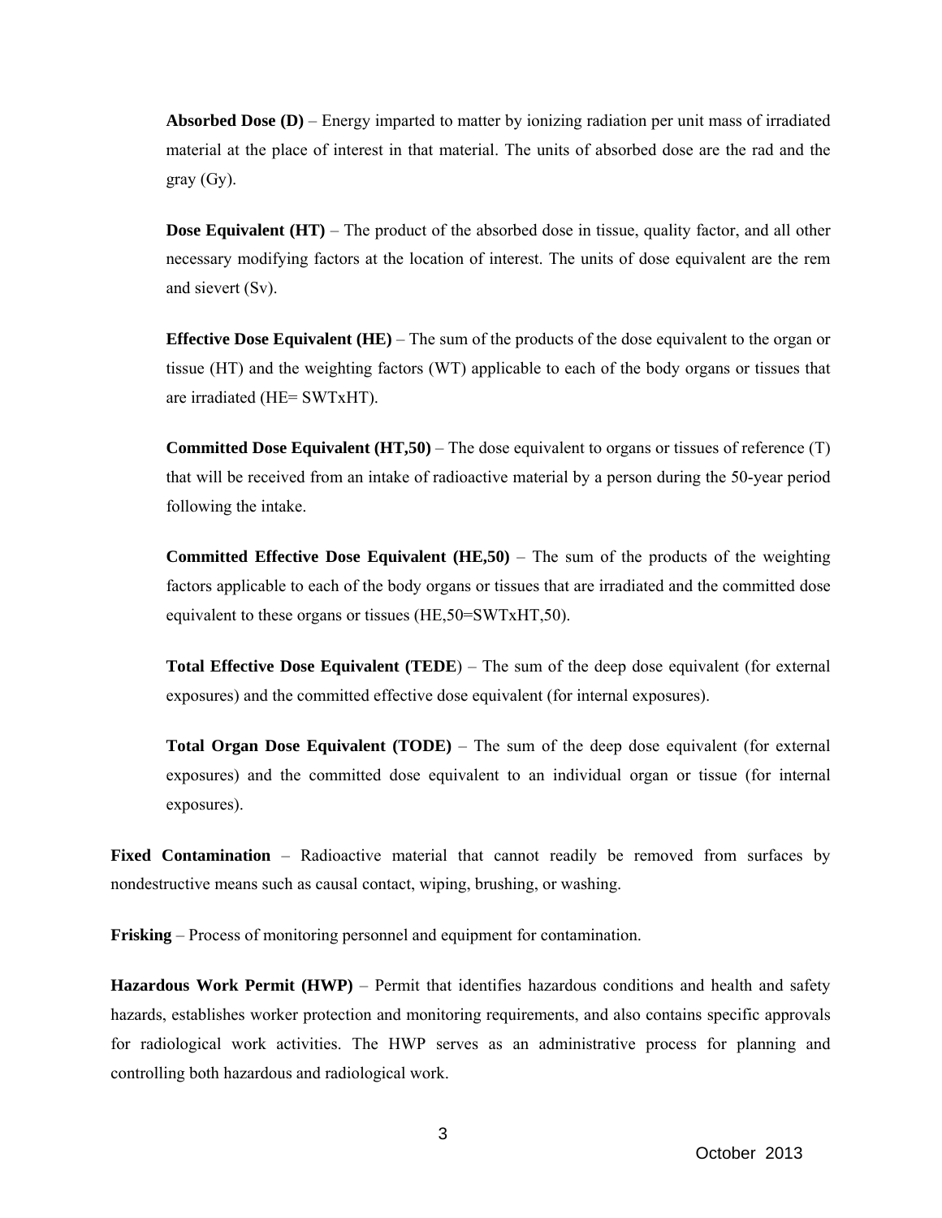**Absorbed Dose (D)** – Energy imparted to matter by ionizing radiation per unit mass of irradiated material at the place of interest in that material. The units of absorbed dose are the rad and the gray (Gy).

**Dose Equivalent (HT)** – The product of the absorbed dose in tissue, quality factor, and all other necessary modifying factors at the location of interest. The units of dose equivalent are the rem and sievert (Sv).

**Effective Dose Equivalent (HE)** – The sum of the products of the dose equivalent to the organ or tissue (HT) and the weighting factors (WT) applicable to each of the body organs or tissues that are irradiated (HE= SWTxHT).

**Committed Dose Equivalent (HT,50)** – The dose equivalent to organs or tissues of reference (T) that will be received from an intake of radioactive material by a person during the 50-year period following the intake.

**Committed Effective Dose Equivalent (HE,50)** – The sum of the products of the weighting factors applicable to each of the body organs or tissues that are irradiated and the committed dose equivalent to these organs or tissues (HE,50=SWTxHT,50).

**Total Effective Dose Equivalent (TEDE**) – The sum of the deep dose equivalent (for external exposures) and the committed effective dose equivalent (for internal exposures).

**Total Organ Dose Equivalent (TODE)** – The sum of the deep dose equivalent (for external exposures) and the committed dose equivalent to an individual organ or tissue (for internal exposures).

**Fixed Contamination** – Radioactive material that cannot readily be removed from surfaces by nondestructive means such as causal contact, wiping, brushing, or washing.

**Frisking** – Process of monitoring personnel and equipment for contamination.

**Hazardous Work Permit (HWP)** – Permit that identifies hazardous conditions and health and safety hazards, establishes worker protection and monitoring requirements, and also contains specific approvals for radiological work activities. The HWP serves as an administrative process for planning and controlling both hazardous and radiological work.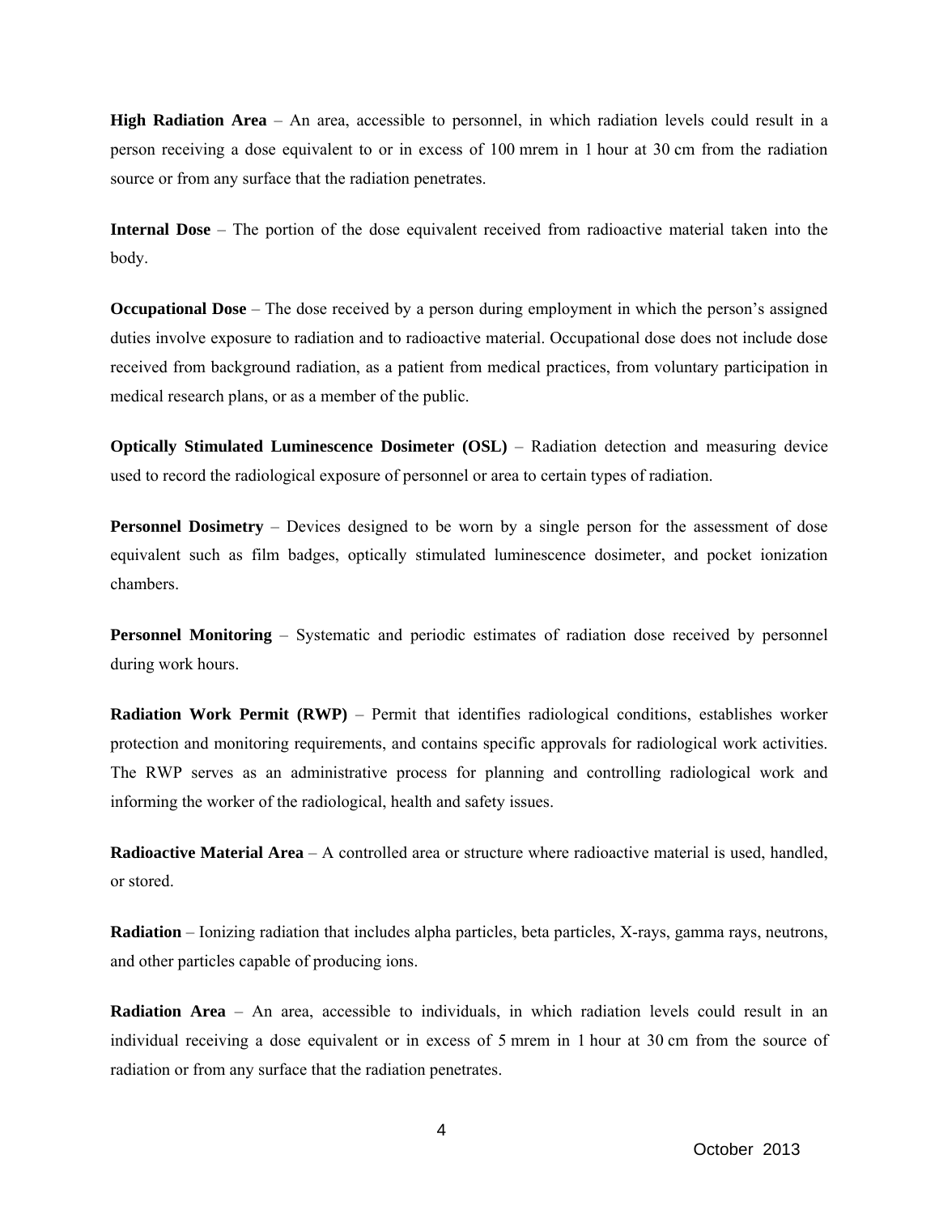**High Radiation Area** – An area, accessible to personnel, in which radiation levels could result in a person receiving a dose equivalent to or in excess of 100 mrem in 1 hour at 30 cm from the radiation source or from any surface that the radiation penetrates.

**Internal Dose** – The portion of the dose equivalent received from radioactive material taken into the body.

**Occupational Dose** – The dose received by a person during employment in which the person's assigned duties involve exposure to radiation and to radioactive material. Occupational dose does not include dose received from background radiation, as a patient from medical practices, from voluntary participation in medical research plans, or as a member of the public.

**Optically Stimulated Luminescence Dosimeter (OSL)** – Radiation detection and measuring device used to record the radiological exposure of personnel or area to certain types of radiation.

**Personnel Dosimetry** – Devices designed to be worn by a single person for the assessment of dose equivalent such as film badges, optically stimulated luminescence dosimeter, and pocket ionization chambers.

**Personnel Monitoring** – Systematic and periodic estimates of radiation dose received by personnel during work hours.

**Radiation Work Permit (RWP)** – Permit that identifies radiological conditions, establishes worker protection and monitoring requirements, and contains specific approvals for radiological work activities. The RWP serves as an administrative process for planning and controlling radiological work and informing the worker of the radiological, health and safety issues.

**Radioactive Material Area** – A controlled area or structure where radioactive material is used, handled, or stored.

**Radiation** – Ionizing radiation that includes alpha particles, beta particles, X-rays, gamma rays, neutrons, and other particles capable of producing ions.

**Radiation Area** – An area, accessible to individuals, in which radiation levels could result in an individual receiving a dose equivalent or in excess of 5 mrem in 1 hour at 30 cm from the source of radiation or from any surface that the radiation penetrates.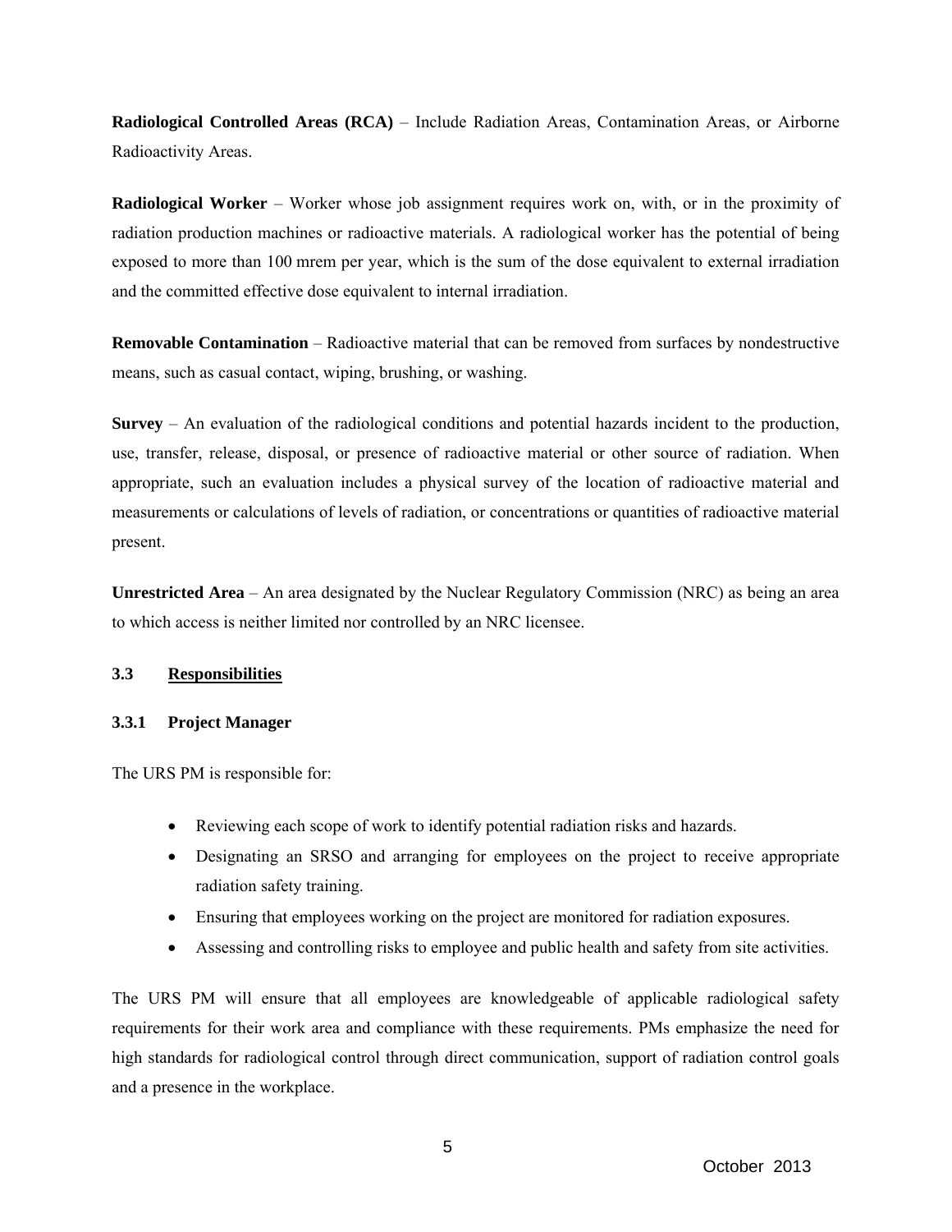**Radiological Controlled Areas (RCA)** – Include Radiation Areas, Contamination Areas, or Airborne Radioactivity Areas.

**Radiological Worker** – Worker whose job assignment requires work on, with, or in the proximity of radiation production machines or radioactive materials. A radiological worker has the potential of being exposed to more than 100 mrem per year, which is the sum of the dose equivalent to external irradiation and the committed effective dose equivalent to internal irradiation.

**Removable Contamination** – Radioactive material that can be removed from surfaces by nondestructive means, such as casual contact, wiping, brushing, or washing.

**Survey** – An evaluation of the radiological conditions and potential hazards incident to the production, use, transfer, release, disposal, or presence of radioactive material or other source of radiation. When appropriate, such an evaluation includes a physical survey of the location of radioactive material and measurements or calculations of levels of radiation, or concentrations or quantities of radioactive material present.

**Unrestricted Area** – An area designated by the Nuclear Regulatory Commission (NRC) as being an area to which access is neither limited nor controlled by an NRC licensee.

## 3.3 Responsibilities

### 3.3.1 Project Manager

The URS PM is responsible for:

- Reviewing each scope of work to identify potential radiation risks and hazards.
- Designating an SRSO and arranging for employees on the project to receive appropriate radiation safety training.
- Ensuring that employees working on the project are monitored for radiation exposures.
- Assessing and controlling risks to employee and public health and safety from site activities.

The URS PM will ensure that all employees are knowledgeable of applicable radiological safety requirements for their work area and compliance with these requirements. PMs emphasize the need for high standards for radiological control through direct communication, support of radiation control goals and a presence in the workplace.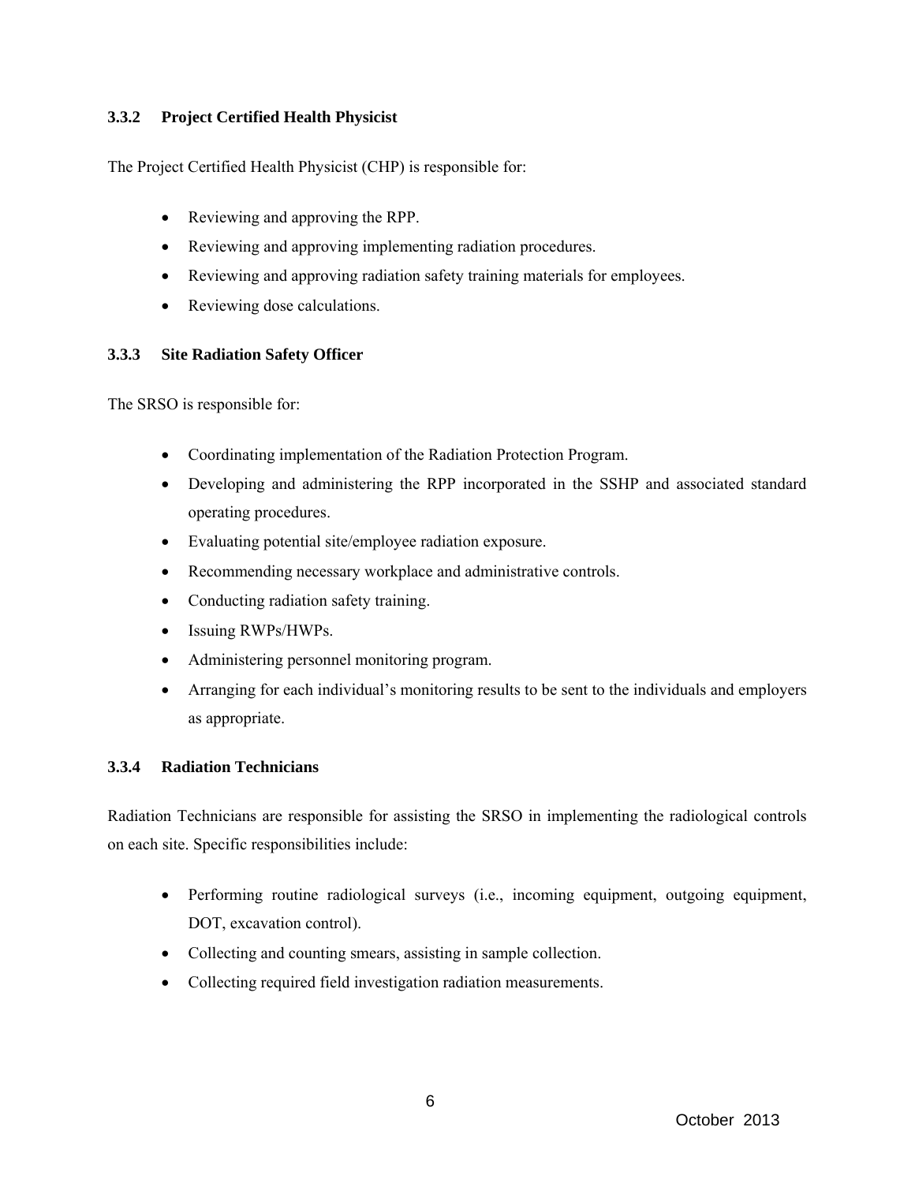### 3.3.2 Project Certified Health Physicist

The Project Certified Health Physicist (CHP) is responsible for:

- Reviewing and approving the RPP.
- Reviewing and approving implementing radiation procedures.
- Reviewing and approving radiation safety training materials for employees.
- Reviewing dose calculations.

### 3.3.3 Site Radiation Safety Officer

The SRSO is responsible for:

- Coordinating implementation of the Radiation Protection Program.
- Developing and administering the RPP incorporated in the SSHP and associated standard operating procedures.
- Evaluating potential site/employee radiation exposure.
- Recommending necessary workplace and administrative controls.
- Conducting radiation safety training.
- Issuing RWPs/HWPs.
- Administering personnel monitoring program.
- Arranging for each individual's monitoring results to be sent to the individuals and employers as appropriate.

### 3.3.4 Radiation Technicians

Radiation Technicians are responsible for assisting the SRSO in implementing the radiological controls on each site. Specific responsibilities include:

- Performing routine radiological surveys (i.e., incoming equipment, outgoing equipment, DOT, excavation control).
- Collecting and counting smears, assisting in sample collection.
- Collecting required field investigation radiation measurements.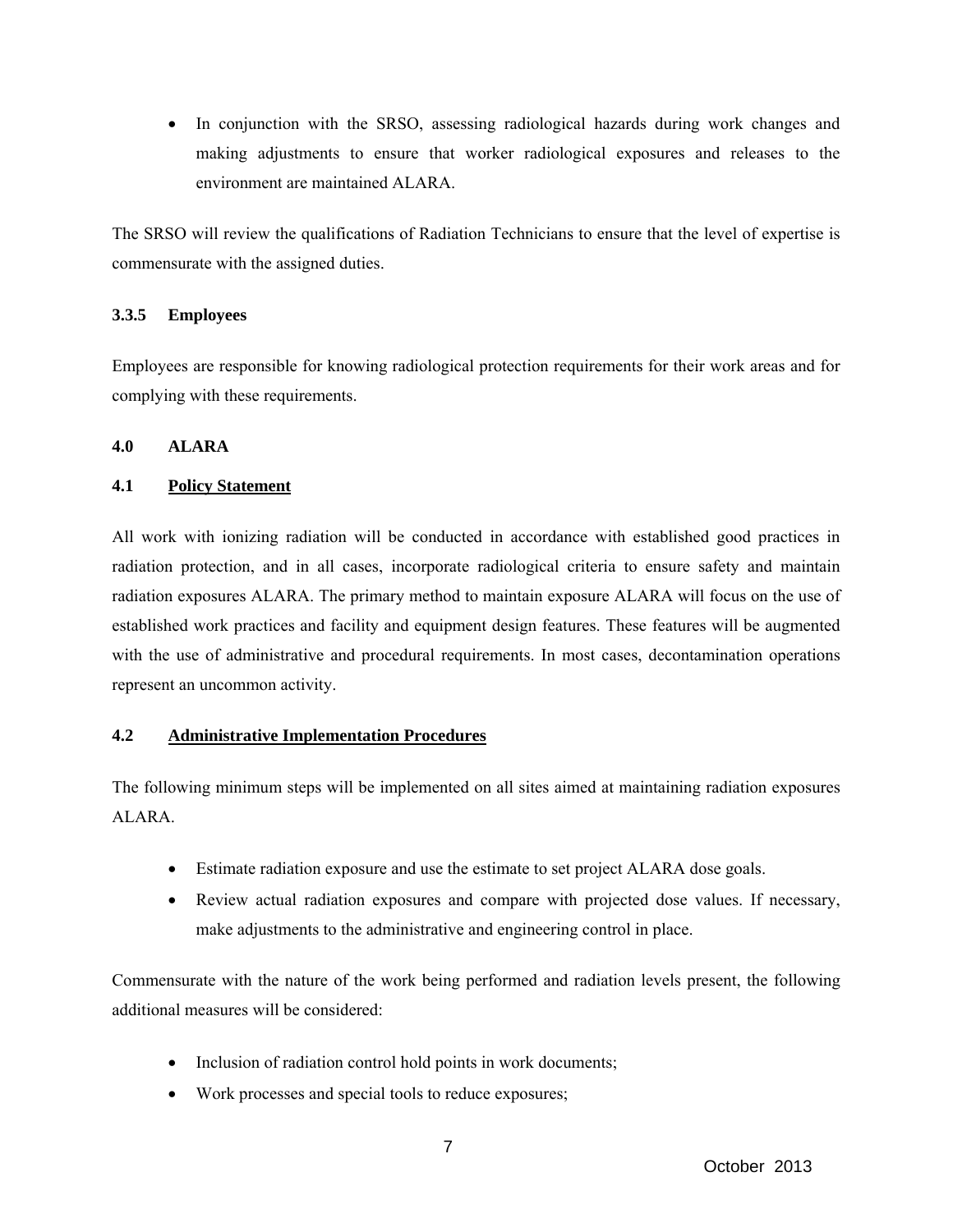- In conjunction with the SRSO, assessing radiological hazards during work changes and making adjustments to ensure that worker radiological exposures and releases to the environment are maintained ALARA.

The SRSO will review the qualifications of Radiation Technicians to ensure that the level of expertise is commensurate with the assigned duties.

#### 3.3.5 Employees

Employees are responsible for knowing radiological protection requirements for their work areas and for complying with these requirements.

## 4.0 ALARA

### 4.1 Policy Statement

All work with ionizing radiation will be conducted in accordance with established good practices in radiation protection, and in all cases, incorporate radiological criteria to ensure safety and maintain radiation exposures ALARA. The primary method to maintain exposure ALARA will focus on the use of established work practices and facility and equipment design features. These features will be augmented with the use of administrative and procedural requirements. In most cases, decontamination operations represent an uncommon activity.

### 4.2 Administrative Implementation Procedures

The following minimum steps will be implemented on all sites aimed at maintaining radiation exposures ALARA.

- Estimate radiation exposure and use the estimate to set project ALARA dose goals.
- Review actual radiation exposures and compare with projected dose values. If necessary, make adjustments to the administrative and engineering control in place.

Commensurate with the nature of the work being performed and radiation levels present, the following additional measures will be considered:

- Inclusion of radiation control hold points in work documents;
- Work processes and special tools to reduce exposures;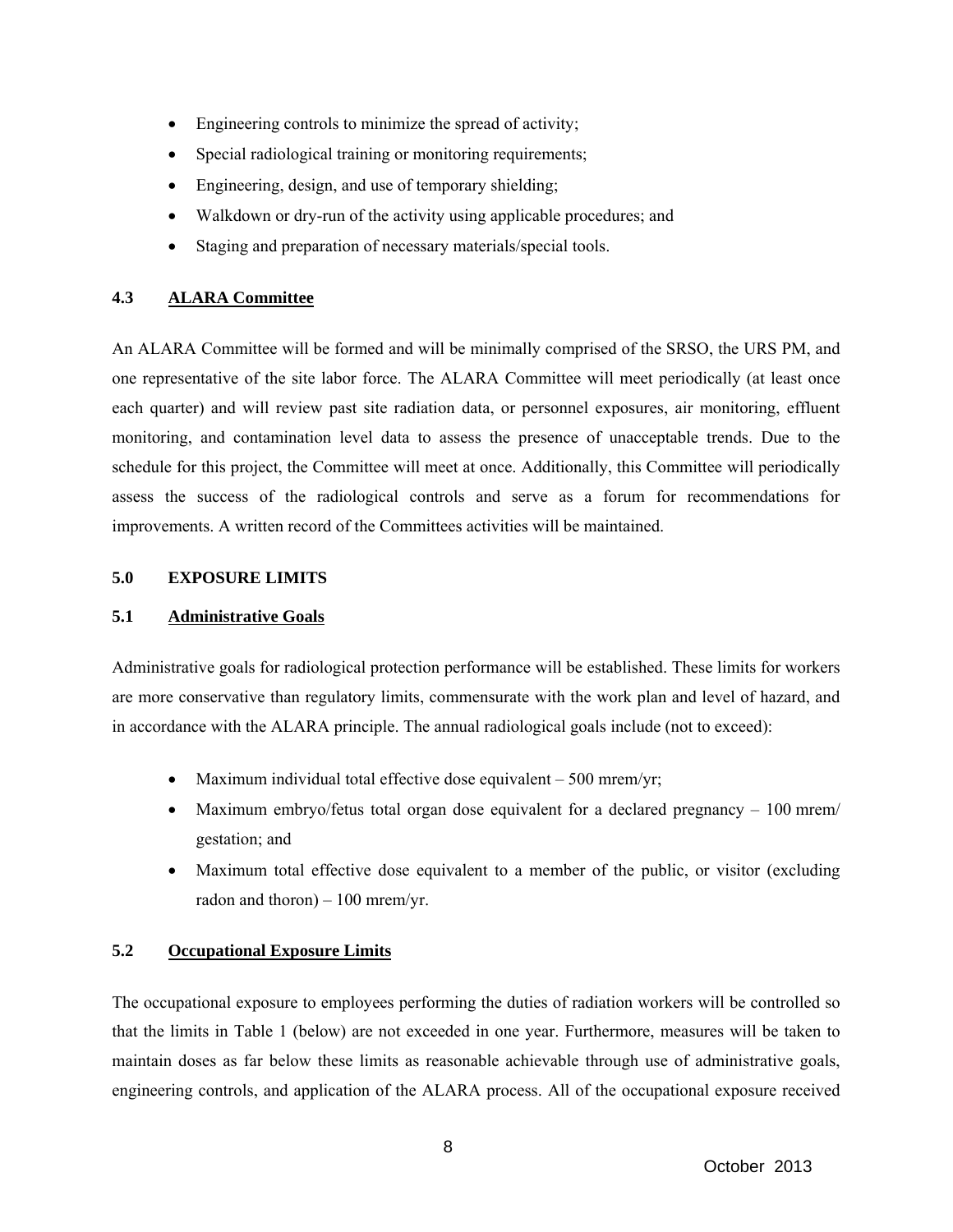- Engineering controls to minimize the spread of activity;
- Special radiological training or monitoring requirements;
- Engineering, design, and use of temporary shielding;
- Walkdown or dry-run of the activity using applicable procedures; and
- Staging and preparation of necessary materials/special tools.

### 4.3 ALARA Committee

An ALARA Committee will be formed and will be minimally comprised of the SRSO, the URS PM, and one representative of the site labor force. The ALARA Committee will meet periodically (at least once each quarter) and will review past site radiation data, or personnel exposures, air monitoring, effluent monitoring, and contamination level data to assess the presence of unacceptable trends. Due to the schedule for this project, the Committee will meet at once. Additionally, this Committee will periodically assess the success of the radiological controls and serve as a forum for recommendations for improvements. A written record of the Committees activities will be maintained.

## 5.0 EXPOSURE LIMITS

### 5.1 Administrative Goals

Administrative goals for radiological protection performance will be established. These limits for workers are more conservative than regulatory limits, commensurate with the work plan and level of hazard, and in accordance with the ALARA principle. The annual radiological goals include (not to exceed):

- Maximum individual total effective dose equivalent – 500 mrem/yr;
- Maximum embryo/fetus total organ dose equivalent for a declared pregnancy – 100 mrem/ gestation; and
- Maximum total effective dose equivalent to a member of the public, or visitor (excluding radon and thoron) – 100 mrem/yr.

### 5.2 Occupational Exposure Limits

The occupational exposure to employees performing the duties of radiation workers will be controlled so that the limits in Table 1 (below) are not exceeded in one year. Furthermore, measures will be taken to maintain doses as far below these limits as reasonable achievable through use of administrative goals, engineering controls, and application of the ALARA process. All of the occupational exposure received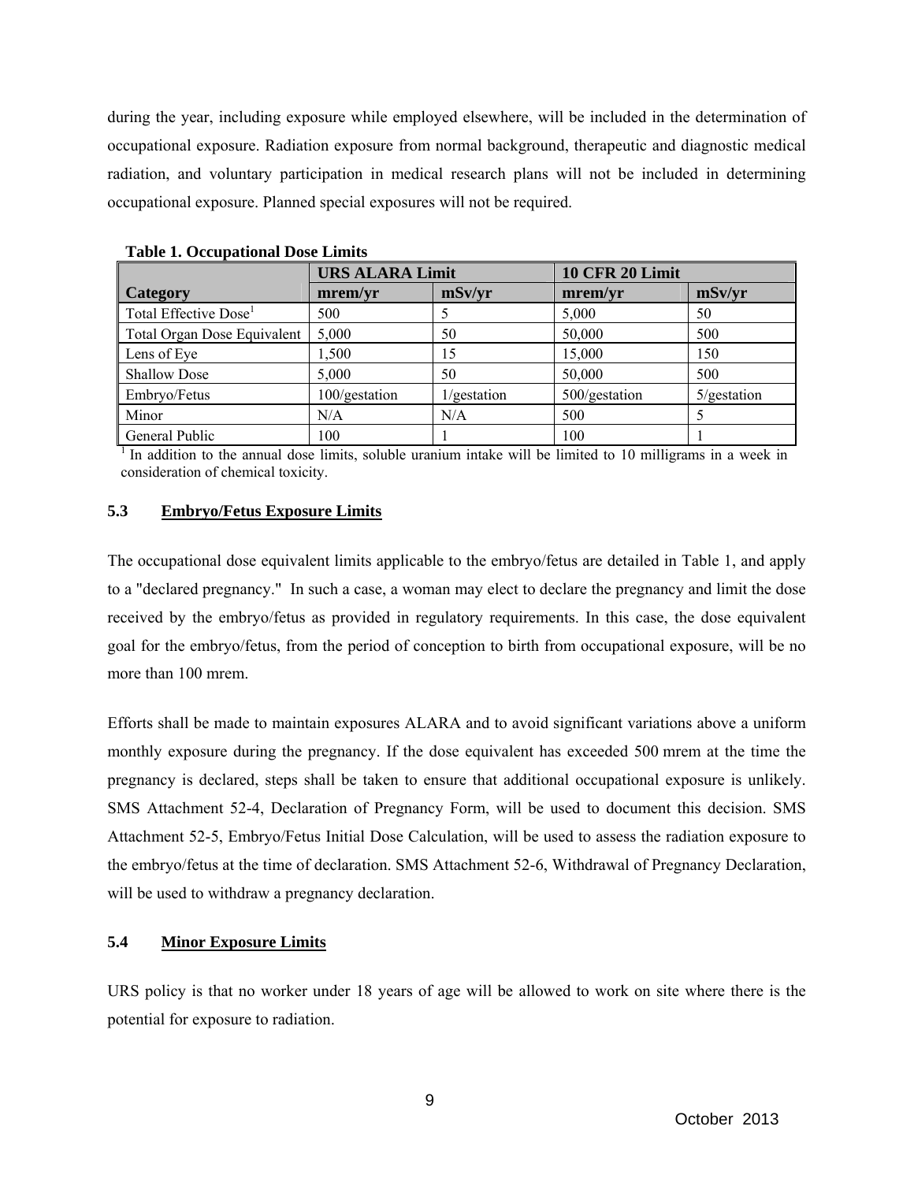during the year, including exposure while employed elsewhere, will be included in the determination of occupational exposure. Radiation exposure from normal background, therapeutic and diagnostic medical radiation, and voluntary participation in medical research plans will not be included in determining occupational exposure. Planned special exposures will not be required.

**Table 1. Occupational Dose Limits**

| Category | URS ALARA Limit | | 10 CFR 20 Limit | |
|---|---|---|---|---|
| | mrem/yr | mSv/yr | mrem/yr | mSv/yr |
| Total Effective Dose[1] | 500 | 5 | 5,000 | 50 |
| Total Organ Dose Equivalent | 5,000 | 50 | 50,000 | 500 |
| Lens of Eye | 1,500 | 15 | 15,000 | 150 |
| Shallow Dose | 5,000 | 50 | 50,000 | 500 |
| Embryo/Fetus | 100/gestation | 1/gestation | 500/gestation | 5/gestation |
| Minor | N/A | N/A | 500 | 5 |
| General Public | 100 | 1 | 100 | 1 |

[1] In addition to the annual dose limits, soluble uranium intake will be limited to 10 milligrams in a week in consideration of chemical toxicity.

### 5.3 Embryo/Fetus Exposure Limits

The occupational dose equivalent limits applicable to the embryo/fetus are detailed in Table 1, and apply to a "declared pregnancy." In such a case, a woman may elect to declare the pregnancy and limit the dose received by the embryo/fetus as provided in regulatory requirements. In this case, the dose equivalent goal for the embryo/fetus, from the period of conception to birth from occupational exposure, will be no more than 100 mrem.

Efforts shall be made to maintain exposures ALARA and to avoid significant variations above a uniform monthly exposure during the pregnancy. If the dose equivalent has exceeded 500 mrem at the time the pregnancy is declared, steps shall be taken to ensure that additional occupational exposure is unlikely. SMS Attachment 52-4, Declaration of Pregnancy Form, will be used to document this decision. SMS Attachment 52-5, Embryo/Fetus Initial Dose Calculation, will be used to assess the radiation exposure to the embryo/fetus at the time of declaration. SMS Attachment 52-6, Withdrawal of Pregnancy Declaration, will be used to withdraw a pregnancy declaration.

### 5.4 Minor Exposure Limits

URS policy is that no worker under 18 years of age will be allowed to work on site where there is the potential for exposure to radiation.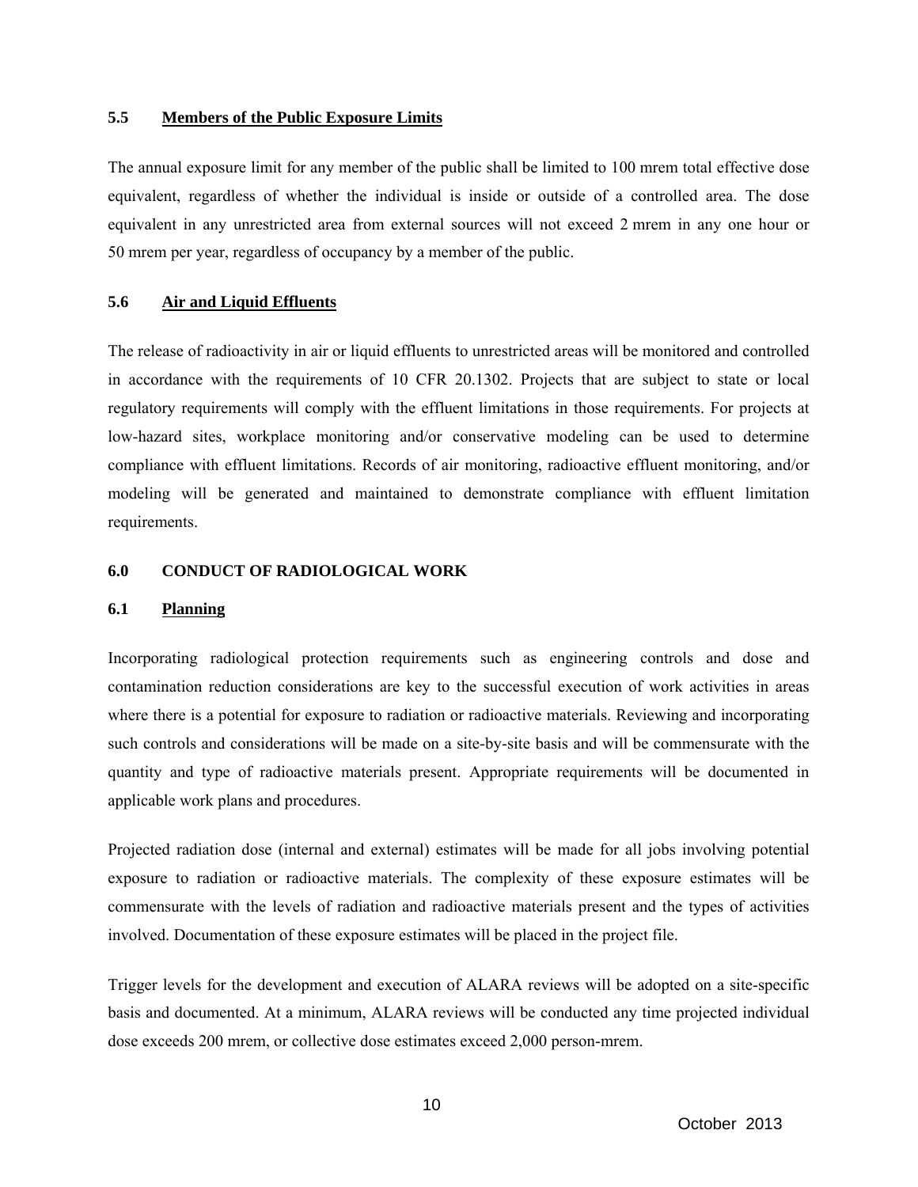### 5.5 Members of the Public Exposure Limits

The annual exposure limit for any member of the public shall be limited to 100 mrem total effective dose equivalent, regardless of whether the individual is inside or outside of a controlled area. The dose equivalent in any unrestricted area from external sources will not exceed 2 mrem in any one hour or 50 mrem per year, regardless of occupancy by a member of the public.

### 5.6 Air and Liquid Effluents

The release of radioactivity in air or liquid effluents to unrestricted areas will be monitored and controlled in accordance with the requirements of 10 CFR 20.1302. Projects that are subject to state or local regulatory requirements will comply with the effluent limitations in those requirements. For projects at low-hazard sites, workplace monitoring and/or conservative modeling can be used to determine compliance with effluent limitations. Records of air monitoring, radioactive effluent monitoring, and/or modeling will be generated and maintained to demonstrate compliance with effluent limitation requirements.

## 6.0 CONDUCT OF RADIOLOGICAL WORK

### 6.1 Planning

Incorporating radiological protection requirements such as engineering controls and dose and contamination reduction considerations are key to the successful execution of work activities in areas where there is a potential for exposure to radiation or radioactive materials. Reviewing and incorporating such controls and considerations will be made on a site-by-site basis and will be commensurate with the quantity and type of radioactive materials present. Appropriate requirements will be documented in applicable work plans and procedures.

Projected radiation dose (internal and external) estimates will be made for all jobs involving potential exposure to radiation or radioactive materials. The complexity of these exposure estimates will be commensurate with the levels of radiation and radioactive materials present and the types of activities involved. Documentation of these exposure estimates will be placed in the project file.

Trigger levels for the development and execution of ALARA reviews will be adopted on a site-specific basis and documented. At a minimum, ALARA reviews will be conducted any time projected individual dose exceeds 200 mrem, or collective dose estimates exceed 2,000 person-mrem.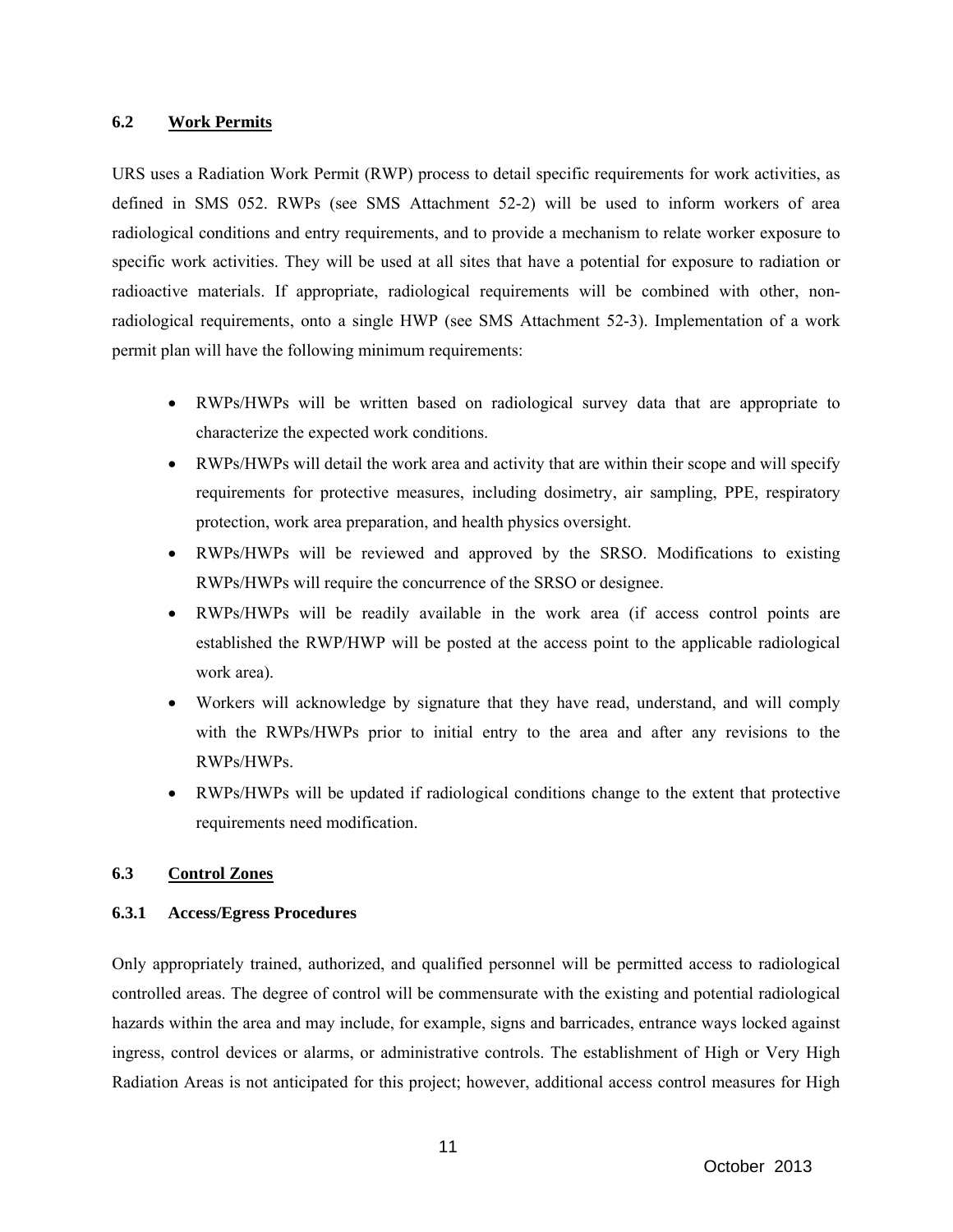### 6.2 Work Permits

URS uses a Radiation Work Permit (RWP) process to detail specific requirements for work activities, as defined in SMS 052. RWPs (see SMS Attachment 52-2) will be used to inform workers of area radiological conditions and entry requirements, and to provide a mechanism to relate worker exposure to specific work activities. They will be used at all sites that have a potential for exposure to radiation or radioactive materials. If appropriate, radiological requirements will be combined with other, non-radiological requirements, onto a single HWP (see SMS Attachment 52-3). Implementation of a work permit plan will have the following minimum requirements:

- RWPs/HWPs will be written based on radiological survey data that are appropriate to characterize the expected work conditions.
- RWPs/HWPs will detail the work area and activity that are within their scope and will specify requirements for protective measures, including dosimetry, air sampling, PPE, respiratory protection, work area preparation, and health physics oversight.
- RWPs/HWPs will be reviewed and approved by the SRSO. Modifications to existing RWPs/HWPs will require the concurrence of the SRSO or designee.
- RWPs/HWPs will be readily available in the work area (if access control points are established the RWP/HWP will be posted at the access point to the applicable radiological work area).
- Workers will acknowledge by signature that they have read, understand, and will comply with the RWPs/HWPs prior to initial entry to the area and after any revisions to the RWPs/HWPs.
- RWPs/HWPs will be updated if radiological conditions change to the extent that protective requirements need modification.

### 6.3 Control Zones

#### 6.3.1 Access/Egress Procedures

Only appropriately trained, authorized, and qualified personnel will be permitted access to radiological controlled areas. The degree of control will be commensurate with the existing and potential radiological hazards within the area and may include, for example, signs and barricades, entrance ways locked against ingress, control devices or alarms, or administrative controls. The establishment of High or Very High Radiation Areas is not anticipated for this project; however, additional access control measures for High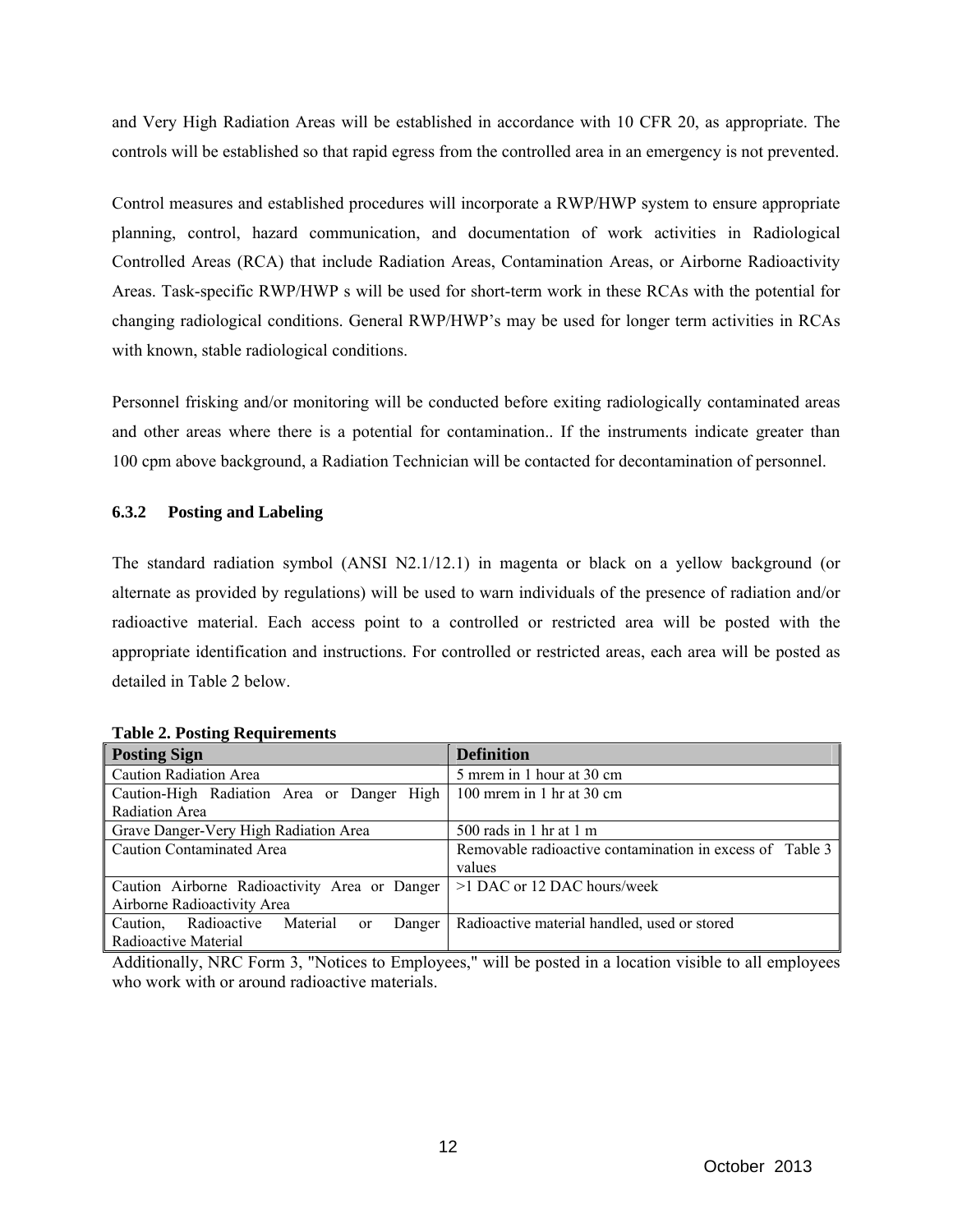and Very High Radiation Areas will be established in accordance with 10 CFR 20, as appropriate. The controls will be established so that rapid egress from the controlled area in an emergency is not prevented.

Control measures and established procedures will incorporate a RWP/HWP system to ensure appropriate planning, control, hazard communication, and documentation of work activities in Radiological Controlled Areas (RCA) that include Radiation Areas, Contamination Areas, or Airborne Radioactivity Areas. Task-specific RWP/HWP s will be used for short-term work in these RCAs with the potential for changing radiological conditions. General RWP/HWP's may be used for longer term activities in RCAs with known, stable radiological conditions.

Personnel frisking and/or monitoring will be conducted before exiting radiologically contaminated areas and other areas where there is a potential for contamination.. If the instruments indicate greater than 100 cpm above background, a Radiation Technician will be contacted for decontamination of personnel.

### 6.3.2 Posting and Labeling

The standard radiation symbol (ANSI N2.1/12.1) in magenta or black on a yellow background (or alternate as provided by regulations) will be used to warn individuals of the presence of radiation and/or radioactive material. Each access point to a controlled or restricted area will be posted with the appropriate identification and instructions. For controlled or restricted areas, each area will be posted as detailed in Table 2 below.

**Table 2. Posting Requirements**

| Posting Sign | Definition |
|---|---|
| Caution Radiation Area | 5 mrem in 1 hour at 30 cm |
| Caution-High Radiation Area or Danger High Radiation Area | 100 mrem in 1 hr at 30 cm |
| Grave Danger-Very High Radiation Area | 500 rads in 1 hr at 1 m |
| Caution Contaminated Area | Removable radioactive contamination in excess of Table 3 values |
| Caution Airborne Radioactivity Area or Danger Airborne Radioactivity Area | >1 DAC or 12 DAC hours/week |
| Caution, Radioactive Material or Danger Radioactive Material | Radioactive material handled, used or stored |

Additionally, NRC Form 3, "Notices to Employees," will be posted in a location visible to all employees who work with or around radioactive materials.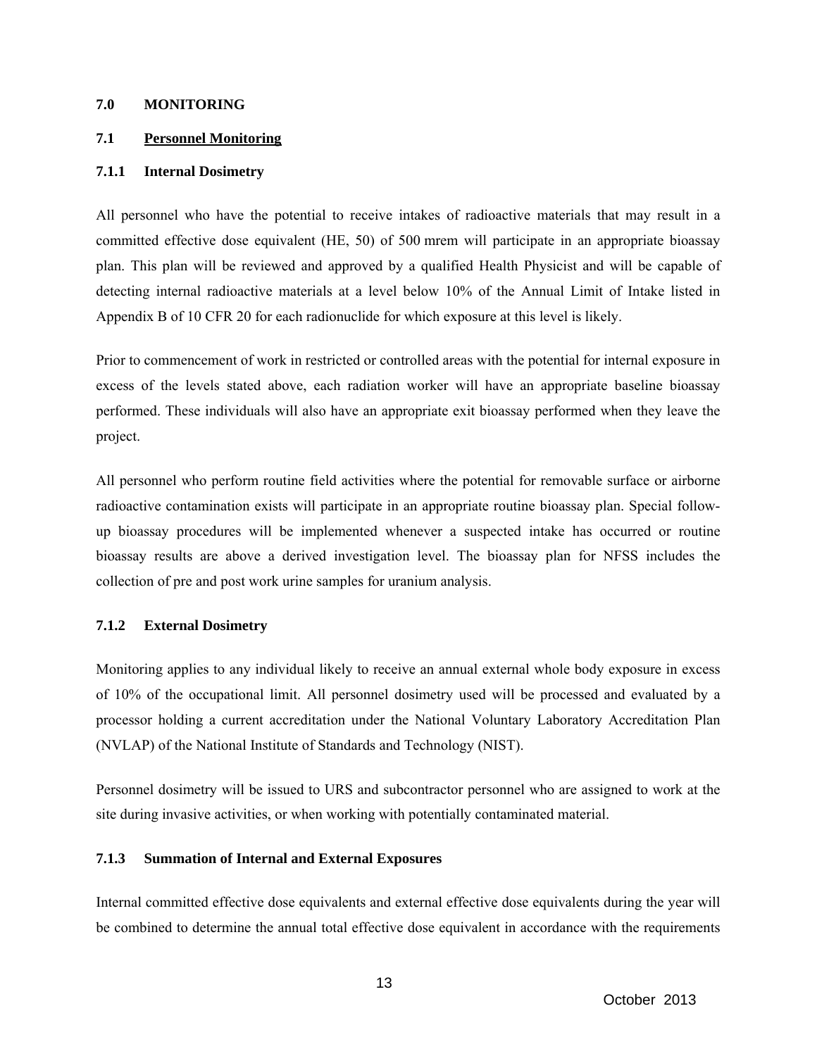## 7.0 MONITORING

### 7.1 Personnel Monitoring

#### 7.1.1 Internal Dosimetry

All personnel who have the potential to receive intakes of radioactive materials that may result in a committed effective dose equivalent (HE, 50) of 500 mrem will participate in an appropriate bioassay plan. This plan will be reviewed and approved by a qualified Health Physicist and will be capable of detecting internal radioactive materials at a level below 10% of the Annual Limit of Intake listed in Appendix B of 10 CFR 20 for each radionuclide for which exposure at this level is likely.

Prior to commencement of work in restricted or controlled areas with the potential for internal exposure in excess of the levels stated above, each radiation worker will have an appropriate baseline bioassay performed. These individuals will also have an appropriate exit bioassay performed when they leave the project.

All personnel who perform routine field activities where the potential for removable surface or airborne radioactive contamination exists will participate in an appropriate routine bioassay plan. Special follow-up bioassay procedures will be implemented whenever a suspected intake has occurred or routine bioassay results are above a derived investigation level. The bioassay plan for NFSS includes the collection of pre and post work urine samples for uranium analysis.

#### 7.1.2 External Dosimetry

Monitoring applies to any individual likely to receive an annual external whole body exposure in excess of 10% of the occupational limit. All personnel dosimetry used will be processed and evaluated by a processor holding a current accreditation under the National Voluntary Laboratory Accreditation Plan (NVLAP) of the National Institute of Standards and Technology (NIST).

Personnel dosimetry will be issued to URS and subcontractor personnel who are assigned to work at the site during invasive activities, or when working with potentially contaminated material.

#### 7.1.3 Summation of Internal and External Exposures

Internal committed effective dose equivalents and external effective dose equivalents during the year will be combined to determine the annual total effective dose equivalent in accordance with the requirements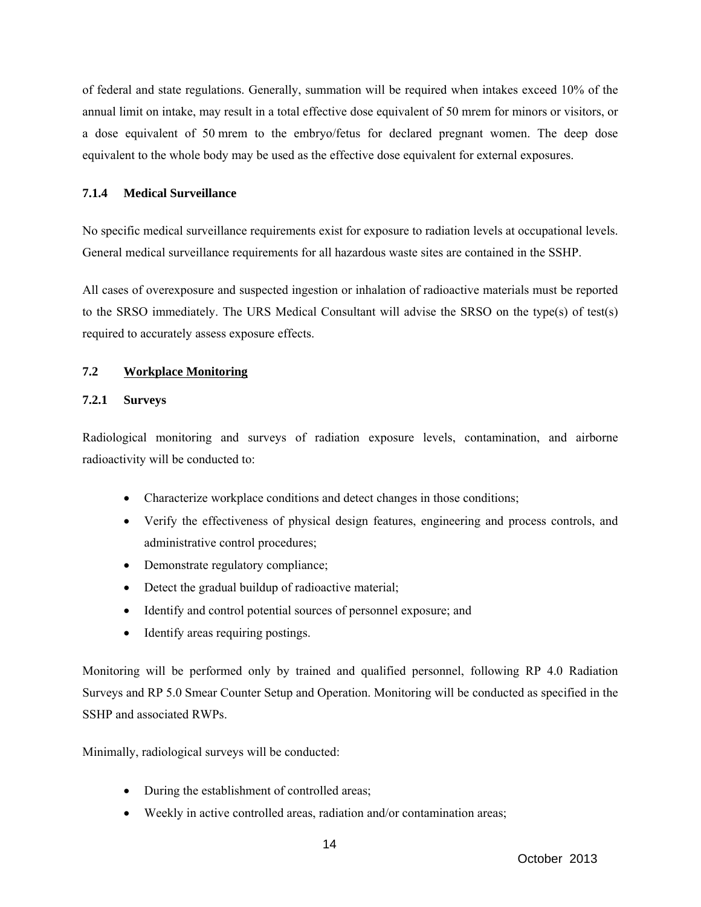of federal and state regulations. Generally, summation will be required when intakes exceed 10% of the annual limit on intake, may result in a total effective dose equivalent of 50 mrem for minors or visitors, or a dose equivalent of 50 mrem to the embryo/fetus for declared pregnant women. The deep dose equivalent to the whole body may be used as the effective dose equivalent for external exposures.

### 7.1.4 Medical Surveillance

No specific medical surveillance requirements exist for exposure to radiation levels at occupational levels. General medical surveillance requirements for all hazardous waste sites are contained in the SSHP.

All cases of overexposure and suspected ingestion or inhalation of radioactive materials must be reported to the SRSO immediately. The URS Medical Consultant will advise the SRSO on the type(s) of test(s) required to accurately assess exposure effects.

## 7.2 Workplace Monitoring

### 7.2.1 Surveys

Radiological monitoring and surveys of radiation exposure levels, contamination, and airborne radioactivity will be conducted to:

- Characterize workplace conditions and detect changes in those conditions;
- Verify the effectiveness of physical design features, engineering and process controls, and administrative control procedures;
- Demonstrate regulatory compliance;
- Detect the gradual buildup of radioactive material;
- Identify and control potential sources of personnel exposure; and
- Identify areas requiring postings.

Monitoring will be performed only by trained and qualified personnel, following RP 4.0 Radiation Surveys and RP 5.0 Smear Counter Setup and Operation. Monitoring will be conducted as specified in the SSHP and associated RWPs.

Minimally, radiological surveys will be conducted:

- During the establishment of controlled areas;
- Weekly in active controlled areas, radiation and/or contamination areas;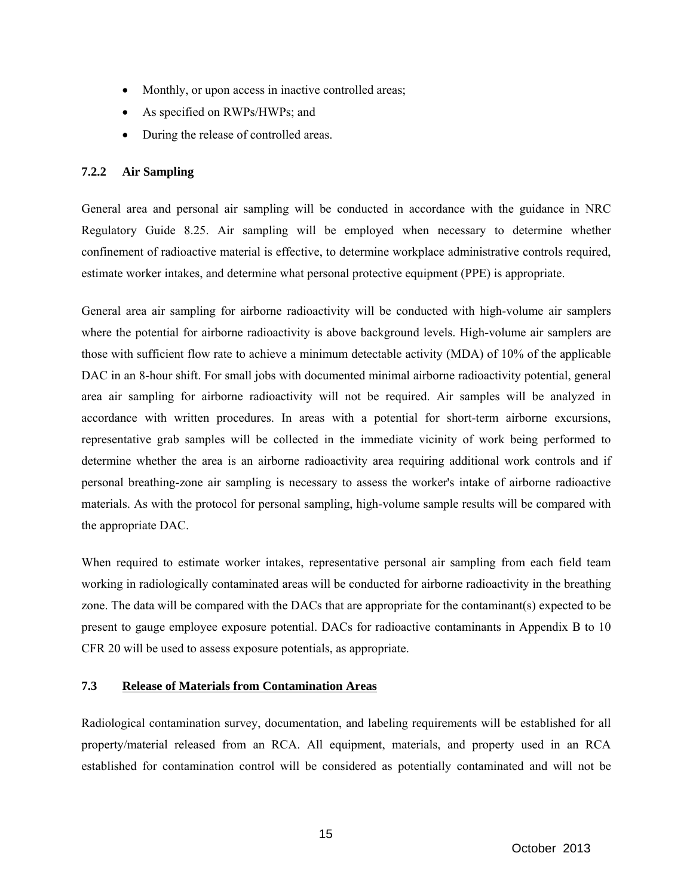- Monthly, or upon access in inactive controlled areas;
- As specified on RWPs/HWPs; and
- During the release of controlled areas.

#### 7.2.2 Air Sampling

General area and personal air sampling will be conducted in accordance with the guidance in NRC Regulatory Guide 8.25. Air sampling will be employed when necessary to determine whether confinement of radioactive material is effective, to determine workplace administrative controls required, estimate worker intakes, and determine what personal protective equipment (PPE) is appropriate.

General area air sampling for airborne radioactivity will be conducted with high-volume air samplers where the potential for airborne radioactivity is above background levels. High-volume air samplers are those with sufficient flow rate to achieve a minimum detectable activity (MDA) of 10% of the applicable DAC in an 8-hour shift. For small jobs with documented minimal airborne radioactivity potential, general area air sampling for airborne radioactivity will not be required. Air samples will be analyzed in accordance with written procedures. In areas with a potential for short-term airborne excursions, representative grab samples will be collected in the immediate vicinity of work being performed to determine whether the area is an airborne radioactivity area requiring additional work controls and if personal breathing-zone air sampling is necessary to assess the worker's intake of airborne radioactive materials. As with the protocol for personal sampling, high-volume sample results will be compared with the appropriate DAC.

When required to estimate worker intakes, representative personal air sampling from each field team working in radiologically contaminated areas will be conducted for airborne radioactivity in the breathing zone. The data will be compared with the DACs that are appropriate for the contaminant(s) expected to be present to gauge employee exposure potential. DACs for radioactive contaminants in Appendix B to 10 CFR 20 will be used to assess exposure potentials, as appropriate.

### 7.3 Release of Materials from Contamination Areas

Radiological contamination survey, documentation, and labeling requirements will be established for all property/material released from an RCA. All equipment, materials, and property used in an RCA established for contamination control will be considered as potentially contaminated and will not be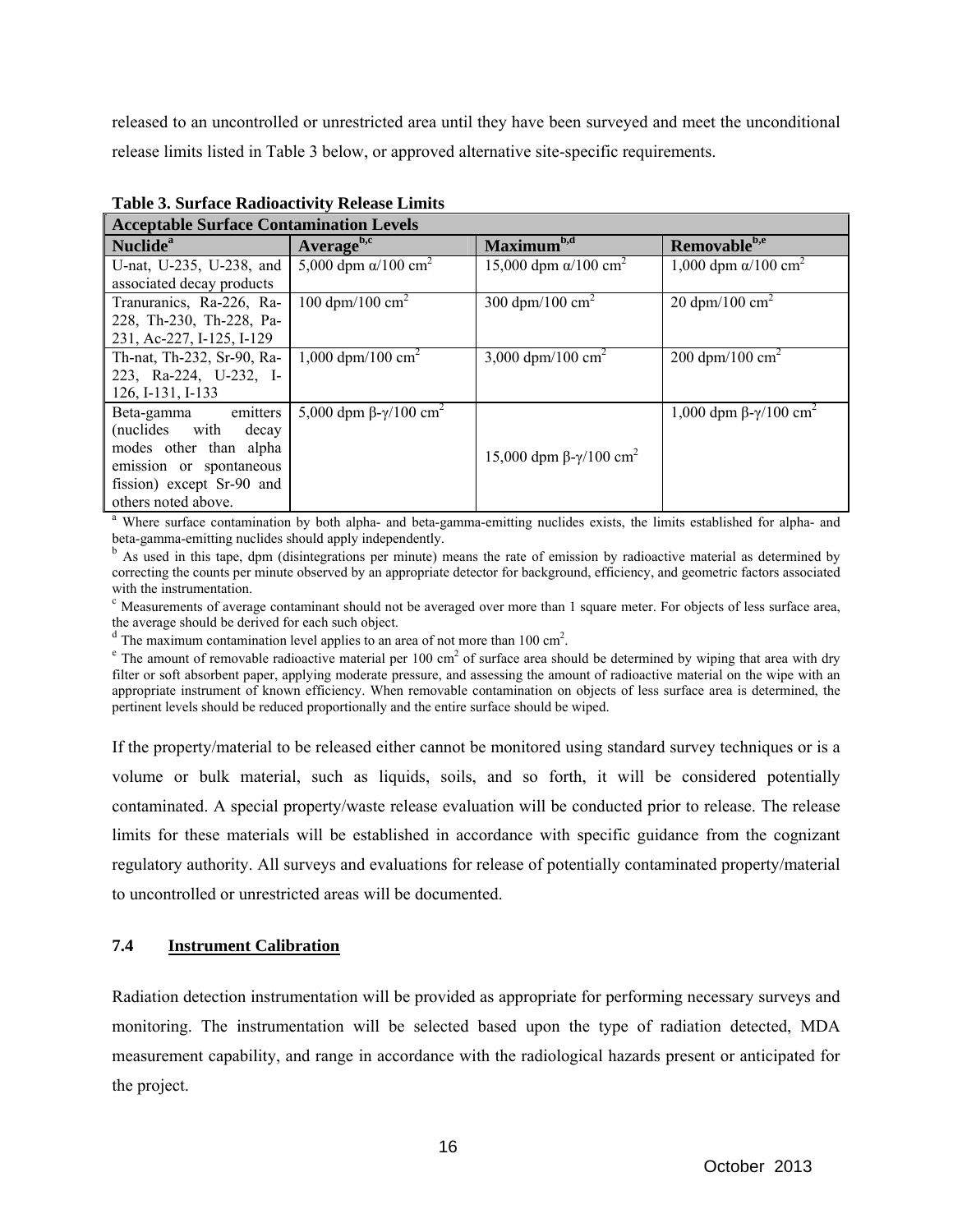released to an uncontrolled or unrestricted area until they have been surveyed and meet the unconditional release limits listed in Table 3 below, or approved alternative site-specific requirements.

**Table 3. Surface Radioactivity Release Limits**

| Acceptable Surface Contamination Levels | | | |
|---|---|---|---|
| **Nuclide**[a] | **Average**[b,c] | **Maximum**[b,d] | **Removable**[b,e] |
| U-nat, U-235, U-238, and associated decay products | 5,000 dpm $\alpha$/100 cm$^2$ | 15,000 dpm $\alpha$/100 cm$^2$ | 1,000 dpm $\alpha$/100 cm$^2$ |
| Tranuranics, Ra-226, Ra-228, Th-230, Th-228, Pa-231, Ac-227, I-125, I-129 | 100 dpm/100 cm$^2$ | 300 dpm/100 cm$^2$ | 20 dpm/100 cm$^2$ |
| Th-nat, Th-232, Sr-90, Ra-223, Ra-224, U-232, I-126, I-131, I-133 | 1,000 dpm/100 cm$^2$ | 3,000 dpm/100 cm$^2$ | 200 dpm/100 cm$^2$ |
| Beta-gamma emitters (nuclides with decay modes other than alpha emission or spontaneous fission) except Sr-90 and others noted above. | 5,000 dpm $\beta$-$\gamma$/100 cm$^2$ | 15,000 dpm $\beta$-$\gamma$/100 cm$^2$ | 1,000 dpm $\beta$-$\gamma$/100 cm$^2$ |

[a] Where surface contamination by both alpha- and beta-gamma-emitting nuclides exists, the limits established for alpha- and beta-gamma-emitting nuclides should apply independently.

[b] As used in this tape, dpm (disintegrations per minute) means the rate of emission by radioactive material as determined by correcting the counts per minute observed by an appropriate detector for background, efficiency, and geometric factors associated with the instrumentation.

[c] Measurements of average contaminant should not be averaged over more than 1 square meter. For objects of less surface area, the average should be derived for each such object.

[d] The maximum contamination level applies to an area of not more than 100 cm$^2$.

[e] The amount of removable radioactive material per 100 cm$^2$ of surface area should be determined by wiping that area with dry filter or soft absorbent paper, applying moderate pressure, and assessing the amount of radioactive material on the wipe with an appropriate instrument of known efficiency. When removable contamination on objects of less surface area is determined, the pertinent levels should be reduced proportionally and the entire surface should be wiped.

If the property/material to be released either cannot be monitored using standard survey techniques or is a volume or bulk material, such as liquids, soils, and so forth, it will be considered potentially contaminated. A special property/waste release evaluation will be conducted prior to release. The release limits for these materials will be established in accordance with specific guidance from the cognizant regulatory authority. All surveys and evaluations for release of potentially contaminated property/material to uncontrolled or unrestricted areas will be documented.

### 7.4 Instrument Calibration

Radiation detection instrumentation will be provided as appropriate for performing necessary surveys and monitoring. The instrumentation will be selected based upon the type of radiation detected, MDA measurement capability, and range in accordance with the radiological hazards present or anticipated for the project.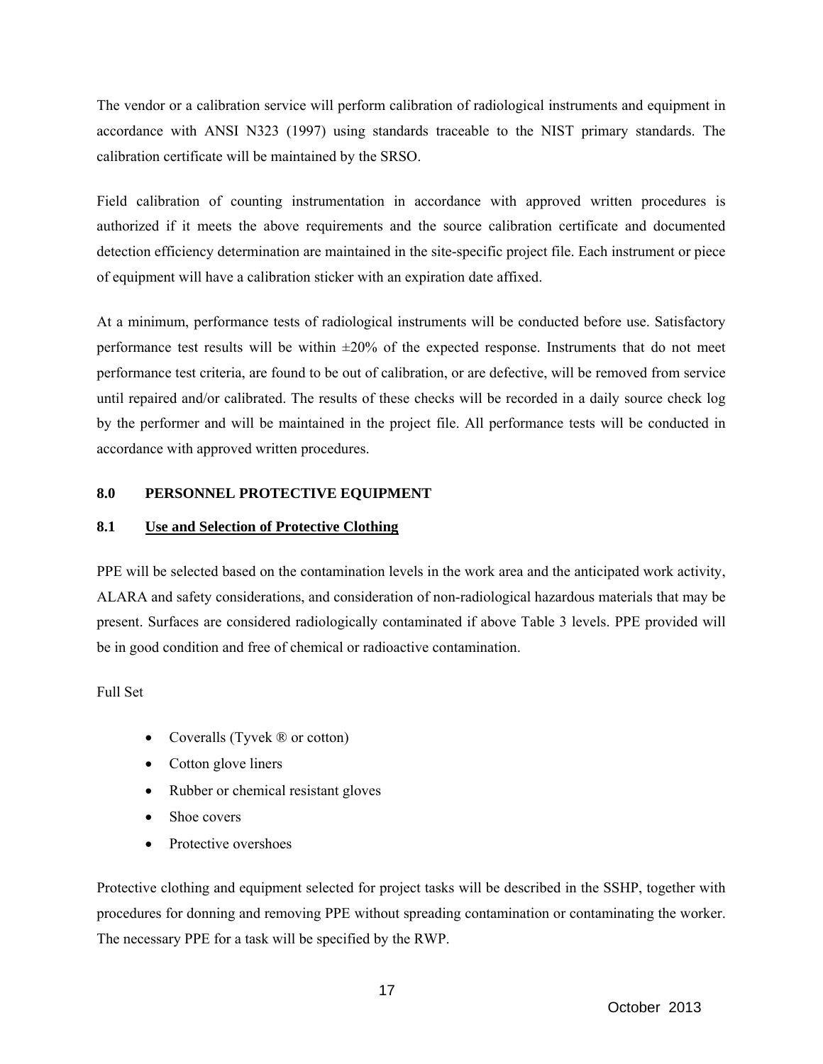The vendor or a calibration service will perform calibration of radiological instruments and equipment in accordance with ANSI N323 (1997) using standards traceable to the NIST primary standards. The calibration certificate will be maintained by the SRSO.

Field calibration of counting instrumentation in accordance with approved written procedures is authorized if it meets the above requirements and the source calibration certificate and documented detection efficiency determination are maintained in the site-specific project file. Each instrument or piece of equipment will have a calibration sticker with an expiration date affixed.

At a minimum, performance tests of radiological instruments will be conducted before use. Satisfactory performance test results will be within ±20% of the expected response. Instruments that do not meet performance test criteria, are found to be out of calibration, or are defective, will be removed from service until repaired and/or calibrated. The results of these checks will be recorded in a daily source check log by the performer and will be maintained in the project file. All performance tests will be conducted in accordance with approved written procedures.

## 8.0 PERSONNEL PROTECTIVE EQUIPMENT

### 8.1 Use and Selection of Protective Clothing

PPE will be selected based on the contamination levels in the work area and the anticipated work activity, ALARA and safety considerations, and consideration of non-radiological hazardous materials that may be present. Surfaces are considered radiologically contaminated if above Table 3 levels. PPE provided will be in good condition and free of chemical or radioactive contamination.

Full Set

- Coveralls (Tyvek ® or cotton)
- Cotton glove liners
- Rubber or chemical resistant gloves
- Shoe covers
- Protective overshoes

Protective clothing and equipment selected for project tasks will be described in the SSHP, together with procedures for donning and removing PPE without spreading contamination or contaminating the worker. The necessary PPE for a task will be specified by the RWP.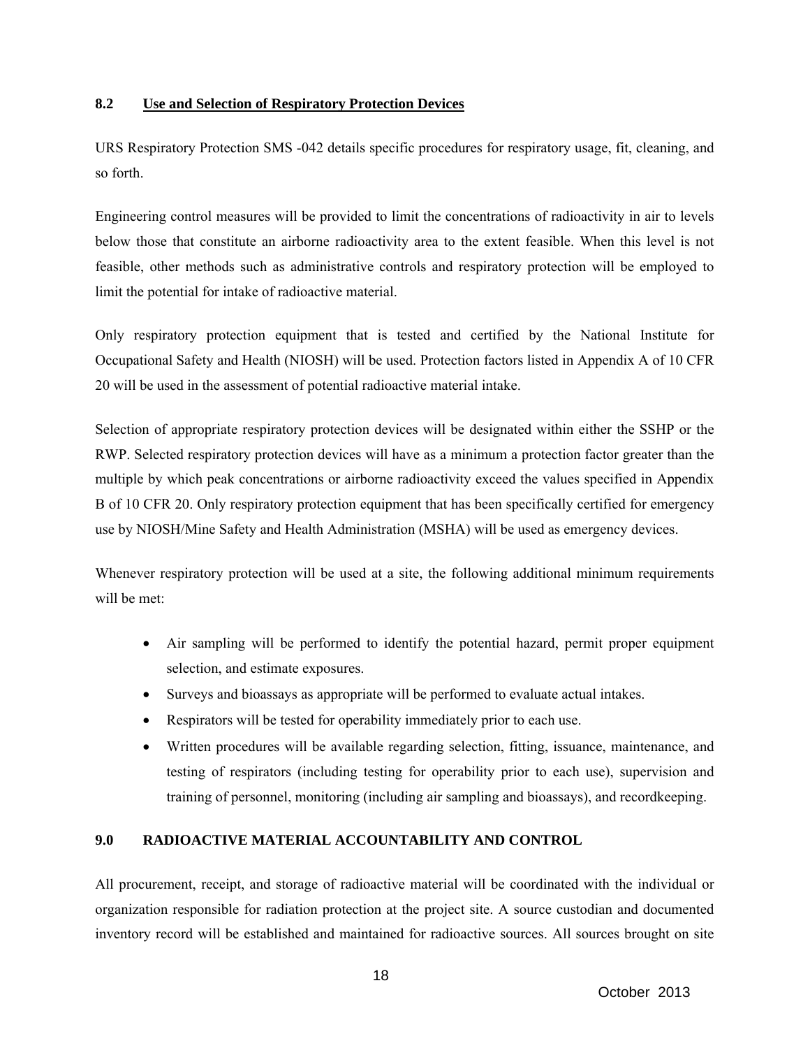## 8.2 Use and Selection of Respiratory Protection Devices

URS Respiratory Protection SMS -042 details specific procedures for respiratory usage, fit, cleaning, and so forth.

Engineering control measures will be provided to limit the concentrations of radioactivity in air to levels below those that constitute an airborne radioactivity area to the extent feasible. When this level is not feasible, other methods such as administrative controls and respiratory protection will be employed to limit the potential for intake of radioactive material.

Only respiratory protection equipment that is tested and certified by the National Institute for Occupational Safety and Health (NIOSH) will be used. Protection factors listed in Appendix A of 10 CFR 20 will be used in the assessment of potential radioactive material intake.

Selection of appropriate respiratory protection devices will be designated within either the SSHP or the RWP. Selected respiratory protection devices will have as a minimum a protection factor greater than the multiple by which peak concentrations or airborne radioactivity exceed the values specified in Appendix B of 10 CFR 20. Only respiratory protection equipment that has been specifically certified for emergency use by NIOSH/Mine Safety and Health Administration (MSHA) will be used as emergency devices.

Whenever respiratory protection will be used at a site, the following additional minimum requirements will be met:

- Air sampling will be performed to identify the potential hazard, permit proper equipment selection, and estimate exposures.
- Surveys and bioassays as appropriate will be performed to evaluate actual intakes.
- Respirators will be tested for operability immediately prior to each use.
- Written procedures will be available regarding selection, fitting, issuance, maintenance, and testing of respirators (including testing for operability prior to each use), supervision and training of personnel, monitoring (including air sampling and bioassays), and recordkeeping.

# 9.0 RADIOACTIVE MATERIAL ACCOUNTABILITY AND CONTROL

All procurement, receipt, and storage of radioactive material will be coordinated with the individual or organization responsible for radiation protection at the project site. A source custodian and documented inventory record will be established and maintained for radioactive sources. All sources brought on site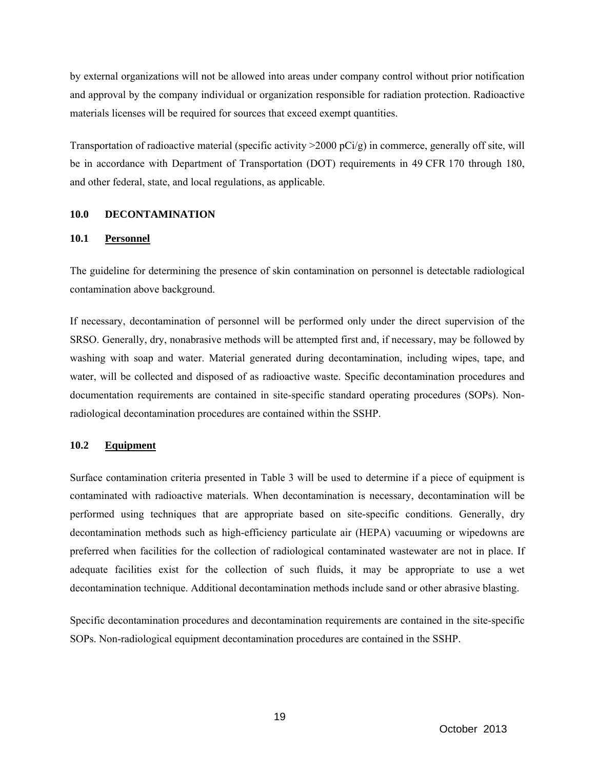by external organizations will not be allowed into areas under company control without prior notification and approval by the company individual or organization responsible for radiation protection. Radioactive materials licenses will be required for sources that exceed exempt quantities.

Transportation of radioactive material (specific activity >2000 pCi/g) in commerce, generally off site, will be in accordance with Department of Transportation (DOT) requirements in 49 CFR 170 through 180, and other federal, state, and local regulations, as applicable.

## 10.0 DECONTAMINATION

### 10.1 Personnel

The guideline for determining the presence of skin contamination on personnel is detectable radiological contamination above background.

If necessary, decontamination of personnel will be performed only under the direct supervision of the SRSO. Generally, dry, nonabrasive methods will be attempted first and, if necessary, may be followed by washing with soap and water. Material generated during decontamination, including wipes, tape, and water, will be collected and disposed of as radioactive waste. Specific decontamination procedures and documentation requirements are contained in site-specific standard operating procedures (SOPs). Non-radiological decontamination procedures are contained within the SSHP.

### 10.2 Equipment

Surface contamination criteria presented in Table 3 will be used to determine if a piece of equipment is contaminated with radioactive materials. When decontamination is necessary, decontamination will be performed using techniques that are appropriate based on site-specific conditions. Generally, dry decontamination methods such as high-efficiency particulate air (HEPA) vacuuming or wipedowns are preferred when facilities for the collection of radiological contaminated wastewater are not in place. If adequate facilities exist for the collection of such fluids, it may be appropriate to use a wet decontamination technique. Additional decontamination methods include sand or other abrasive blasting.

Specific decontamination procedures and decontamination requirements are contained in the site-specific SOPs. Non-radiological equipment decontamination procedures are contained in the SSHP.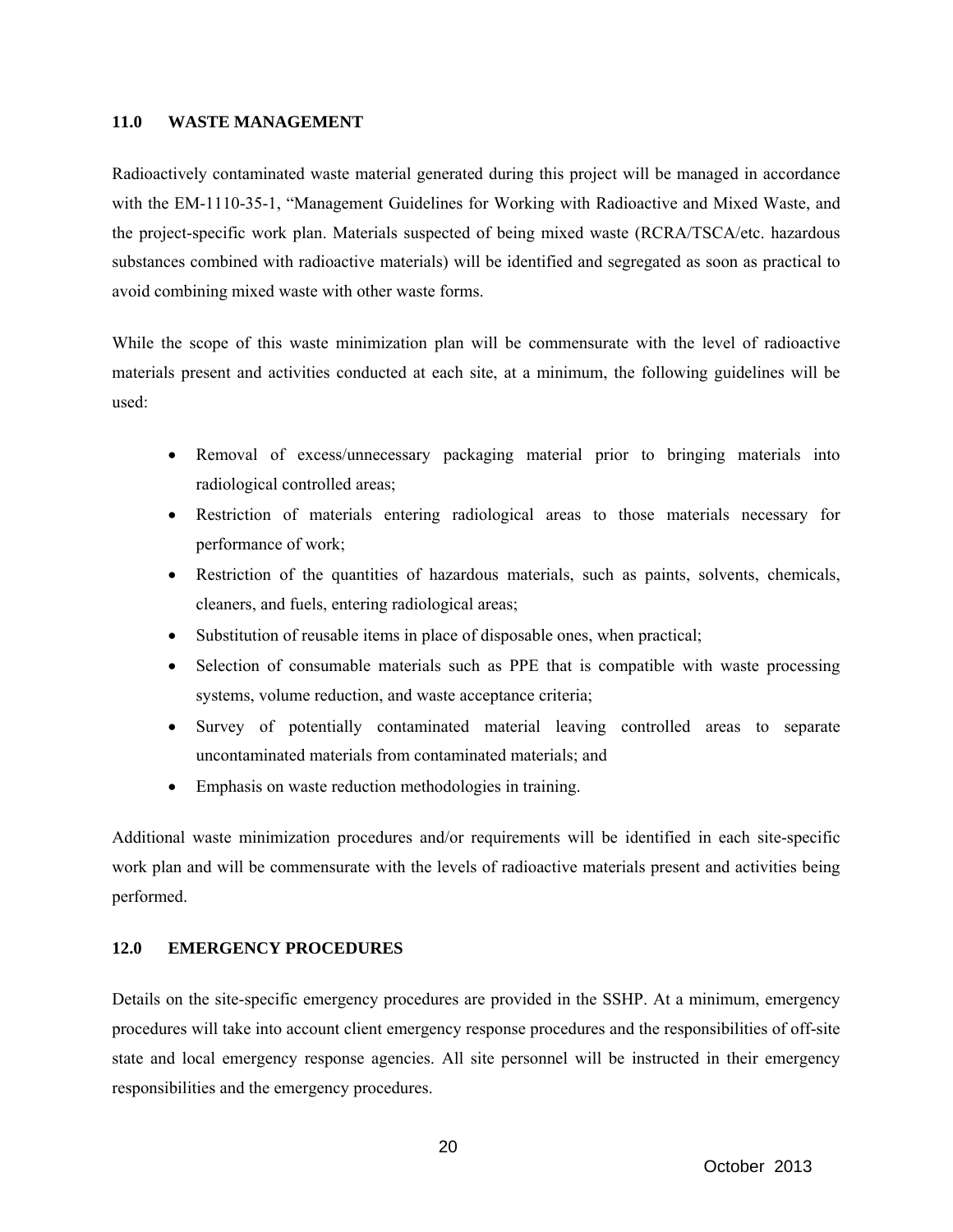## 11.0 WASTE MANAGEMENT

Radioactively contaminated waste material generated during this project will be managed in accordance with the EM-1110-35-1, "Management Guidelines for Working with Radioactive and Mixed Waste, and the project-specific work plan. Materials suspected of being mixed waste (RCRA/TSCA/etc. hazardous substances combined with radioactive materials) will be identified and segregated as soon as practical to avoid combining mixed waste with other waste forms.

While the scope of this waste minimization plan will be commensurate with the level of radioactive materials present and activities conducted at each site, at a minimum, the following guidelines will be used:

- Removal of excess/unnecessary packaging material prior to bringing materials into radiological controlled areas;
- Restriction of materials entering radiological areas to those materials necessary for performance of work;
- Restriction of the quantities of hazardous materials, such as paints, solvents, chemicals, cleaners, and fuels, entering radiological areas;
- Substitution of reusable items in place of disposable ones, when practical;
- Selection of consumable materials such as PPE that is compatible with waste processing systems, volume reduction, and waste acceptance criteria;
- Survey of potentially contaminated material leaving controlled areas to separate uncontaminated materials from contaminated materials; and
- Emphasis on waste reduction methodologies in training.

Additional waste minimization procedures and/or requirements will be identified in each site-specific work plan and will be commensurate with the levels of radioactive materials present and activities being performed.

## 12.0 EMERGENCY PROCEDURES

Details on the site-specific emergency procedures are provided in the SSHP. At a minimum, emergency procedures will take into account client emergency response procedures and the responsibilities of off-site state and local emergency response agencies. All site personnel will be instructed in their emergency responsibilities and the emergency procedures.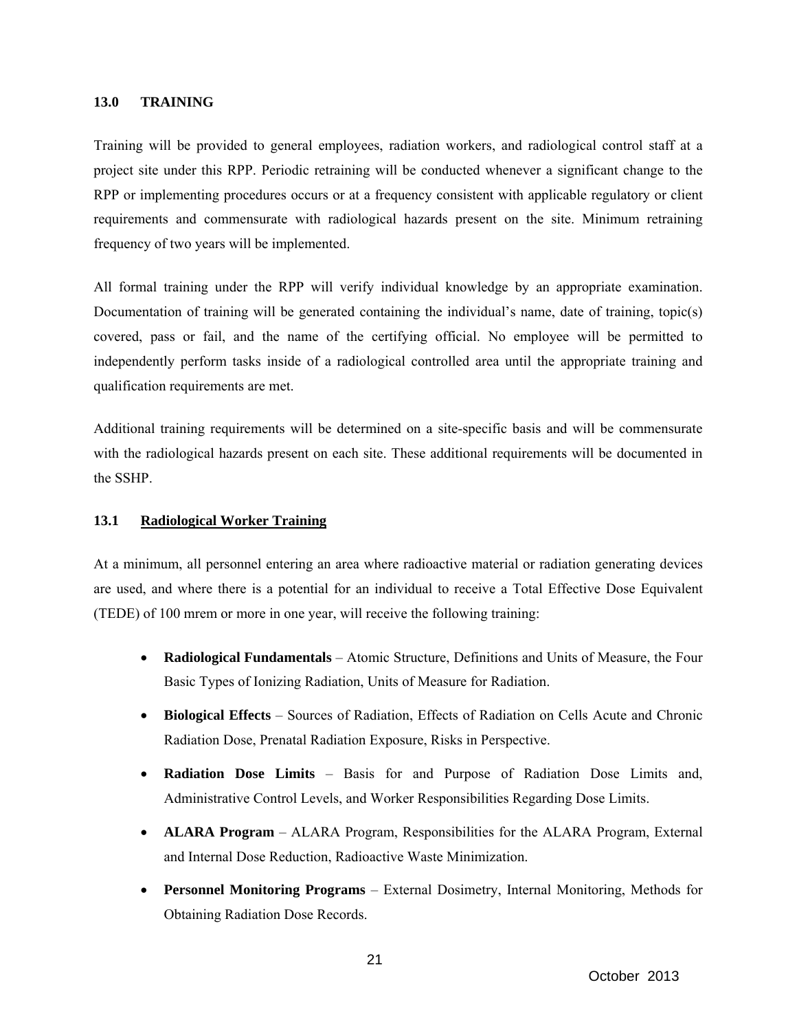## 13.0 TRAINING

Training will be provided to general employees, radiation workers, and radiological control staff at a project site under this RPP. Periodic retraining will be conducted whenever a significant change to the RPP or implementing procedures occurs or at a frequency consistent with applicable regulatory or client requirements and commensurate with radiological hazards present on the site. Minimum retraining frequency of two years will be implemented.

All formal training under the RPP will verify individual knowledge by an appropriate examination. Documentation of training will be generated containing the individual's name, date of training, topic(s) covered, pass or fail, and the name of the certifying official. No employee will be permitted to independently perform tasks inside of a radiological controlled area until the appropriate training and qualification requirements are met.

Additional training requirements will be determined on a site-specific basis and will be commensurate with the radiological hazards present on each site. These additional requirements will be documented in the SSHP.

### 13.1 Radiological Worker Training

At a minimum, all personnel entering an area where radioactive material or radiation generating devices are used, and where there is a potential for an individual to receive a Total Effective Dose Equivalent (TEDE) of 100 mrem or more in one year, will receive the following training:

- **Radiological Fundamentals** – Atomic Structure, Definitions and Units of Measure, the Four Basic Types of Ionizing Radiation, Units of Measure for Radiation.
- **Biological Effects** – Sources of Radiation, Effects of Radiation on Cells Acute and Chronic Radiation Dose, Prenatal Radiation Exposure, Risks in Perspective.
- **Radiation Dose Limits** – Basis for and Purpose of Radiation Dose Limits and, Administrative Control Levels, and Worker Responsibilities Regarding Dose Limits.
- **ALARA Program** – ALARA Program, Responsibilities for the ALARA Program, External and Internal Dose Reduction, Radioactive Waste Minimization.
- **Personnel Monitoring Programs** – External Dosimetry, Internal Monitoring, Methods for Obtaining Radiation Dose Records.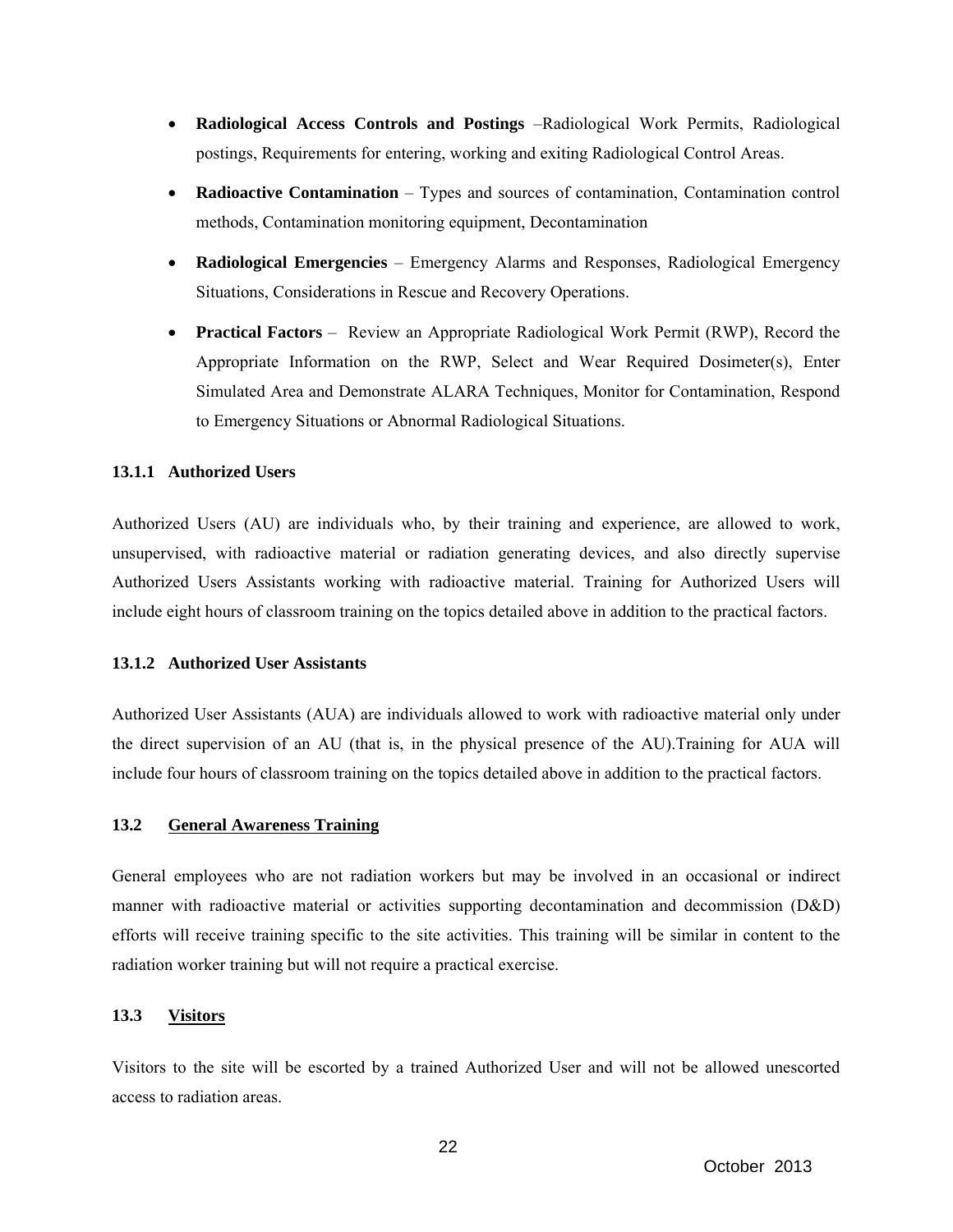- **Radiological Access Controls and Postings** –Radiological Work Permits, Radiological postings, Requirements for entering, working and exiting Radiological Control Areas.
- **Radioactive Contamination** – Types and sources of contamination, Contamination control methods, Contamination monitoring equipment, Decontamination
- **Radiological Emergencies** – Emergency Alarms and Responses, Radiological Emergency Situations, Considerations in Rescue and Recovery Operations.
- **Practical Factors** – Review an Appropriate Radiological Work Permit (RWP), Record the Appropriate Information on the RWP, Select and Wear Required Dosimeter(s), Enter Simulated Area and Demonstrate ALARA Techniques, Monitor for Contamination, Respond to Emergency Situations or Abnormal Radiological Situations.

#### 13.1.1 Authorized Users

Authorized Users (AU) are individuals who, by their training and experience, are allowed to work, unsupervised, with radioactive material or radiation generating devices, and also directly supervise Authorized Users Assistants working with radioactive material. Training for Authorized Users will include eight hours of classroom training on the topics detailed above in addition to the practical factors.

#### 13.1.2 Authorized User Assistants

Authorized User Assistants (AUA) are individuals allowed to work with radioactive material only under the direct supervision of an AU (that is, in the physical presence of the AU).Training for AUA will include four hours of classroom training on the topics detailed above in addition to the practical factors.

### 13.2 General Awareness Training

General employees who are not radiation workers but may be involved in an occasional or indirect manner with radioactive material or activities supporting decontamination and decommission (D&D) efforts will receive training specific to the site activities. This training will be similar in content to the radiation worker training but will not require a practical exercise.

### 13.3 Visitors

Visitors to the site will be escorted by a trained Authorized User and will not be allowed unescorted access to radiation areas.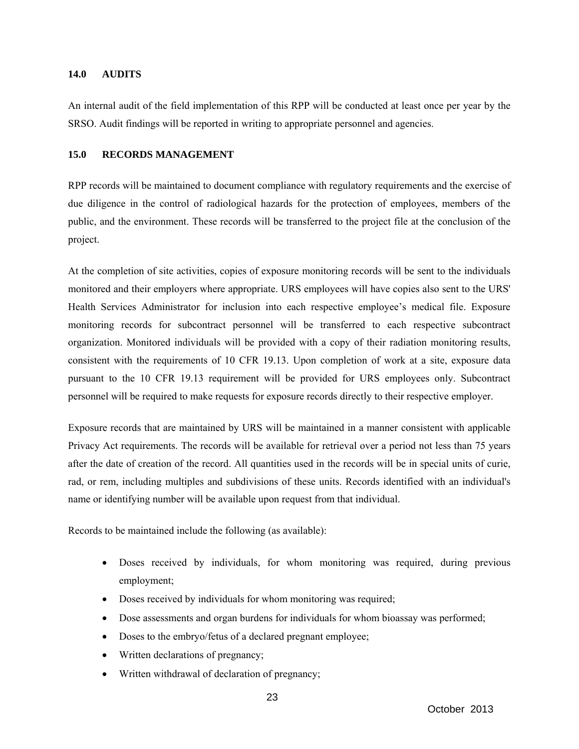## 14.0 AUDITS

An internal audit of the field implementation of this RPP will be conducted at least once per year by the SRSO. Audit findings will be reported in writing to appropriate personnel and agencies.

## 15.0 RECORDS MANAGEMENT

RPP records will be maintained to document compliance with regulatory requirements and the exercise of due diligence in the control of radiological hazards for the protection of employees, members of the public, and the environment. These records will be transferred to the project file at the conclusion of the project.

At the completion of site activities, copies of exposure monitoring records will be sent to the individuals monitored and their employers where appropriate. URS employees will have copies also sent to the URS' Health Services Administrator for inclusion into each respective employee's medical file. Exposure monitoring records for subcontract personnel will be transferred to each respective subcontract organization. Monitored individuals will be provided with a copy of their radiation monitoring results, consistent with the requirements of 10 CFR 19.13. Upon completion of work at a site, exposure data pursuant to the 10 CFR 19.13 requirement will be provided for URS employees only. Subcontract personnel will be required to make requests for exposure records directly to their respective employer.

Exposure records that are maintained by URS will be maintained in a manner consistent with applicable Privacy Act requirements. The records will be available for retrieval over a period not less than 75 years after the date of creation of the record. All quantities used in the records will be in special units of curie, rad, or rem, including multiples and subdivisions of these units. Records identified with an individual's name or identifying number will be available upon request from that individual.

Records to be maintained include the following (as available):

- Doses received by individuals, for whom monitoring was required, during previous employment;
- Doses received by individuals for whom monitoring was required;
- Dose assessments and organ burdens for individuals for whom bioassay was performed;
- Doses to the embryo/fetus of a declared pregnant employee;
- Written declarations of pregnancy;
- Written withdrawal of declaration of pregnancy;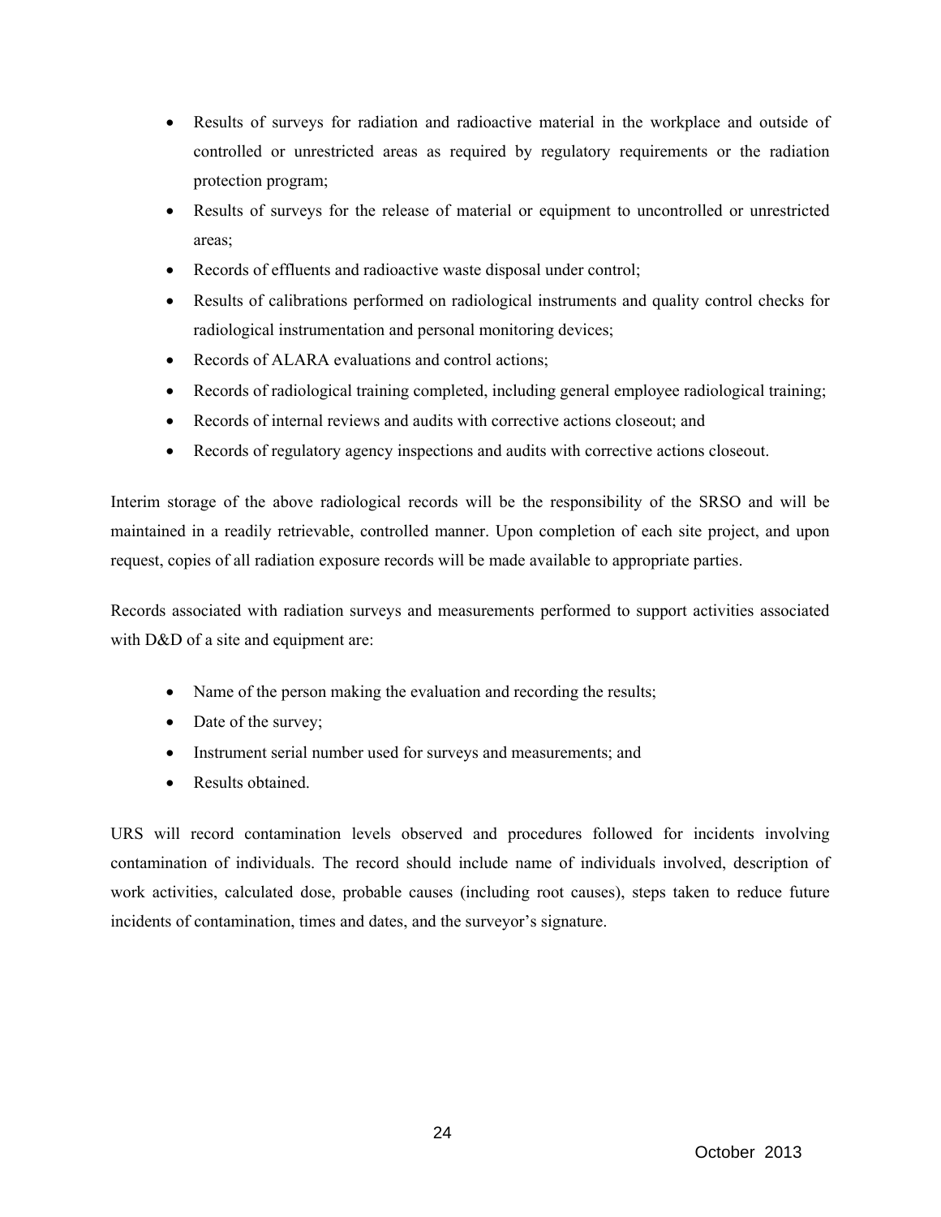- Results of surveys for radiation and radioactive material in the workplace and outside of controlled or unrestricted areas as required by regulatory requirements or the radiation protection program;
- Results of surveys for the release of material or equipment to uncontrolled or unrestricted areas;
- Records of effluents and radioactive waste disposal under control;
- Results of calibrations performed on radiological instruments and quality control checks for radiological instrumentation and personal monitoring devices;
- Records of ALARA evaluations and control actions;
- Records of radiological training completed, including general employee radiological training;
- Records of internal reviews and audits with corrective actions closeout; and
- Records of regulatory agency inspections and audits with corrective actions closeout.

Interim storage of the above radiological records will be the responsibility of the SRSO and will be maintained in a readily retrievable, controlled manner. Upon completion of each site project, and upon request, copies of all radiation exposure records will be made available to appropriate parties.

Records associated with radiation surveys and measurements performed to support activities associated with D&D of a site and equipment are:

- Name of the person making the evaluation and recording the results;
- Date of the survey;
- Instrument serial number used for surveys and measurements; and
- Results obtained.

URS will record contamination levels observed and procedures followed for incidents involving contamination of individuals. The record should include name of individuals involved, description of work activities, calculated dose, probable causes (including root causes), steps taken to reduce future incidents of contamination, times and dates, and the surveyor's signature.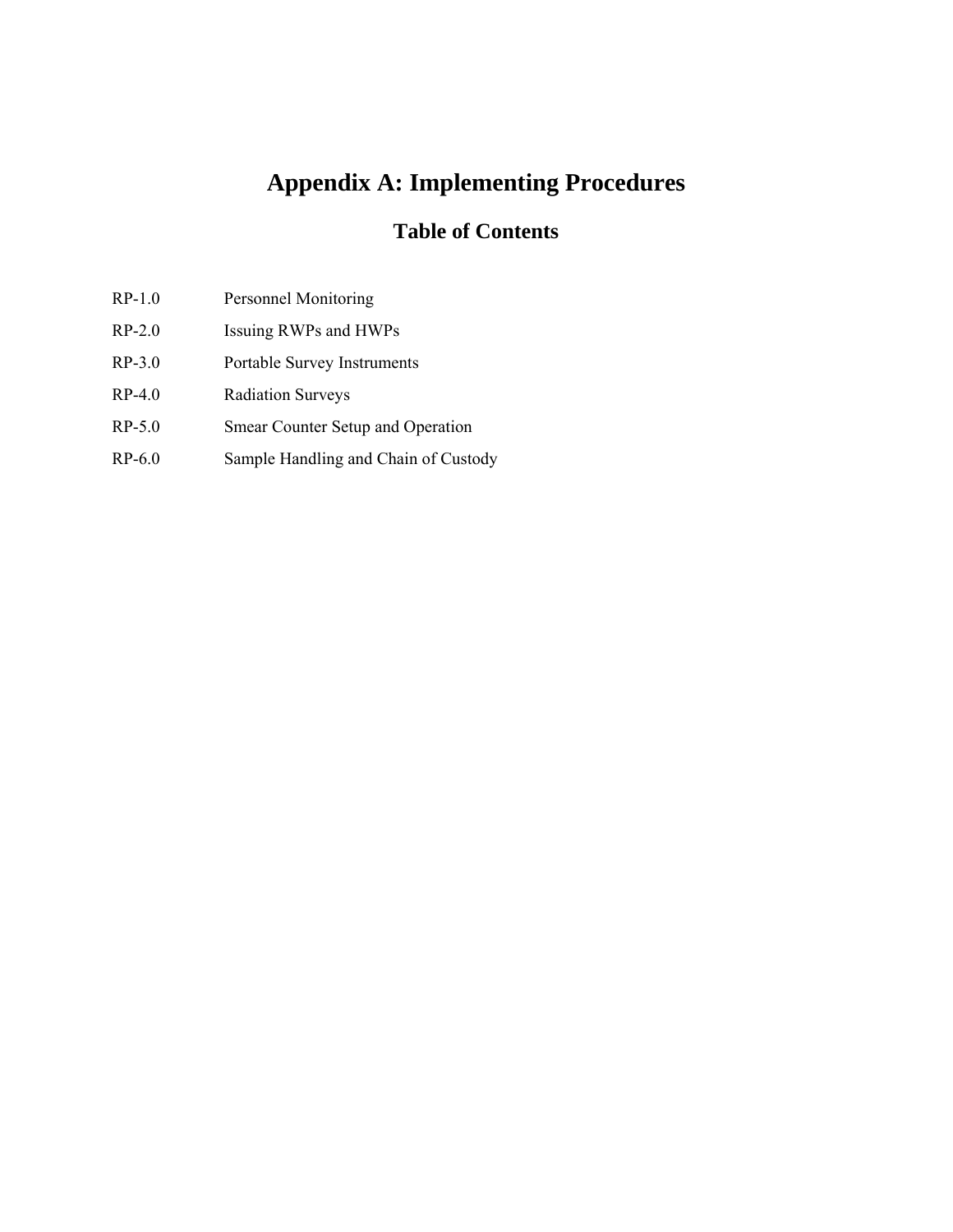# Appendix A: Implementing Procedures

## Table of Contents

| | |
|---|---|
| RP-1.0 | Personnel Monitoring |
| RP-2.0 | Issuing RWPs and HWPs |
| RP-3.0 | Portable Survey Instruments |
| RP-4.0 | Radiation Surveys |
| RP-5.0 | Smear Counter Setup and Operation |
| RP-6.0 | Sample Handling and Chain of Custody |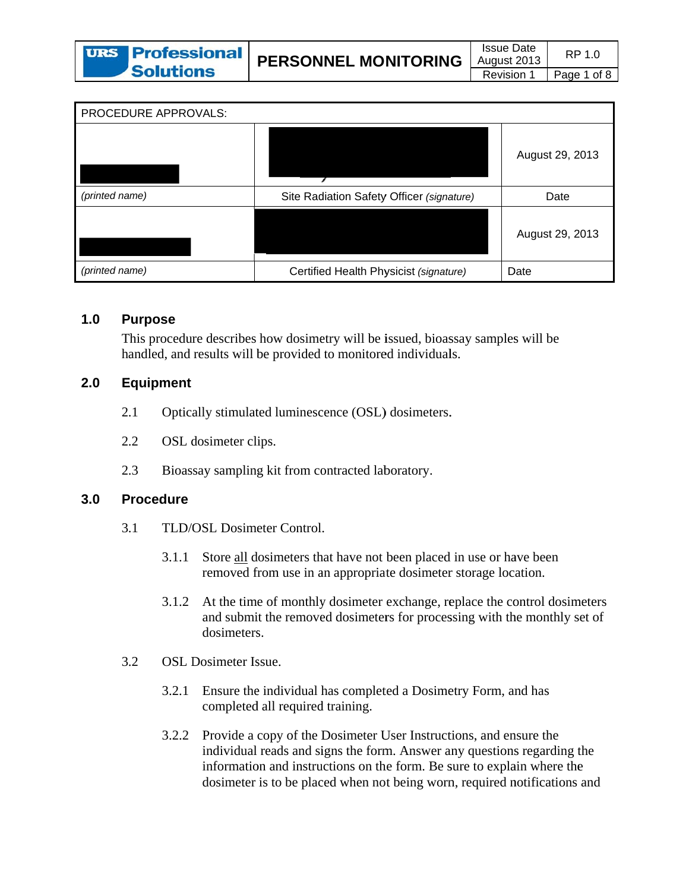| PROCEDURE APPROVALS: | | |
|---|---|---|
| | | August 29, 2013 |
| *(printed name)* | Site Radiation Safety Officer *(signature)* | Date |
| | | August 29, 2013 |
| *(printed name)* | Certified Health Physicist *(signature)* | Date |

## 1.0 Purpose

This procedure describes how dosimetry will be issued, bioassay samples will be handled, and results will be provided to monitored individuals.

## 2.0 Equipment

2.1 Optically stimulated luminescence (OSL) dosimeters.

2.2 OSL dosimeter clips.

2.3 Bioassay sampling kit from contracted laboratory.

## 3.0 Procedure

3.1 TLD/OSL Dosimeter Control.

3.1.1 Store all dosimeters that have not been placed in use or have been removed from use in an appropriate dosimeter storage location.

3.1.2 At the time of monthly dosimeter exchange, replace the control dosimeters and submit the removed dosimeters for processing with the monthly set of dosimeters.

3.2 OSL Dosimeter Issue.

3.2.1 Ensure the individual has completed a Dosimetry Form, and has completed all required training.

3.2.2 Provide a copy of the Dosimeter User Instructions, and ensure the individual reads and signs the form. Answer any questions regarding the information and instructions on the form. Be sure to explain where the dosimeter is to be placed when not being worn, required notifications and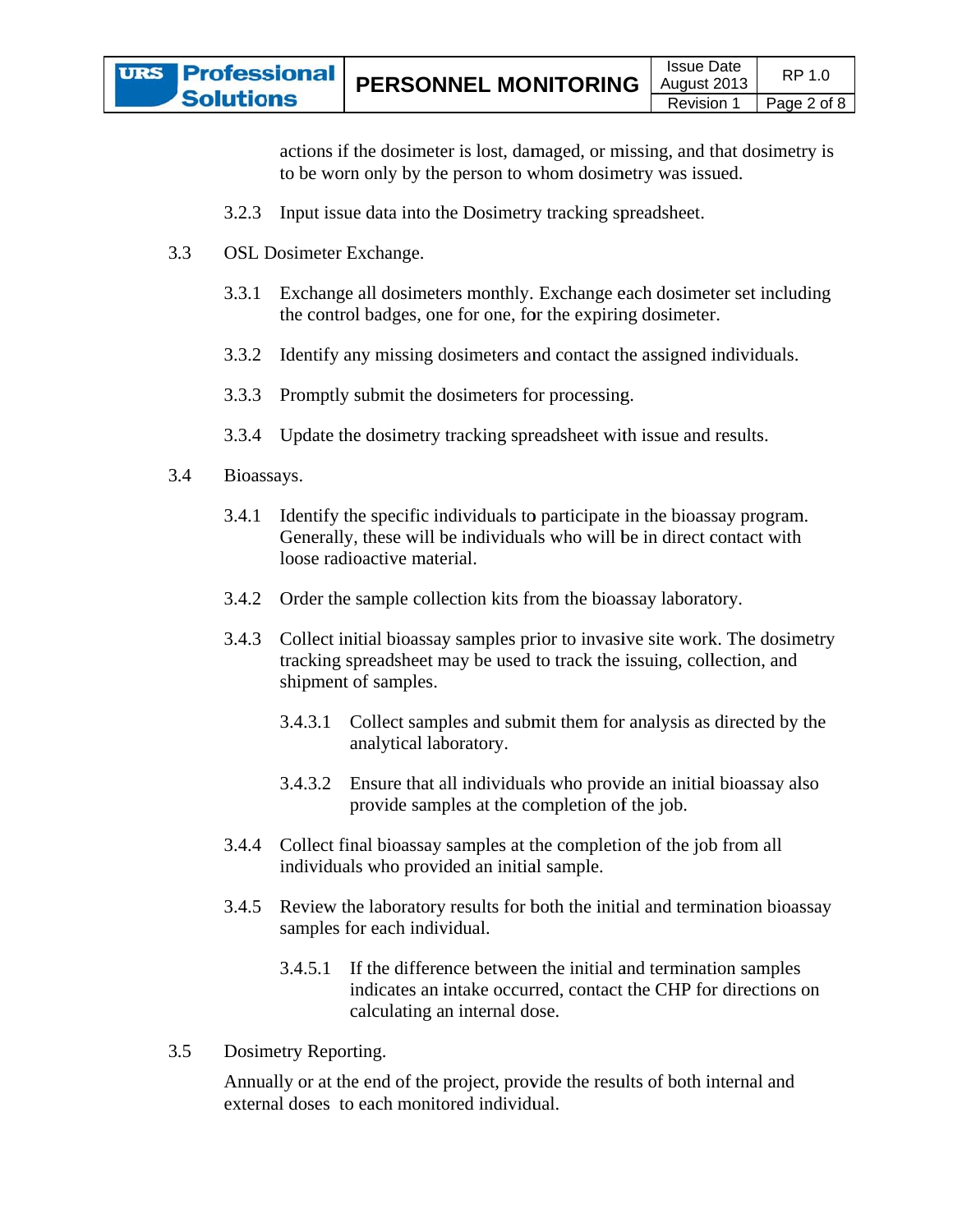actions if the dosimeter is lost, damaged, or missing, and that dosimetry is to be worn only by the person to whom dosimetry was issued.

3.2.3 Input issue data into the Dosimetry tracking spreadsheet.

3.3 OSL Dosimeter Exchange.

3.3.1 Exchange all dosimeters monthly. Exchange each dosimeter set including the control badges, one for one, for the expiring dosimeter.

3.3.2 Identify any missing dosimeters and contact the assigned individuals.

3.3.3 Promptly submit the dosimeters for processing.

3.3.4 Update the dosimetry tracking spreadsheet with issue and results.

3.4 Bioassays.

3.4.1 Identify the specific individuals to participate in the bioassay program. Generally, these will be individuals who will be in direct contact with loose radioactive material.

3.4.2 Order the sample collection kits from the bioassay laboratory.

3.4.3 Collect initial bioassay samples prior to invasive site work. The dosimetry tracking spreadsheet may be used to track the issuing, collection, and shipment of samples.

3.4.3.1 Collect samples and submit them for analysis as directed by the analytical laboratory.

3.4.3.2 Ensure that all individuals who provide an initial bioassay also provide samples at the completion of the job.

3.4.4 Collect final bioassay samples at the completion of the job from all individuals who provided an initial sample.

3.4.5 Review the laboratory results for both the initial and termination bioassay samples for each individual.

3.4.5.1 If the difference between the initial and termination samples indicates an intake occurred, contact the CHP for directions on calculating an internal dose.

3.5 Dosimetry Reporting.

Annually or at the end of the project, provide the results of both internal and external doses to each monitored individual.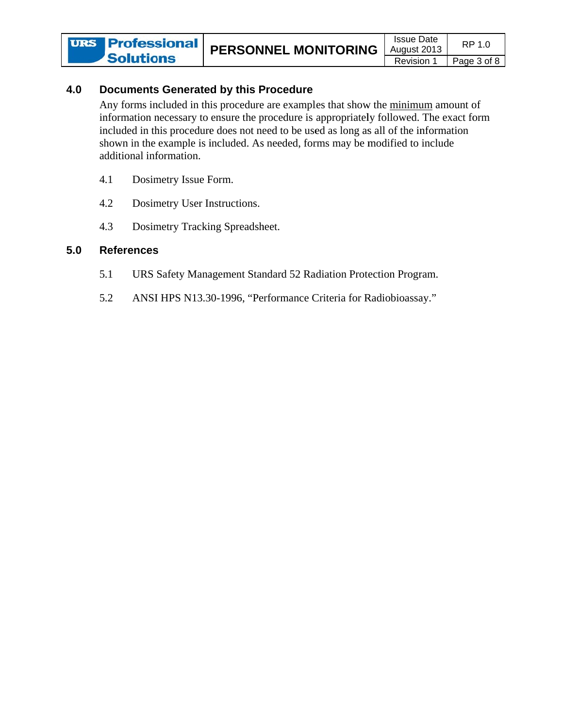## 4.0 Documents Generated by this Procedure

Any forms included in this procedure are examples that show the minimum amount of information necessary to ensure the procedure is appropriately followed. The exact form included in this procedure does not need to be used as long as all of the information shown in the example is included. As needed, forms may be modified to include additional information.

4.1 Dosimetry Issue Form.

4.2 Dosimetry User Instructions.

4.3 Dosimetry Tracking Spreadsheet.

## 5.0 References

5.1 URS Safety Management Standard 52 Radiation Protection Program.

5.2 ANSI HPS N13.30-1996, "Performance Criteria for Radiobioassay."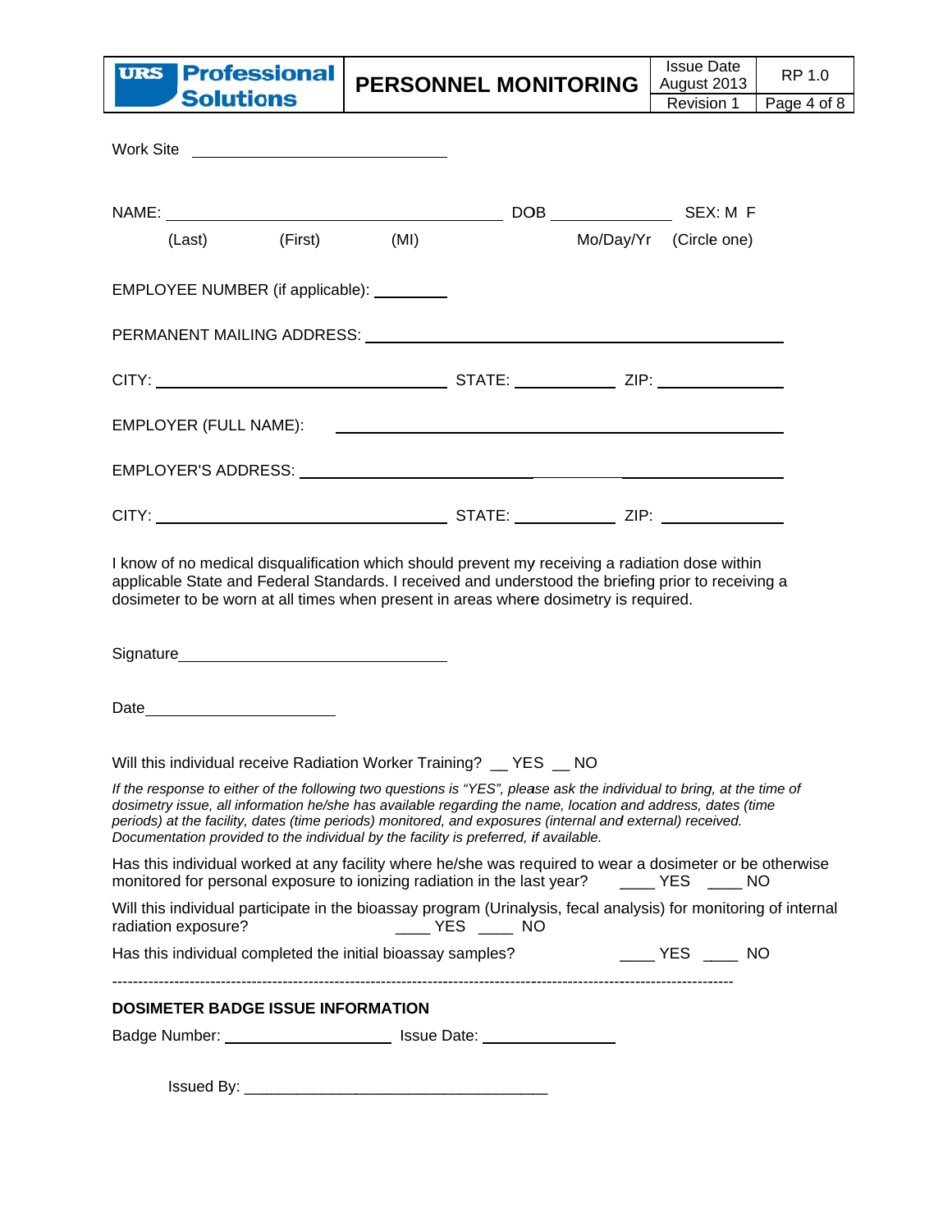Work Site ______________________________

NAME: ________________________________________ DOB ______________ SEX: M F

(Last) (First) (MI) Mo/Day/Yr (Circle one)

EMPLOYEE NUMBER (if applicable): _________

PERMANENT MAILING ADDRESS: ________________________________________________

CITY: _________________________________ STATE: ___________ ZIP: ______________

EMPLOYER (FULL NAME): ________________________________________________

EMPLOYER'S ADDRESS: ________________________________________________

CITY: _________________________________ STATE: ___________ ZIP: ______________

I know of no medical disqualification which should prevent my receiving a radiation dose within applicable State and Federal Standards. I received and understood the briefing prior to receiving a dosimeter to be worn at all times when present in areas where dosimetry is required.

Signature______________________________

Date______________________

Will this individual receive Radiation Worker Training? __ YES __ NO

*If the response to either of the following two questions is "YES", please ask the individual to bring, at the time of dosimetry issue, all information he/she has available regarding the name, location and address, dates (time periods) at the facility, dates (time periods) monitored, and exposures (internal and external) received. Documentation provided to the individual by the facility is preferred, if available.*

Has this individual worked at any facility where he/she was required to wear a dosimeter or be otherwise monitored for personal exposure to ionizing radiation in the last year? ____ YES ____ NO

Will this individual participate in the bioassay program (Urinalysis, fecal analysis) for monitoring of internal radiation exposure? ____ YES ____ NO

Has this individual completed the initial bioassay samples? ____ YES ____ NO

---

**DOSIMETER BADGE ISSUE INFORMATION**

Badge Number: ___________________ Issue Date: _______________

Issued By: ___________________________________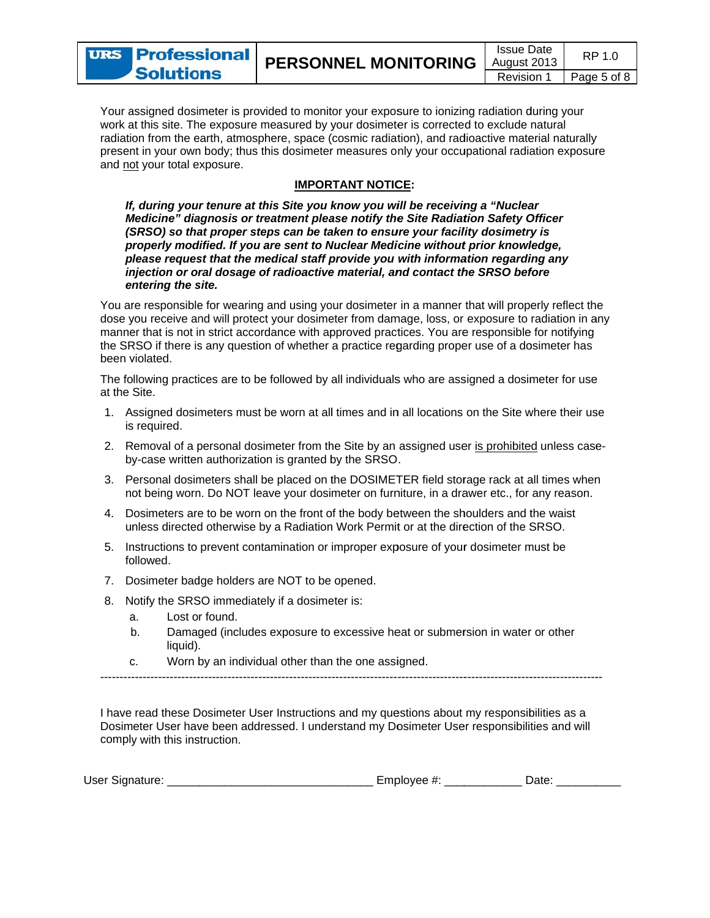Your assigned dosimeter is provided to monitor your exposure to ionizing radiation during your work at this site. The exposure measured by your dosimeter is corrected to exclude natural radiation from the earth, atmosphere, space (cosmic radiation), and radioactive material naturally present in your own body; thus this dosimeter measures only your occupational radiation exposure and not your total exposure.

**IMPORTANT NOTICE:**

***If, during your tenure at this Site you know you will be receiving a "Nuclear Medicine" diagnosis or treatment please notify the Site Radiation Safety Officer (SRSO) so that proper steps can be taken to ensure your facility dosimetry is properly modified. If you are sent to Nuclear Medicine without prior knowledge, please request that the medical staff provide you with information regarding any injection or oral dosage of radioactive material, and contact the SRSO before entering the site.***

You are responsible for wearing and using your dosimeter in a manner that will properly reflect the dose you receive and will protect your dosimeter from damage, loss, or exposure to radiation in any manner that is not in strict accordance with approved practices. You are responsible for notifying the SRSO if there is any question of whether a practice regarding proper use of a dosimeter has been violated.

The following practices are to be followed by all individuals who are assigned a dosimeter for use at the Site.

1. Assigned dosimeters must be worn at all times and in all locations on the Site where their use is required.
2. Removal of a personal dosimeter from the Site by an assigned user is prohibited unless case-by-case written authorization is granted by the SRSO.
3. Personal dosimeters shall be placed on the DOSIMETER field storage rack at all times when not being worn. Do NOT leave your dosimeter on furniture, in a drawer etc., for any reason.
4. Dosimeters are to be worn on the front of the body between the shoulders and the waist unless directed otherwise by a Radiation Work Permit or at the direction of the SRSO.
5. Instructions to prevent contamination or improper exposure of your dosimeter must be followed.
7. Dosimeter badge holders are NOT to be opened.
8. Notify the SRSO immediately if a dosimeter is:
   a. Lost or found.
   b. Damaged (includes exposure to excessive heat or submersion in water or other liquid).
   c. Worn by an individual other than the one assigned.

---

I have read these Dosimeter User Instructions and my questions about my responsibilities as a Dosimeter User have been addressed. I understand my Dosimeter User responsibilities and will comply with this instruction.

User Signature: _______________________________ Employee #: ___________ Date: _________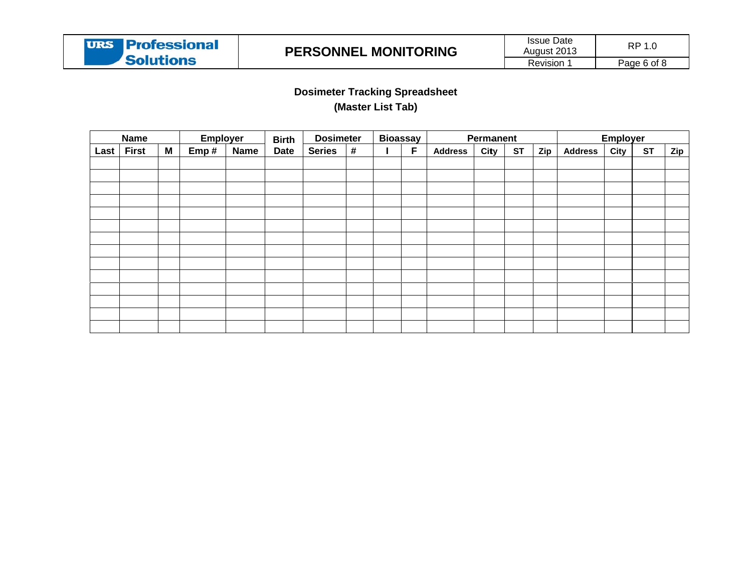**Dosimeter Tracking Spreadsheet**

**(Master List Tab)**

| Name | | | Employer | | Birth | Dosimeter | | Bioassay | | Permanent | | | | Employer | | | |
|---|---|---|---|---|---|---|---|---|---|---|---|---|---|---|---|---|---|
| Last | First | M | Emp # | Name | Date | Series | # | I | F | Address | City | ST | Zip | Address | City | ST | Zip |
| | | | | | | | | | | | | | | | | | |
| | | | | | | | | | | | | | | | | | |
| | | | | | | | | | | | | | | | | | |
| | | | | | | | | | | | | | | | | | |
| | | | | | | | | | | | | | | | | | |
| | | | | | | | | | | | | | | | | | |
| | | | | | | | | | | | | | | | | | |
| | | | | | | | | | | | | | | | | | |
| | | | | | | | | | | | | | | | | | |
| | | | | | | | | | | | | | | | | | |
| | | | | | | | | | | | | | | | | | |
| | | | | | | | | | | | | | | | | | |
| | | | | | | | | | | | | | | | | | |
| | | | | | | | | | | | | | | | | | |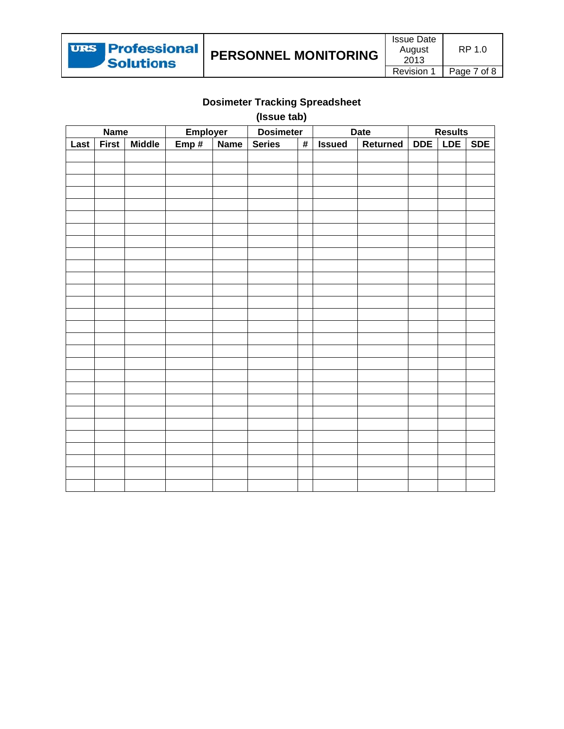## Dosimeter Tracking Spreadsheet
### (Issue tab)

| Name | | | Employer | | Dosimeter | | Date | | Results | | |
|---|---|---|---|---|---|---|---|---|---|---|---|
| Last | First | Middle | Emp # | Name | Series | # | Issued | Returned | DDE | LDE | SDE |
| | | | | | | | | | | | |
| | | | | | | | | | | | |
| | | | | | | | | | | | |
| | | | | | | | | | | | |
| | | | | | | | | | | | |
| | | | | | | | | | | | |
| | | | | | | | | | | | |
| | | | | | | | | | | | |
| | | | | | | | | | | | |
| | | | | | | | | | | | |
| | | | | | | | | | | | |
| | | | | | | | | | | | |
| | | | | | | | | | | | |
| | | | | | | | | | | | |
| | | | | | | | | | | | |
| | | | | | | | | | | | |
| | | | | | | | | | | | |
| | | | | | | | | | | | |
| | | | | | | | | | | | |
| | | | | | | | | | | | |
| | | | | | | | | | | | |
| | | | | | | | | | | | |
| | | | | | | | | | | | |
| | | | | | | | | | | | |
| | | | | | | | | | | | |
| | | | | | | | | | | | |
| | | | | | | | | | | | |
| | | | | | | | | | | | |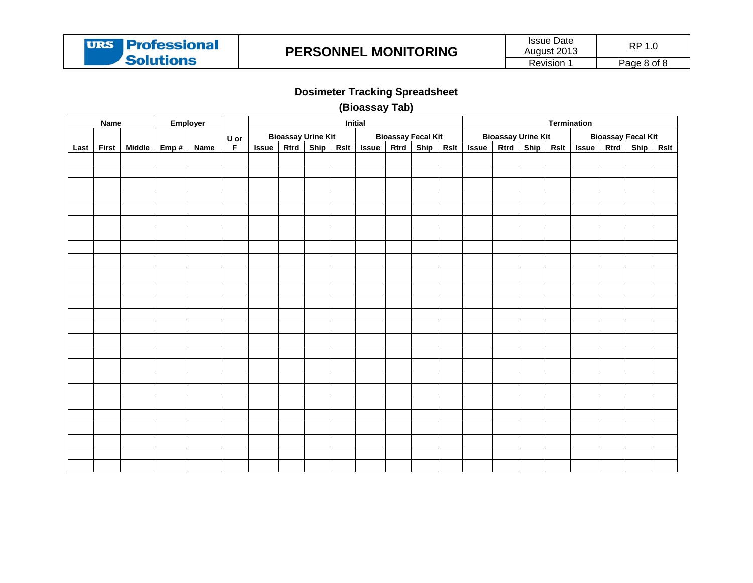## Dosimeter Tracking Spreadsheet
## (Bioassay Tab)

| Name | | | Employer | | U or F | Initial | | | | | | | | Termination | | | | | | | |
|---|---|---|---|---|---|---|---|---|---|---|---|---|---|---|---|---|---|---|---|---|---|
| | | | | | | Bioassay Urine Kit | | | | Bioassay Fecal Kit | | | | Bioassay Urine Kit | | | | Bioassay Fecal Kit | | | |
| Last | First | Middle | Emp # | Name | | Issue | Rtrd | Ship | Rslt | Issue | Rtrd | Ship | Rslt | Issue | Rtrd | Ship | Rslt | Issue | Rtrd | Ship | Rslt |
| | | | | | | | | | | | | | | | | | | | | | |
| | | | | | | | | | | | | | | | | | | | | | |
| | | | | | | | | | | | | | | | | | | | | | |
| | | | | | | | | | | | | | | | | | | | | | |
| | | | | | | | | | | | | | | | | | | | | | |
| | | | | | | | | | | | | | | | | | | | | | |
| | | | | | | | | | | | | | | | | | | | | | |
| | | | | | | | | | | | | | | | | | | | | | |
| | | | | | | | | | | | | | | | | | | | | | |
| | | | | | | | | | | | | | | | | | | | | | |
| | | | | | | | | | | | | | | | | | | | | | |
| | | | | | | | | | | | | | | | | | | | | | |
| | | | | | | | | | | | | | | | | | | | | | |
| | | | | | | | | | | | | | | | | | | | | | |
| | | | | | | | | | | | | | | | | | | | | | |
| | | | | | | | | | | | | | | | | | | | | | |
| | | | | | | | | | | | | | | | | | | | | | |
| | | | | | | | | | | | | | | | | | | | | | |
| | | | | | | | | | | | | | | | | | | | | | |
| | | | | | | | | | | | | | | | | | | | | | |
| | | | | | | | | | | | | | | | | | | | | | |
| | | | | | | | | | | | | | | | | | | | | | |
| | | | | | | | | | | | | | | | | | | | | | |
| | | | | | | | | | | | | | | | | | | | | | |
| | | | | | | | | | | | | | | | | | | | | | |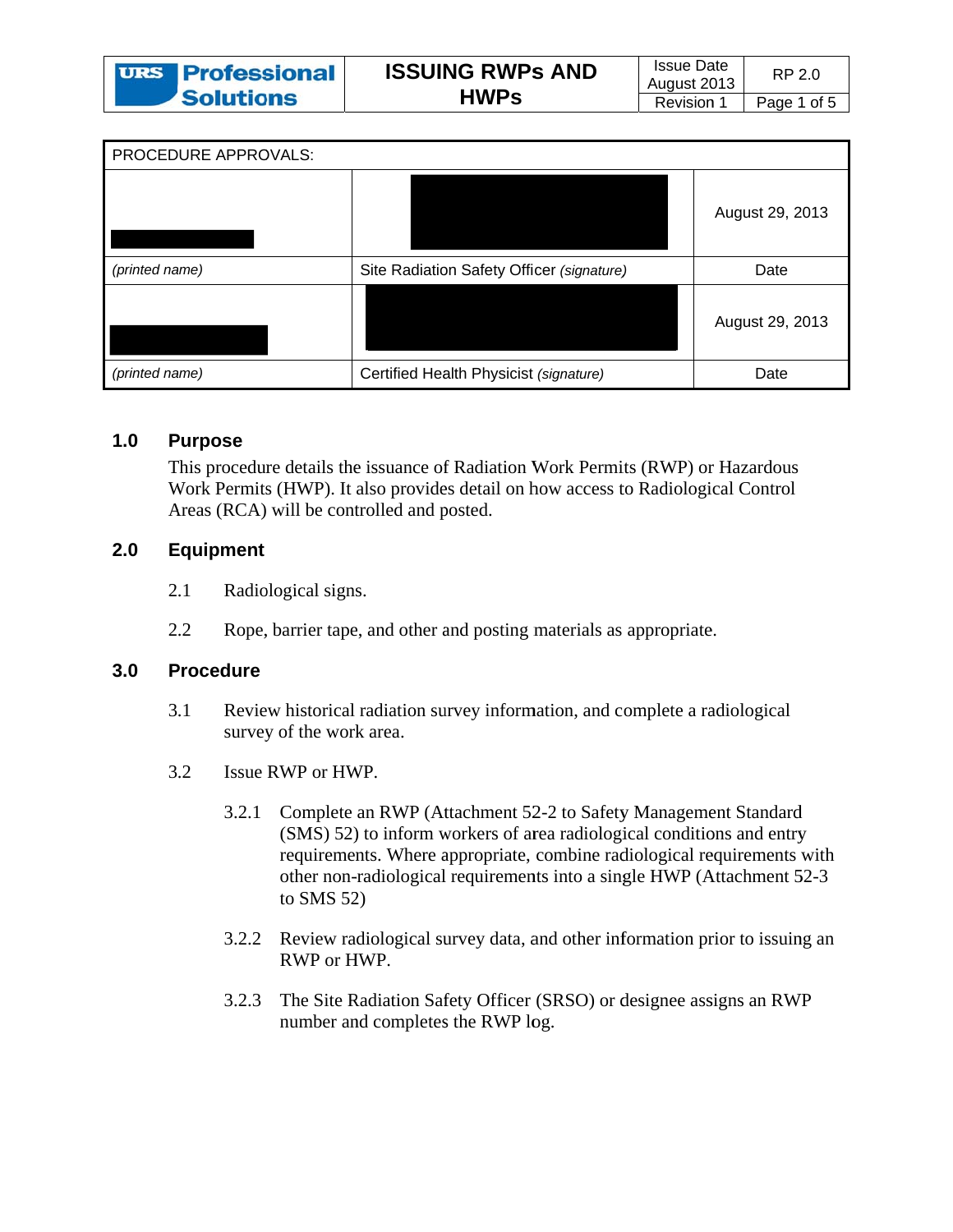| PROCEDURE APPROVALS: | | |
|---|---|---|
| | | August 29, 2013 |
| *(printed name)* | Site Radiation Safety Officer *(signature)* | Date |
| | | August 29, 2013 |
| *(printed name)* | Certified Health Physicist *(signature)* | Date |

## 1.0 Purpose

This procedure details the issuance of Radiation Work Permits (RWP) or Hazardous Work Permits (HWP). It also provides detail on how access to Radiological Control Areas (RCA) will be controlled and posted.

## 2.0 Equipment

2.1 Radiological signs.

2.2 Rope, barrier tape, and other and posting materials as appropriate.

## 3.0 Procedure

3.1 Review historical radiation survey information, and complete a radiological survey of the work area.

3.2 Issue RWP or HWP.

3.2.1 Complete an RWP (Attachment 52-2 to Safety Management Standard (SMS) 52) to inform workers of area radiological conditions and entry requirements. Where appropriate, combine radiological requirements with other non-radiological requirements into a single HWP (Attachment 52-3 to SMS 52)

3.2.2 Review radiological survey data, and other information prior to issuing an RWP or HWP.

3.2.3 The Site Radiation Safety Officer (SRSO) or designee assigns an RWP number and completes the RWP log.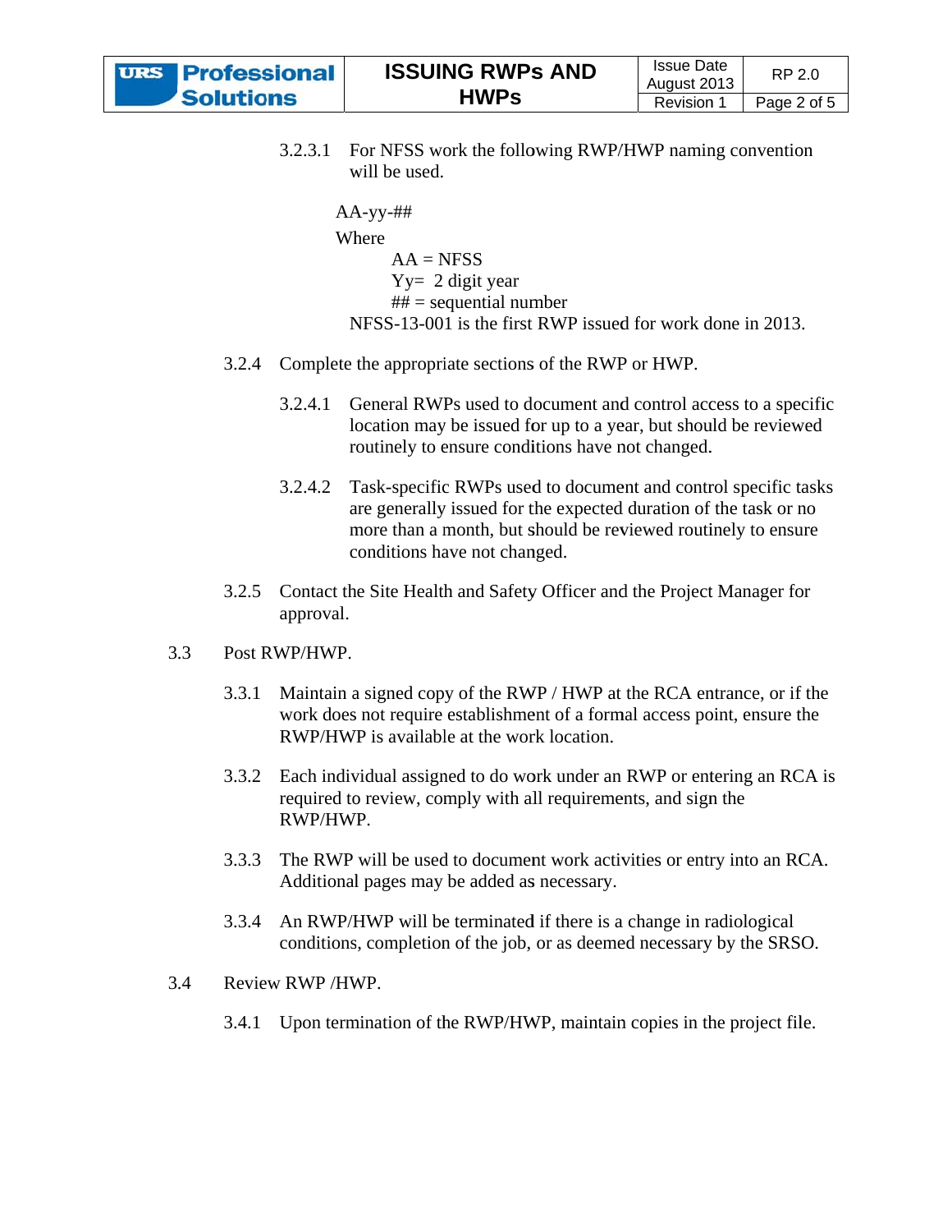3.2.3.1 For NFSS work the following RWP/HWP naming convention will be used.

AA-yy-##

Where

AA = NFSS

Yy= 2 digit year

## = sequential number

NFSS-13-001 is the first RWP issued for work done in 2013.

3.2.4 Complete the appropriate sections of the RWP or HWP.

3.2.4.1 General RWPs used to document and control access to a specific location may be issued for up to a year, but should be reviewed routinely to ensure conditions have not changed.

3.2.4.2 Task-specific RWPs used to document and control specific tasks are generally issued for the expected duration of the task or no more than a month, but should be reviewed routinely to ensure conditions have not changed.

3.2.5 Contact the Site Health and Safety Officer and the Project Manager for approval.

3.3 Post RWP/HWP.

3.3.1 Maintain a signed copy of the RWP / HWP at the RCA entrance, or if the work does not require establishment of a formal access point, ensure the RWP/HWP is available at the work location.

3.3.2 Each individual assigned to do work under an RWP or entering an RCA is required to review, comply with all requirements, and sign the RWP/HWP.

3.3.3 The RWP will be used to document work activities or entry into an RCA. Additional pages may be added as necessary.

3.3.4 An RWP/HWP will be terminated if there is a change in radiological conditions, completion of the job, or as deemed necessary by the SRSO.

3.4 Review RWP /HWP.

3.4.1 Upon termination of the RWP/HWP, maintain copies in the project file.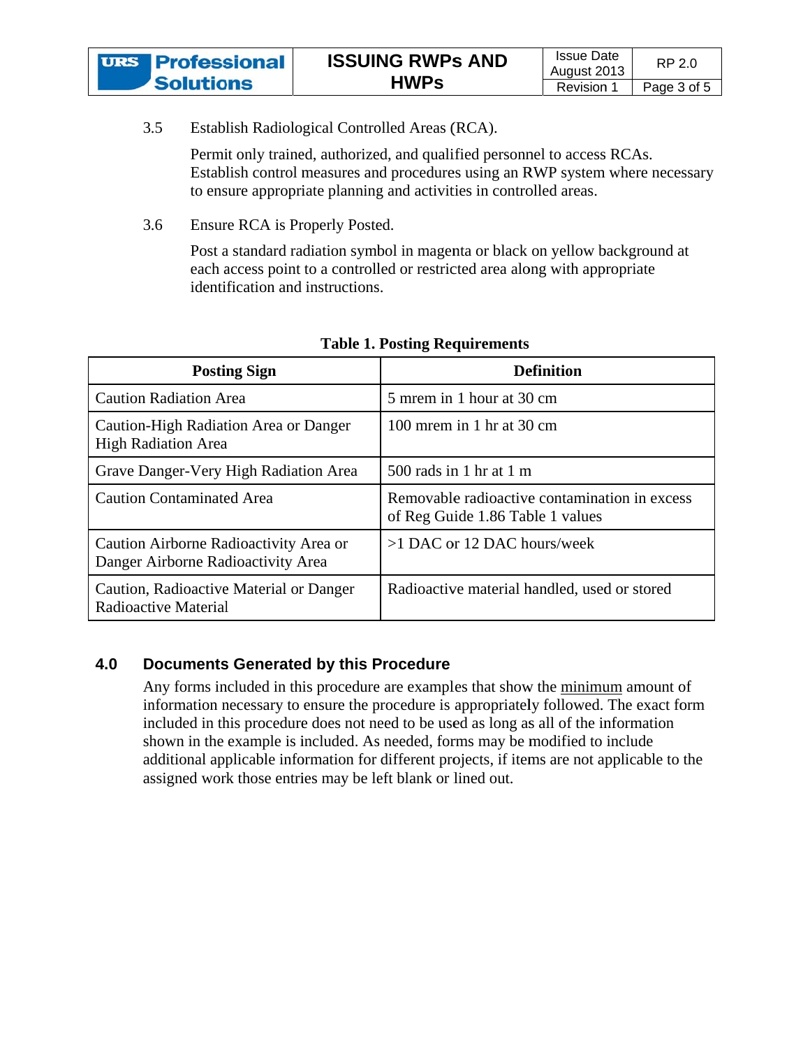3.5 Establish Radiological Controlled Areas (RCA).

Permit only trained, authorized, and qualified personnel to access RCAs. Establish control measures and procedures using an RWP system where necessary to ensure appropriate planning and activities in controlled areas.

3.6 Ensure RCA is Properly Posted.

Post a standard radiation symbol in magenta or black on yellow background at each access point to a controlled or restricted area along with appropriate identification and instructions.

**Table 1. Posting Requirements**

| Posting Sign | Definition |
|---|---|
| Caution Radiation Area | 5 mrem in 1 hour at 30 cm |
| Caution-High Radiation Area or Danger High Radiation Area | 100 mrem in 1 hr at 30 cm |
| Grave Danger-Very High Radiation Area | 500 rads in 1 hr at 1 m |
| Caution Contaminated Area | Removable radioactive contamination in excess of Reg Guide 1.86 Table 1 values |
| Caution Airborne Radioactivity Area or Danger Airborne Radioactivity Area | >1 DAC or 12 DAC hours/week |
| Caution, Radioactive Material or Danger Radioactive Material | Radioactive material handled, used or stored |

## 4.0 Documents Generated by this Procedure

Any forms included in this procedure are examples that show the minimum amount of information necessary to ensure the procedure is appropriately followed. The exact form included in this procedure does not need to be used as long as all of the information shown in the example is included. As needed, forms may be modified to include additional applicable information for different projects, if items are not applicable to the assigned work those entries may be left blank or lined out.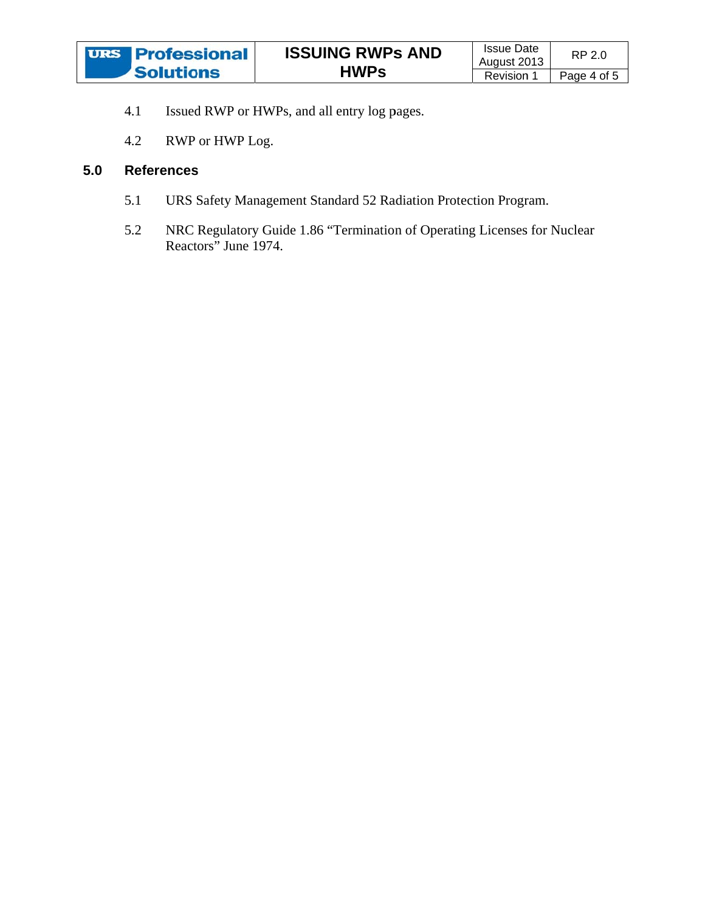4.1 Issued RWP or HWPs, and all entry log pages.

4.2 RWP or HWP Log.

## 5.0 References

5.1 URS Safety Management Standard 52 Radiation Protection Program.

5.2 NRC Regulatory Guide 1.86 "Termination of Operating Licenses for Nuclear Reactors" June 1974.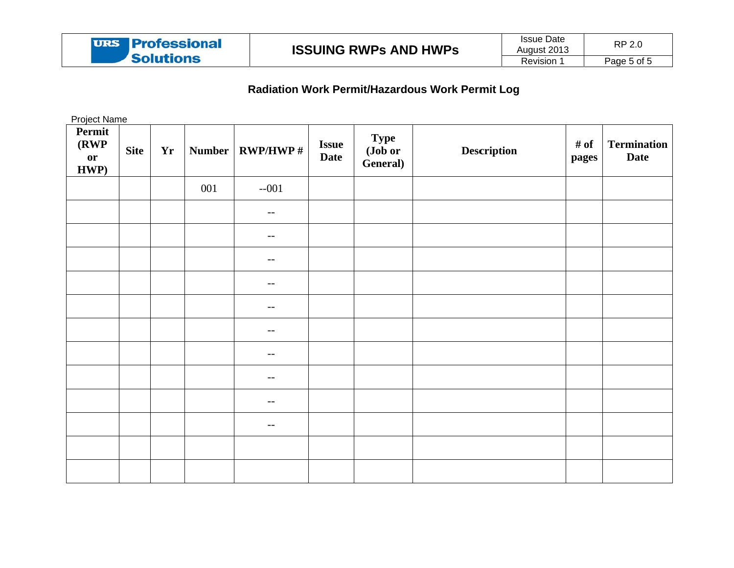## Radiation Work Permit/Hazardous Work Permit Log

Project Name

| Permit (RWP or HWP) | Site | Yr | Number | RWP/HWP # | Issue Date | Type (Job or General) | Description | # of pages | Termination Date |
|---|---|---|---|---|---|---|---|---|---|
| | | | 001 | --001 | | | | | |
| | | | | -- | | | | | |
| | | | | -- | | | | | |
| | | | | -- | | | | | |
| | | | | -- | | | | | |
| | | | | -- | | | | | |
| | | | | -- | | | | | |
| | | | | -- | | | | | |
| | | | | -- | | | | | |
| | | | | -- | | | | | |
| | | | | -- | | | | | |
| | | | | | | | | | |
| | | | | | | | | | |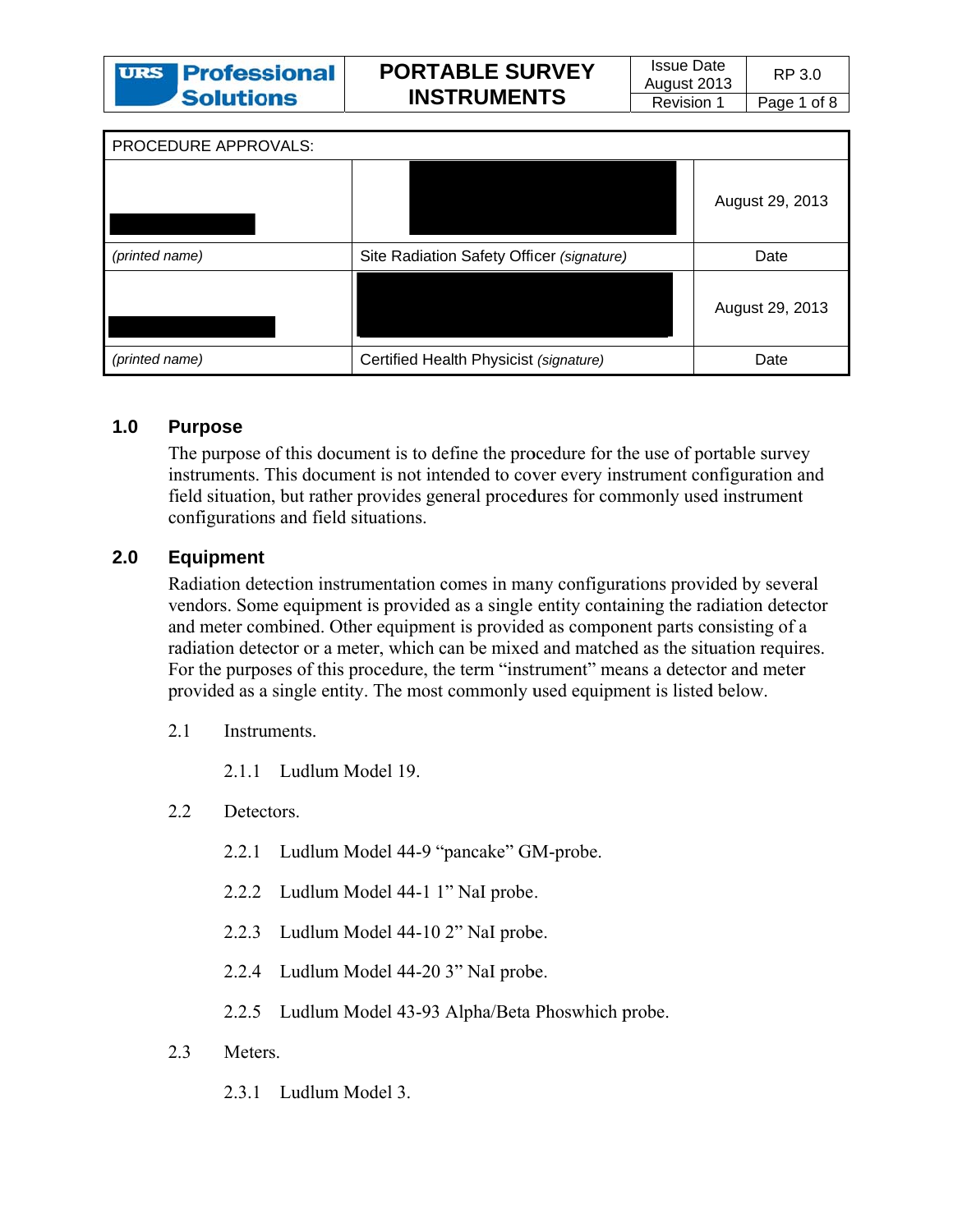| URS Professional Solutions | PORTABLE SURVEY INSTRUMENTS | Issue Date August 2013 | RP 3.0 |
|---|---|---|---|
| | | Revision 1 | |

| PROCEDURE APPROVALS: | | |
|---|---|---|
| | | August 29, 2013 |
| *(printed name)* | Site Radiation Safety Officer *(signature)* | Date |
| | | August 29, 2013 |
| *(printed name)* | Certified Health Physicist *(signature)* | Date |

## 1.0 Purpose

The purpose of this document is to define the procedure for the use of portable survey instruments. This document is not intended to cover every instrument configuration and field situation, but rather provides general procedures for commonly used instrument configurations and field situations.

## 2.0 Equipment

Radiation detection instrumentation comes in many configurations provided by several vendors. Some equipment is provided as a single entity containing the radiation detector and meter combined. Other equipment is provided as component parts consisting of a radiation detector or a meter, which can be mixed and matched as the situation requires. For the purposes of this procedure, the term "instrument" means a detector and meter provided as a single entity. The most commonly used equipment is listed below.

2.1 Instruments.

2.1.1 Ludlum Model 19.

2.2 Detectors.

2.2.1 Ludlum Model 44-9 "pancake" GM-probe.

2.2.2 Ludlum Model 44-1 1" NaI probe.

2.2.3 Ludlum Model 44-10 2" NaI probe.

2.2.4 Ludlum Model 44-20 3" NaI probe.

2.2.5 Ludlum Model 43-93 Alpha/Beta Phoswhich probe.

2.3 Meters.

2.3.1 Ludlum Model 3.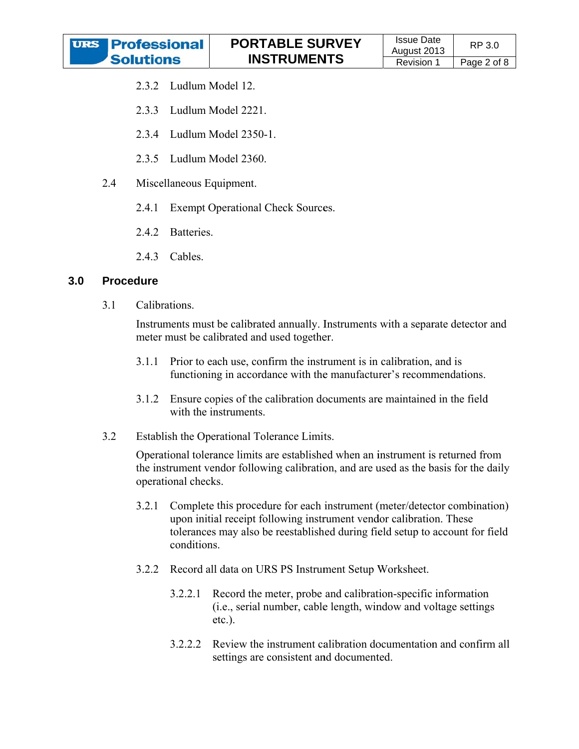2.3.2 Ludlum Model 12.

2.3.3 Ludlum Model 2221.

2.3.4 Ludlum Model 2350-1.

2.3.5 Ludlum Model 2360.

2.4 Miscellaneous Equipment.

2.4.1 Exempt Operational Check Sources.

2.4.2 Batteries.

2.4.3 Cables.

## 3.0 Procedure

3.1 Calibrations.

Instruments must be calibrated annually. Instruments with a separate detector and meter must be calibrated and used together.

3.1.1 Prior to each use, confirm the instrument is in calibration, and is functioning in accordance with the manufacturer's recommendations.

3.1.2 Ensure copies of the calibration documents are maintained in the field with the instruments.

3.2 Establish the Operational Tolerance Limits.

Operational tolerance limits are established when an instrument is returned from the instrument vendor following calibration, and are used as the basis for the daily operational checks.

3.2.1 Complete this procedure for each instrument (meter/detector combination) upon initial receipt following instrument vendor calibration. These tolerances may also be reestablished during field setup to account for field conditions.

3.2.2 Record all data on URS PS Instrument Setup Worksheet.

3.2.2.1 Record the meter, probe and calibration-specific information (i.e., serial number, cable length, window and voltage settings etc.).

3.2.2.2 Review the instrument calibration documentation and confirm all settings are consistent and documented.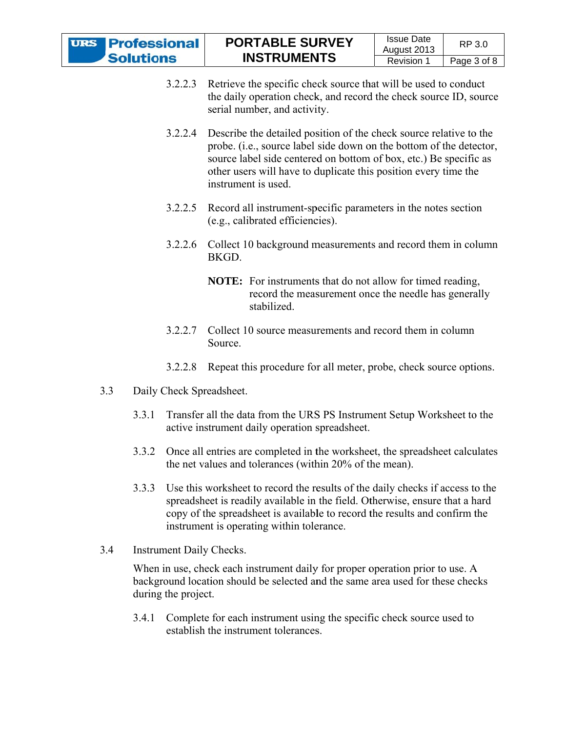3.2.2.3 Retrieve the specific check source that will be used to conduct the daily operation check, and record the check source ID, source serial number, and activity.

3.2.2.4 Describe the detailed position of the check source relative to the probe. (i.e., source label side down on the bottom of the detector, source label side centered on bottom of box, etc.) Be specific as other users will have to duplicate this position every time the instrument is used.

3.2.2.5 Record all instrument-specific parameters in the notes section (e.g., calibrated efficiencies).

3.2.2.6 Collect 10 background measurements and record them in column BKGD.

**NOTE:** For instruments that do not allow for timed reading, record the measurement once the needle has generally stabilized.

3.2.2.7 Collect 10 source measurements and record them in column Source.

3.2.2.8 Repeat this procedure for all meter, probe, check source options.

3.3 Daily Check Spreadsheet.

3.3.1 Transfer all the data from the URS PS Instrument Setup Worksheet to the active instrument daily operation spreadsheet.

3.3.2 Once all entries are completed in the worksheet, the spreadsheet calculates the net values and tolerances (within 20% of the mean).

3.3.3 Use this worksheet to record the results of the daily checks if access to the spreadsheet is readily available in the field. Otherwise, ensure that a hard copy of the spreadsheet is available to record the results and confirm the instrument is operating within tolerance.

3.4 Instrument Daily Checks.

When in use, check each instrument daily for proper operation prior to use. A background location should be selected and the same area used for these checks during the project.

3.4.1 Complete for each instrument using the specific check source used to establish the instrument tolerances.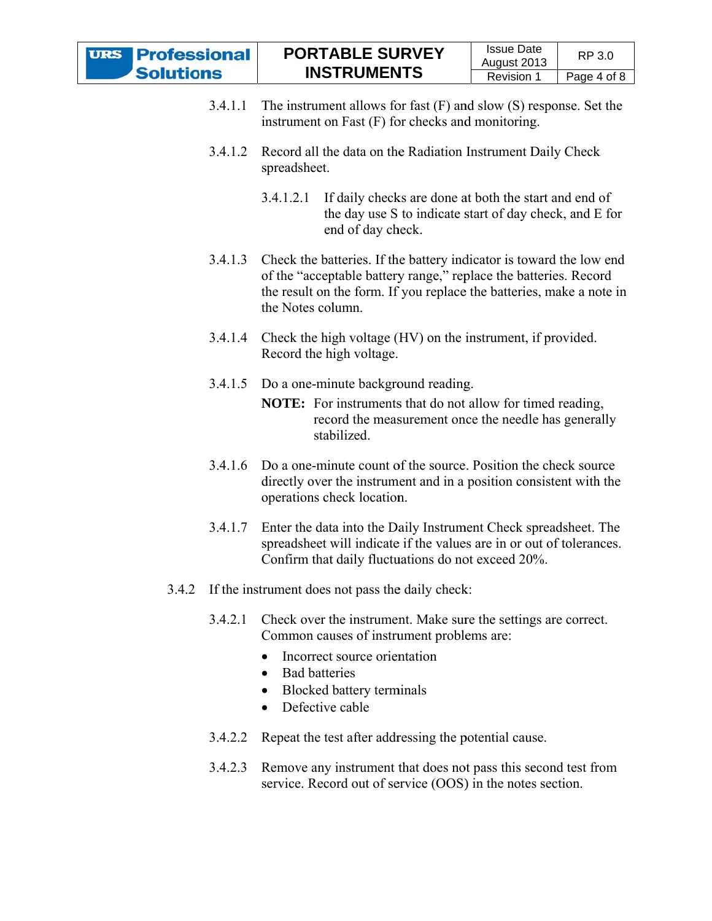3.4.1.1 The instrument allows for fast (F) and slow (S) response. Set the instrument on Fast (F) for checks and monitoring.

3.4.1.2 Record all the data on the Radiation Instrument Daily Check spreadsheet.

3.4.1.2.1 If daily checks are done at both the start and end of the day use S to indicate start of day check, and E for end of day check.

3.4.1.3 Check the batteries. If the battery indicator is toward the low end of the "acceptable battery range," replace the batteries. Record the result on the form. If you replace the batteries, make a note in the Notes column.

3.4.1.4 Check the high voltage (HV) on the instrument, if provided. Record the high voltage.

3.4.1.5 Do a one-minute background reading.

**NOTE:** For instruments that do not allow for timed reading, record the measurement once the needle has generally stabilized.

3.4.1.6 Do a one-minute count of the source. Position the check source directly over the instrument and in a position consistent with the operations check location.

3.4.1.7 Enter the data into the Daily Instrument Check spreadsheet. The spreadsheet will indicate if the values are in or out of tolerances. Confirm that daily fluctuations do not exceed 20%.

3.4.2 If the instrument does not pass the daily check:

3.4.2.1 Check over the instrument. Make sure the settings are correct. Common causes of instrument problems are:

- Incorrect source orientation
- Bad batteries
- Blocked battery terminals
- Defective cable

3.4.2.2 Repeat the test after addressing the potential cause.

3.4.2.3 Remove any instrument that does not pass this second test from service. Record out of service (OOS) in the notes section.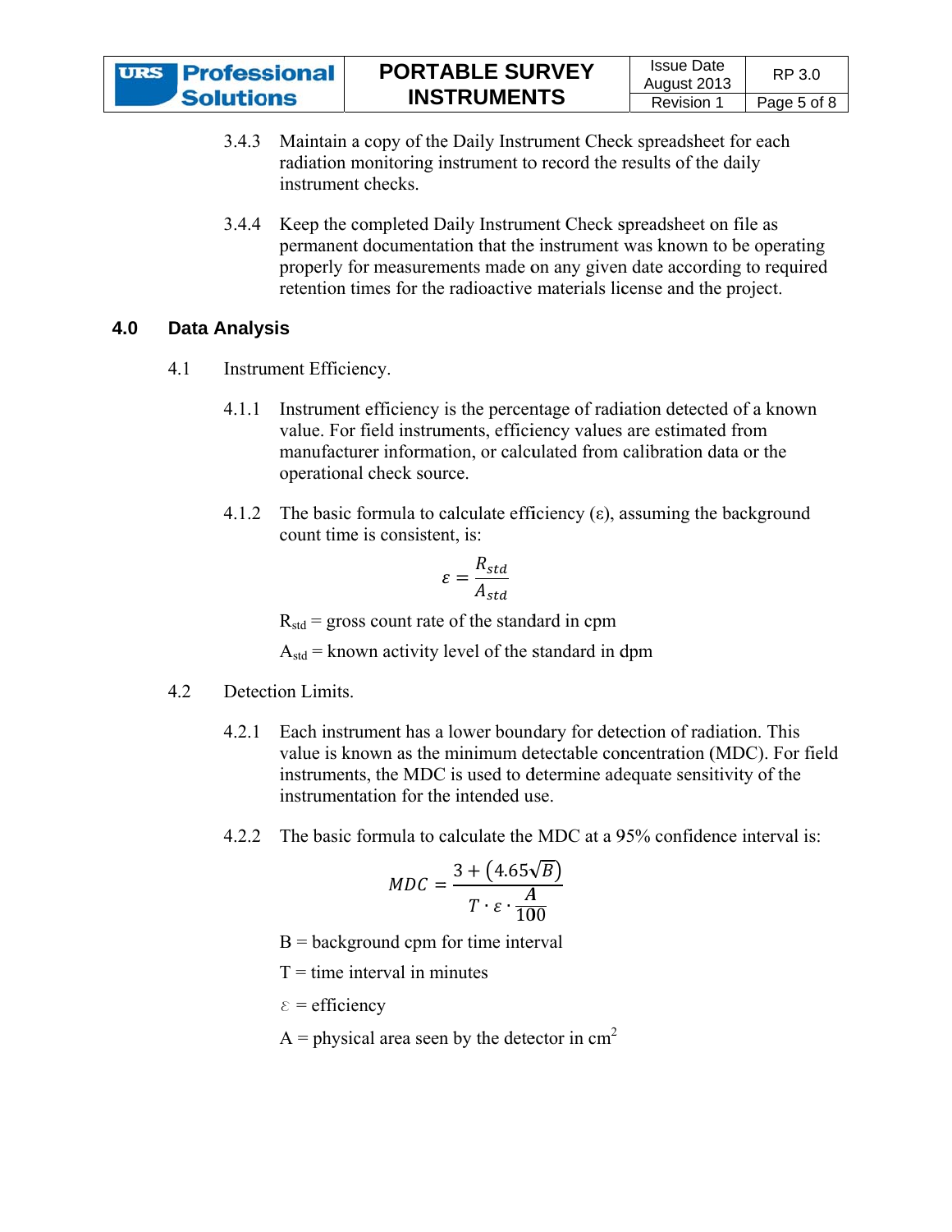3.4.3 Maintain a copy of the Daily Instrument Check spreadsheet for each radiation monitoring instrument to record the results of the daily instrument checks.

3.4.4 Keep the completed Daily Instrument Check spreadsheet on file as permanent documentation that the instrument was known to be operating properly for measurements made on any given date according to required retention times for the radioactive materials license and the project.

## 4.0 Data Analysis

4.1 Instrument Efficiency.

4.1.1 Instrument efficiency is the percentage of radiation detected of a known value. For field instruments, efficiency values are estimated from manufacturer information, or calculated from calibration data or the operational check source.

4.1.2 The basic formula to calculate efficiency ($\varepsilon$), assuming the background count time is consistent, is:

$$\varepsilon = \frac{R_{std}}{A_{std}}$$

$R_{std}$ = gross count rate of the standard in cpm

$A_{std}$ = known activity level of the standard in dpm

4.2 Detection Limits.

4.2.1 Each instrument has a lower boundary for detection of radiation. This value is known as the minimum detectable concentration (MDC). For field instruments, the MDC is used to determine adequate sensitivity of the instrumentation for the intended use.

4.2.2 The basic formula to calculate the MDC at a 95% confidence interval is:

$$MDC = \frac{3 + \left(4.65\sqrt{B}\right)}{T \cdot \varepsilon \cdot \frac{A}{100}}$$

B = background cpm for time interval

T = time interval in minutes

$\varepsilon$ = efficiency

A = physical area seen by the detector in $cm^2$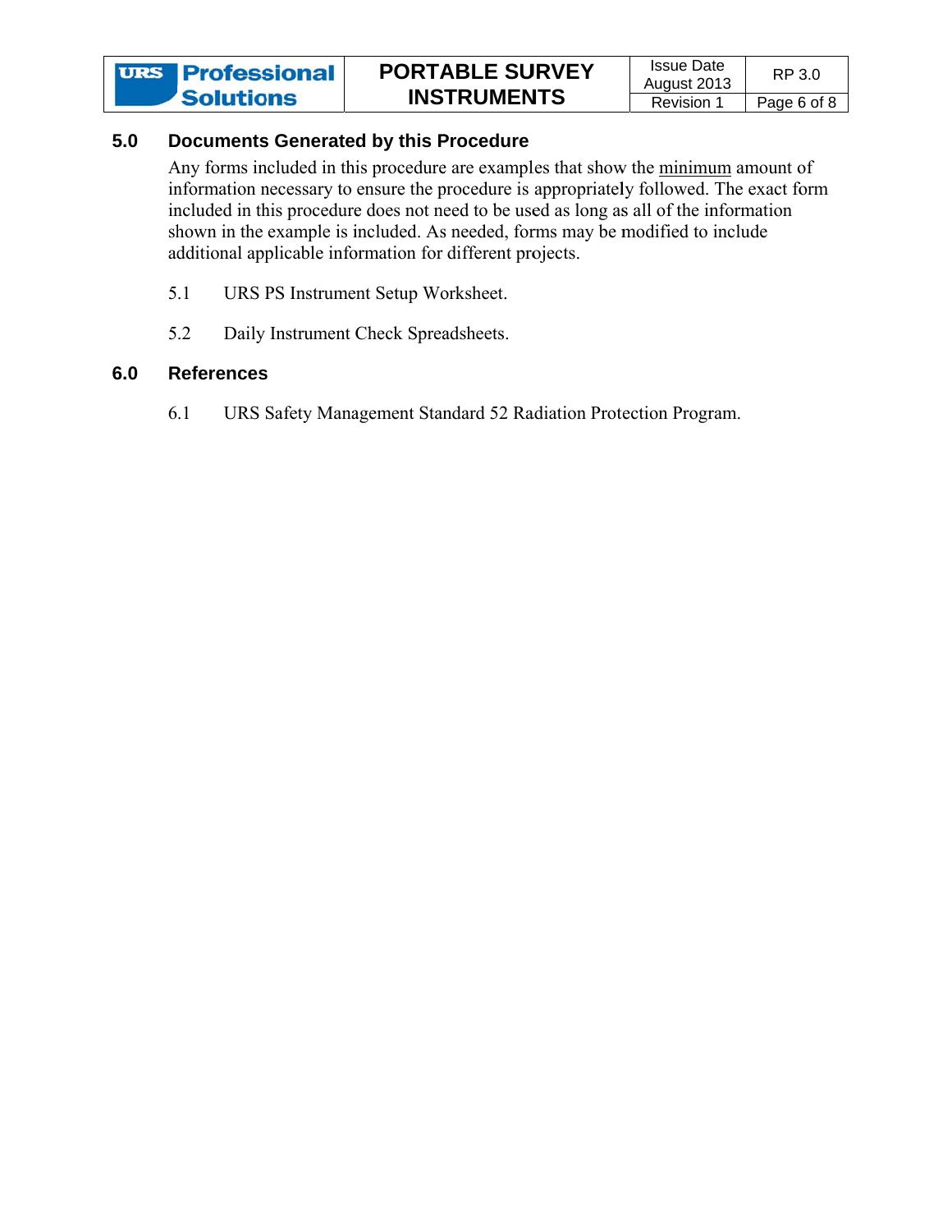## 5.0 Documents Generated by this Procedure

Any forms included in this procedure are examples that show the minimum amount of information necessary to ensure the procedure is appropriately followed. The exact form included in this procedure does not need to be used as long as all of the information shown in the example is included. As needed, forms may be modified to include additional applicable information for different projects.

5.1 URS PS Instrument Setup Worksheet.

5.2 Daily Instrument Check Spreadsheets.

## 6.0 References

6.1 URS Safety Management Standard 52 Radiation Protection Program.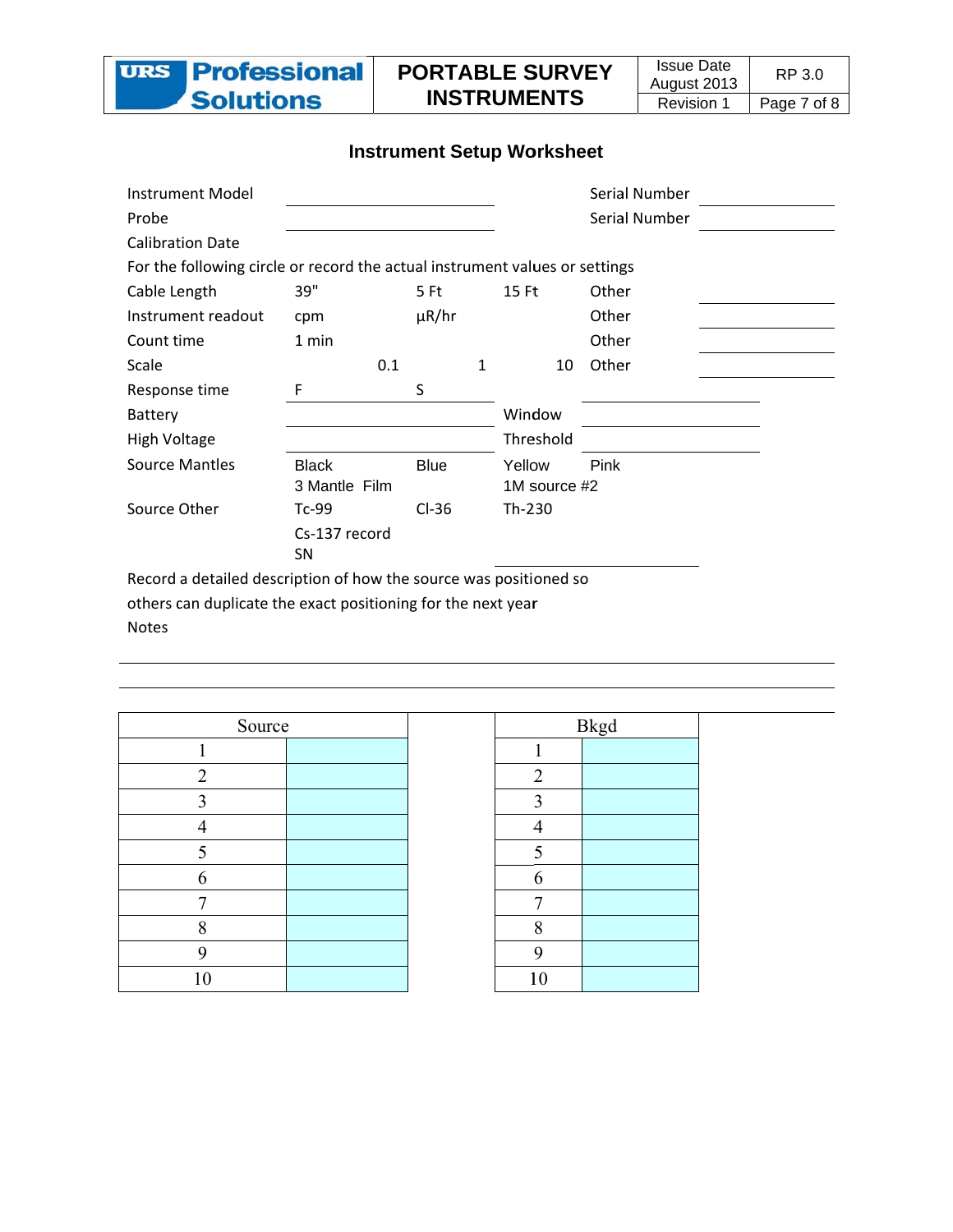## Instrument Setup Worksheet

| | | | | | |
|---|---|---|---|---|---|
| Instrument Model | ______________ | | | Serial Number | ______________ |
| Probe | ______________ | | | Serial Number | ______________ |
| Calibration Date | | | | | |

For the following circle or record the actual instrument values or settings

| | | | | | |
|---|---|---|---|---|---|
| Cable Length | 39" | 5 Ft | 15 Ft | Other | ______________ |
| Instrument readout | cpm | µR/hr | | Other | ______________ |
| Count time | 1 min | | | Other | ______________ |
| Scale | 0.1 | 1 | 10 | Other | ______________ |
| Response time | F | S | | | |
| Battery | ______________ | | Window | ______________ | |
| High Voltage | ______________ | | Threshold | ______________ | |
| Source Mantles | Black<br>3 Mantle Film | Blue | Yellow<br>1M source #2 | Pink | |
| Source Other | Tc-99<br>Cs-137 record SN | Cl-36 | Th-230 | | |

Record a detailed description of how the source was positioned so others can duplicate the exact positioning for the next year

Notes

______________________________________________

______________________________________________

| Source | |
|---|---|
| 1 | |
| 2 | |
| 3 | |
| 4 | |
| 5 | |
| 6 | |
| 7 | |
| 8 | |
| 9 | |
| 10 | |

| Bkgd | |
|---|---|
| 1 | |
| 2 | |
| 3 | |
| 4 | |
| 5 | |
| 6 | |
| 7 | |
| 8 | |
| 9 | |
| 10 | |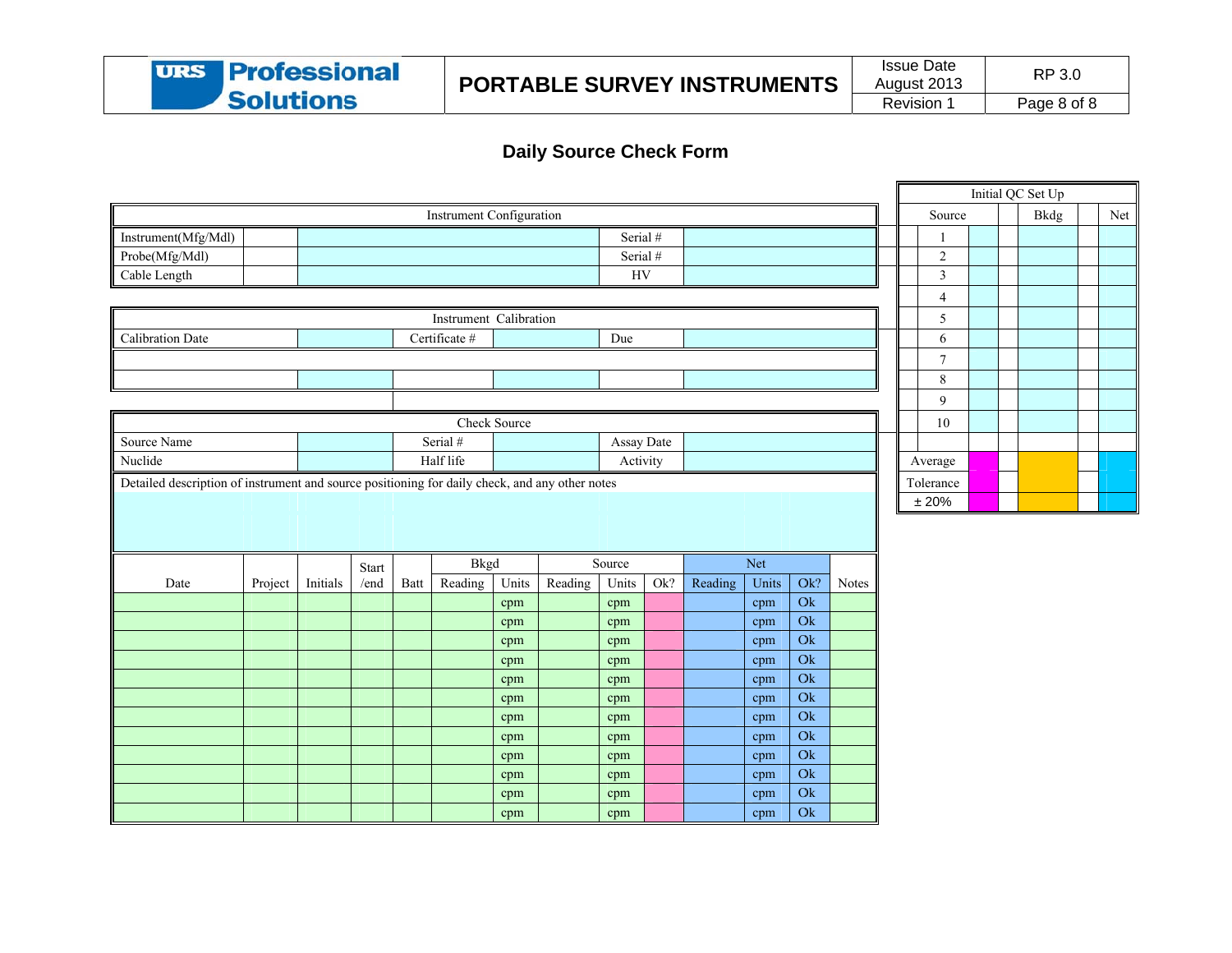## Daily Source Check Form

| Instrument Configuration | | | | |
|---|---|---|---|---|
| Instrument(Mfg/Mdl) | | | Serial # | |
| Probe(Mfg/Mdl) | | | Serial # | |
| Cable Length | | | HV | |

| Instrument Calibration | | | | | |
|---|---|---|---|---|---|
| Calibration Date | | Certificate # | | Due | |
| | | | | | |
| | | | | | |

| Check Source | | | | | |
|---|---|---|---|---|---|
| Source Name | | Serial # | | Assay Date | |
| Nuclide | | Half life | | Activity | |

Detailed description of instrument and source positioning for daily check, and any other notes

| Date | Project | Initials | Start /end | Batt | Bkgd Reading | Bkgd Units | Source Reading | Source Units | Source Ok? | Net Reading | Net Units | Net Ok? | Notes |
|---|---|---|---|---|---|---|---|---|---|---|---|---|---|
| | | | | | | cpm | | cpm | | | cpm | Ok | |
| | | | | | | cpm | | cpm | | | cpm | Ok | |
| | | | | | | cpm | | cpm | | | cpm | Ok | |
| | | | | | | cpm | | cpm | | | cpm | Ok | |
| | | | | | | cpm | | cpm | | | cpm | Ok | |
| | | | | | | cpm | | cpm | | | cpm | Ok | |
| | | | | | | cpm | | cpm | | | cpm | Ok | |
| | | | | | | cpm | | cpm | | | cpm | Ok | |
| | | | | | | cpm | | cpm | | | cpm | Ok | |
| | | | | | | cpm | | cpm | | | cpm | Ok | |
| | | | | | | cpm | | cpm | | | cpm | Ok | |
| | | | | | | cpm | | cpm | | | cpm | Ok | |

| Initial QC Set Up | | | |
|---|---|---|---|
| Source | | Bkdg | Net |
| 1 | | | |
| 2 | | | |
| 3 | | | |
| 4 | | | |
| 5 | | | |
| 6 | | | |
| 7 | | | |
| 8 | | | |
| 9 | | | |
| 10 | | | |
| Average | | | |
| Tolerance ± 20% | | | |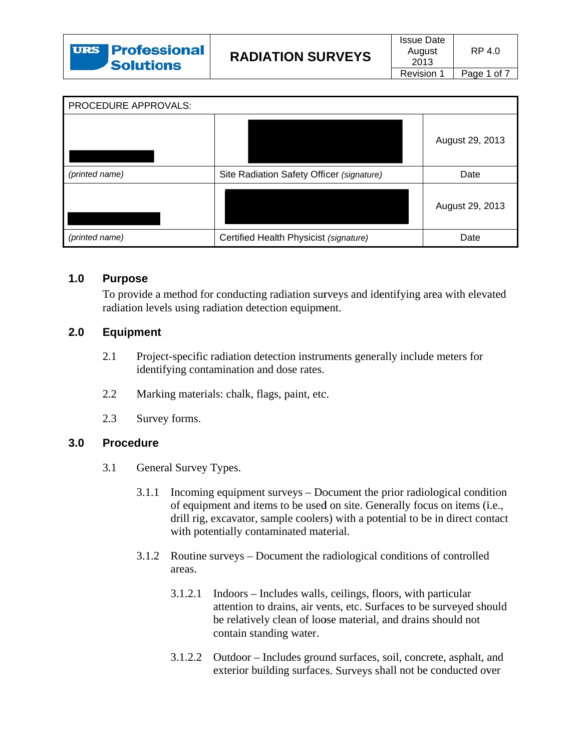| PROCEDURE APPROVALS: | | |
|---|---|---|
| | | August 29, 2013 |
| *(printed name)* | Site Radiation Safety Officer *(signature)* | Date |
| | | August 29, 2013 |
| *(printed name)* | Certified Health Physicist *(signature)* | Date |

## 1.0 Purpose

To provide a method for conducting radiation surveys and identifying area with elevated radiation levels using radiation detection equipment.

## 2.0 Equipment

2.1 Project-specific radiation detection instruments generally include meters for identifying contamination and dose rates.

2.2 Marking materials: chalk, flags, paint, etc.

2.3 Survey forms.

## 3.0 Procedure

3.1 General Survey Types.

3.1.1 Incoming equipment surveys – Document the prior radiological condition of equipment and items to be used on site. Generally focus on items (i.e., drill rig, excavator, sample coolers) with a potential to be in direct contact with potentially contaminated material.

3.1.2 Routine surveys – Document the radiological conditions of controlled areas.

3.1.2.1 Indoors – Includes walls, ceilings, floors, with particular attention to drains, air vents, etc. Surfaces to be surveyed should be relatively clean of loose material, and drains should not contain standing water.

3.1.2.2 Outdoor – Includes ground surfaces, soil, concrete, asphalt, and exterior building surfaces. Surveys shall not be conducted over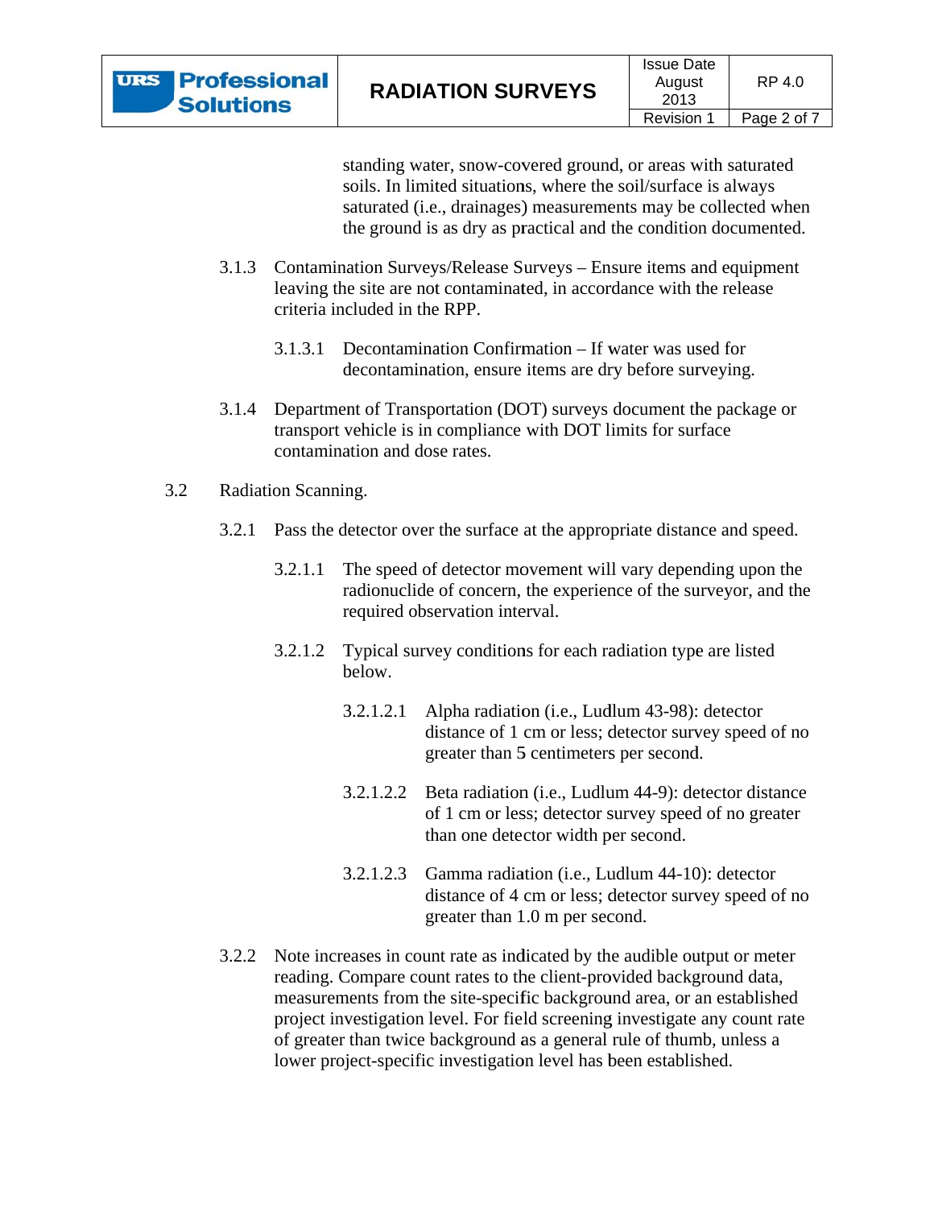standing water, snow-covered ground, or areas with saturated soils. In limited situations, where the soil/surface is always saturated (i.e., drainages) measurements may be collected when the ground is as dry as practical and the condition documented.

3.1.3 Contamination Surveys/Release Surveys – Ensure items and equipment leaving the site are not contaminated, in accordance with the release criteria included in the RPP.

3.1.3.1 Decontamination Confirmation – If water was used for decontamination, ensure items are dry before surveying.

3.1.4 Department of Transportation (DOT) surveys document the package or transport vehicle is in compliance with DOT limits for surface contamination and dose rates.

3.2 Radiation Scanning.

3.2.1 Pass the detector over the surface at the appropriate distance and speed.

3.2.1.1 The speed of detector movement will vary depending upon the radionuclide of concern, the experience of the surveyor, and the required observation interval.

3.2.1.2 Typical survey conditions for each radiation type are listed below.

3.2.1.2.1 Alpha radiation (i.e., Ludlum 43-98): detector distance of 1 cm or less; detector survey speed of no greater than 5 centimeters per second.

3.2.1.2.2 Beta radiation (i.e., Ludlum 44-9): detector distance of 1 cm or less; detector survey speed of no greater than one detector width per second.

3.2.1.2.3 Gamma radiation (i.e., Ludlum 44-10): detector distance of 4 cm or less; detector survey speed of no greater than 1.0 m per second.

3.2.2 Note increases in count rate as indicated by the audible output or meter reading. Compare count rates to the client-provided background data, measurements from the site-specific background area, or an established project investigation level. For field screening investigate any count rate of greater than twice background as a general rule of thumb, unless a lower project-specific investigation level has been established.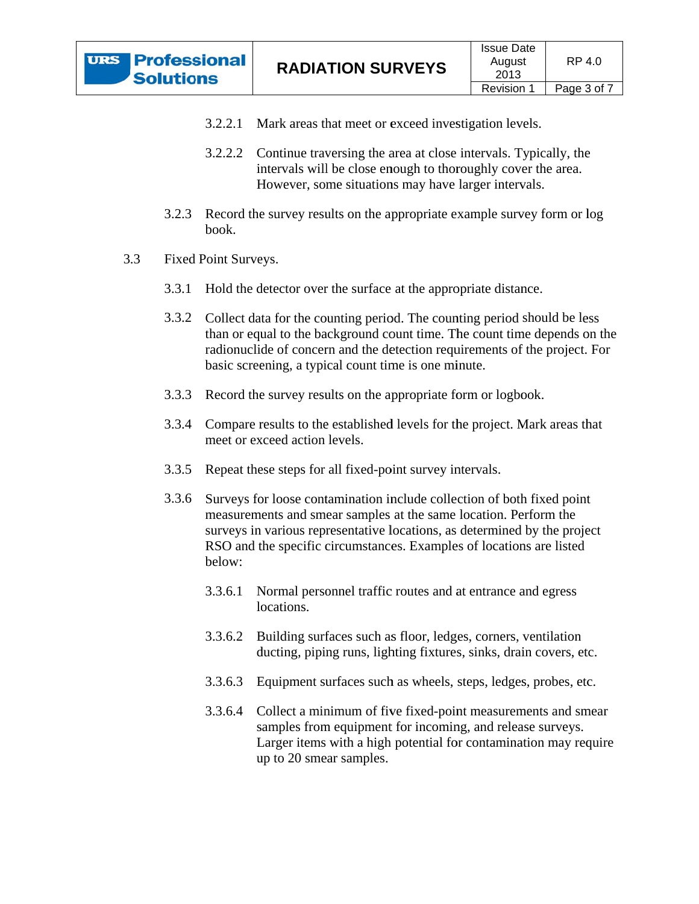3.2.2.1 Mark areas that meet or exceed investigation levels.

3.2.2.2 Continue traversing the area at close intervals. Typically, the intervals will be close enough to thoroughly cover the area. However, some situations may have larger intervals.

3.2.3 Record the survey results on the appropriate example survey form or log book.

3.3 Fixed Point Surveys.

3.3.1 Hold the detector over the surface at the appropriate distance.

3.3.2 Collect data for the counting period. The counting period should be less than or equal to the background count time. The count time depends on the radionuclide of concern and the detection requirements of the project. For basic screening, a typical count time is one minute.

3.3.3 Record the survey results on the appropriate form or logbook.

3.3.4 Compare results to the established levels for the project. Mark areas that meet or exceed action levels.

3.3.5 Repeat these steps for all fixed-point survey intervals.

3.3.6 Surveys for loose contamination include collection of both fixed point measurements and smear samples at the same location. Perform the surveys in various representative locations, as determined by the project RSO and the specific circumstances. Examples of locations are listed below:

3.3.6.1 Normal personnel traffic routes and at entrance and egress locations.

3.3.6.2 Building surfaces such as floor, ledges, corners, ventilation ducting, piping runs, lighting fixtures, sinks, drain covers, etc.

3.3.6.3 Equipment surfaces such as wheels, steps, ledges, probes, etc.

3.3.6.4 Collect a minimum of five fixed-point measurements and smear samples from equipment for incoming, and release surveys. Larger items with a high potential for contamination may require up to 20 smear samples.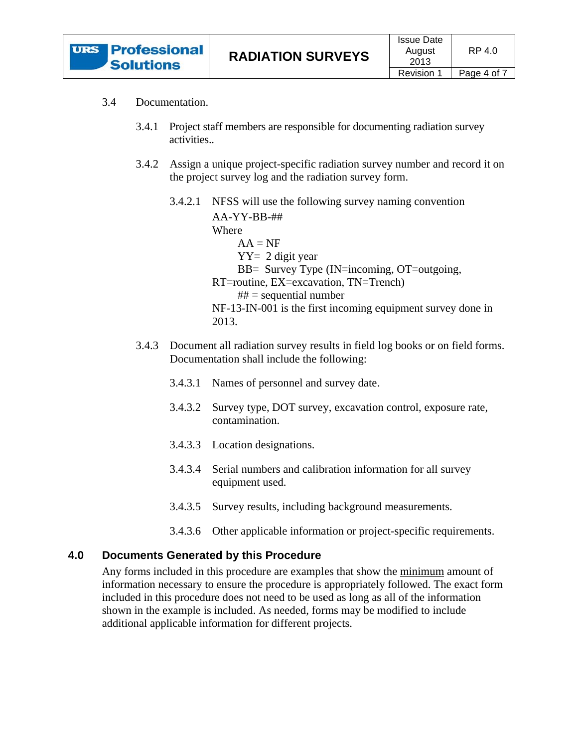3.4 Documentation.

3.4.1 Project staff members are responsible for documenting radiation survey activities..

3.4.2 Assign a unique project-specific radiation survey number and record it on the project survey log and the radiation survey form.

3.4.2.1 NFSS will use the following survey naming convention
AA-YY-BB-##
Where
AA = NF
YY= 2 digit year
BB= Survey Type (IN=incoming, OT=outgoing, RT=routine, EX=excavation, TN=Trench)
## = sequential number
NF-13-IN-001 is the first incoming equipment survey done in 2013.

3.4.3 Document all radiation survey results in field log books or on field forms. Documentation shall include the following:

3.4.3.1 Names of personnel and survey date.

3.4.3.2 Survey type, DOT survey, excavation control, exposure rate, contamination.

3.4.3.3 Location designations.

3.4.3.4 Serial numbers and calibration information for all survey equipment used.

3.4.3.5 Survey results, including background measurements.

3.4.3.6 Other applicable information or project-specific requirements.

## 4.0 Documents Generated by this Procedure

Any forms included in this procedure are examples that show the minimum amount of information necessary to ensure the procedure is appropriately followed. The exact form included in this procedure does not need to be used as long as all of the information shown in the example is included. As needed, forms may be modified to include additional applicable information for different projects.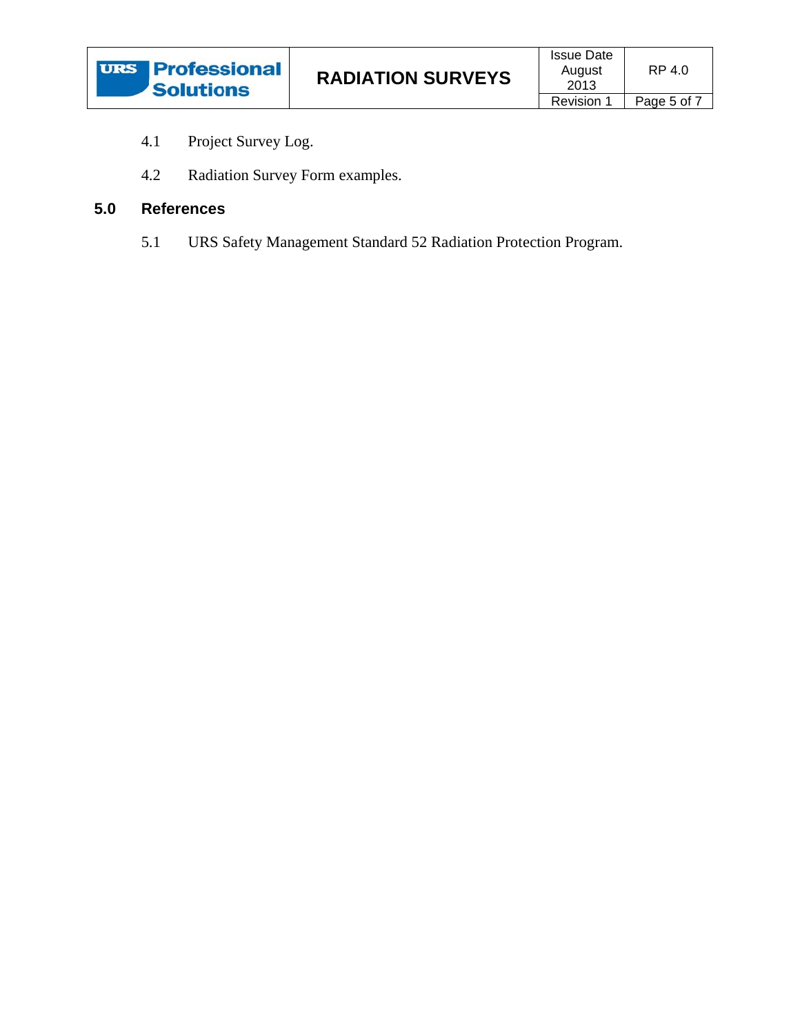4.1 Project Survey Log.

4.2 Radiation Survey Form examples.

## 5.0 References

5.1 URS Safety Management Standard 52 Radiation Protection Program.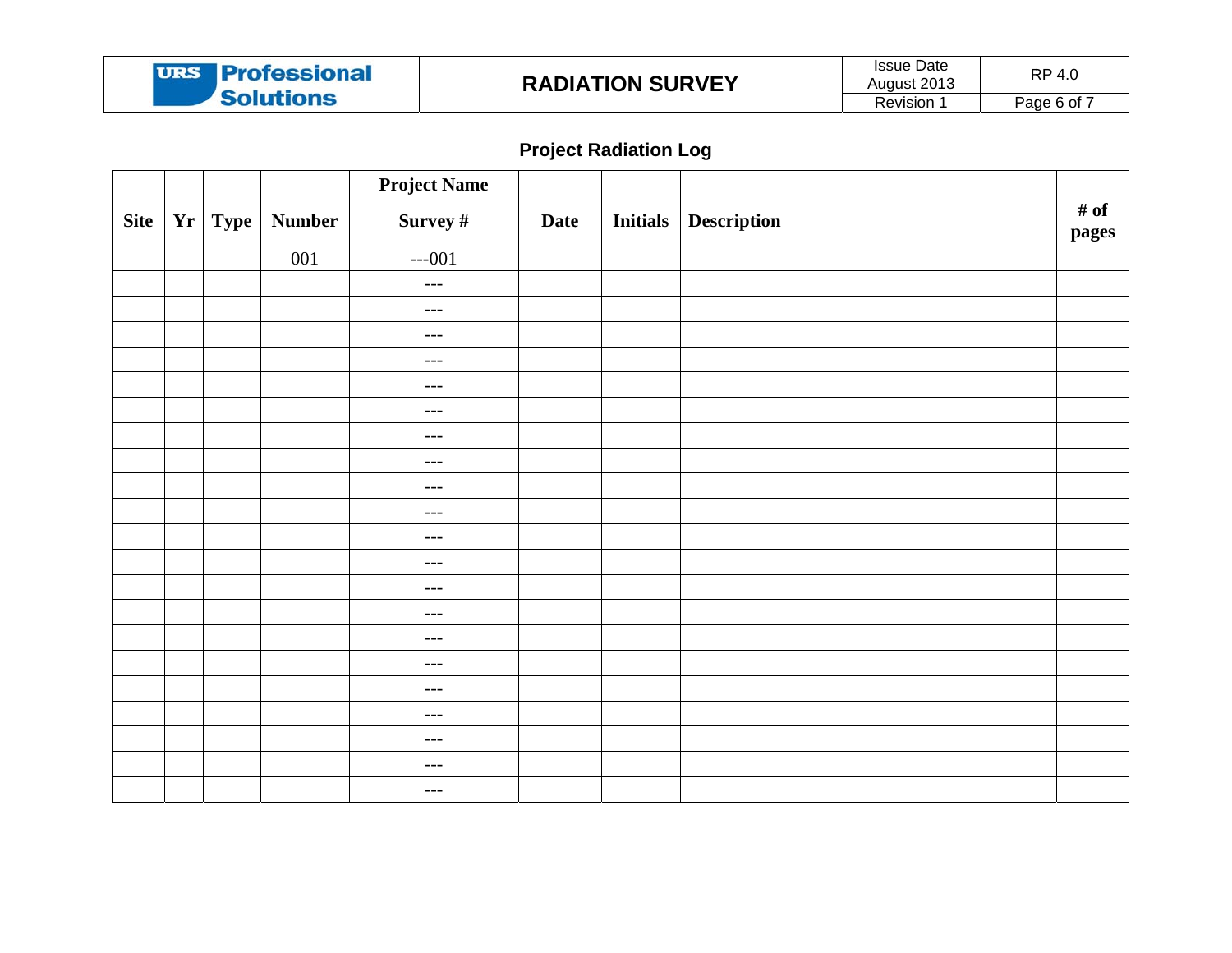## Project Radiation Log

| | | | | Project Name | | | | |
|---|---|---|---|---|---|---|---|---|
| **Site** | **Yr** | **Type** | **Number** | **Survey #** | **Date** | **Initials** | **Description** | **# of pages** |
| | | | 001 | ---001 | | | | |
| | | | | --- | | | | |
| | | | | --- | | | | |
| | | | | --- | | | | |
| | | | | --- | | | | |
| | | | | --- | | | | |
| | | | | --- | | | | |
| | | | | --- | | | | |
| | | | | --- | | | | |
| | | | | --- | | | | |
| | | | | --- | | | | |
| | | | | --- | | | | |
| | | | | --- | | | | |
| | | | | --- | | | | |
| | | | | --- | | | | |
| | | | | --- | | | | |
| | | | | --- | | | | |
| | | | | --- | | | | |
| | | | | --- | | | | |
| | | | | --- | | | | |
| | | | | --- | | | | |
| | | | | --- | | | | |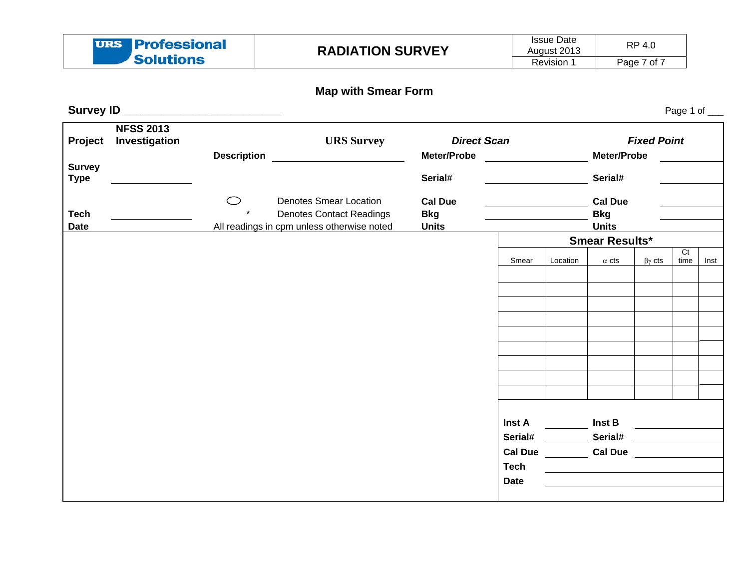# RADIATION SURVEY

## Map with Smear Form

**Survey ID** ___________________________ Page 1 of ___

**Project** **NFSS 2013 Investigation** **URS Survey**

**Description** ______________________

**Survey Type** ______________

**Tech** ______________

**Date**

⬭ Denotes Smear Location

\* Denotes Contact Readings

All readings in cpm unless otherwise noted

***Direct Scan***

**Meter/Probe** ______________________

**Serial#** ______________________

**Cal Due** ______________________

**Bkg** ______________________

**Units**

***Fixed Point***

**Meter/Probe** ______________

**Serial#** ______________

**Cal Due** ______________

**Bkg** ______________

**Units**

### Smear Results*

| Smear | Location | α cts | βγ cts | Ct time | Inst |
|---|---|---|---|---|---|
| | | | | | |
| | | | | | |
| | | | | | |
| | | | | | |
| | | | | | |
| | | | | | |
| | | | | | |
| | | | | | |
| | | | | | |

**Inst A** __________ **Inst B** __________

**Serial#** __________ **Serial#** __________

**Cal Due** __________ **Cal Due** __________

**Tech** ______________________

**Date** ______________________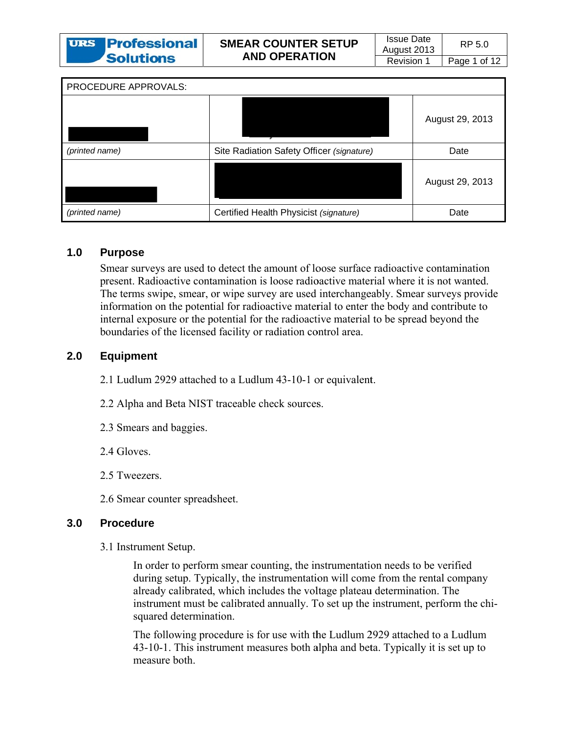| URS Professional Solutions | SMEAR COUNTER SETUP AND OPERATION | Issue Date August 2013 | RP 5.0 |
|---|---|---|---|
| | | Revision 1 | |

| PROCEDURE APPROVALS: | | |
|---|---|---|
| | | August 29, 2013 |
| *(printed name)* | Site Radiation Safety Officer *(signature)* | Date |
| | | August 29, 2013 |
| *(printed name)* | Certified Health Physicist *(signature)* | Date |

## 1.0 Purpose

Smear surveys are used to detect the amount of loose surface radioactive contamination present. Radioactive contamination is loose radioactive material where it is not wanted. The terms swipe, smear, or wipe survey are used interchangeably. Smear surveys provide information on the potential for radioactive material to enter the body and contribute to internal exposure or the potential for the radioactive material to be spread beyond the boundaries of the licensed facility or radiation control area.

## 2.0 Equipment

2.1 Ludlum 2929 attached to a Ludlum 43-10-1 or equivalent.

2.2 Alpha and Beta NIST traceable check sources.

2.3 Smears and baggies.

2.4 Gloves.

2.5 Tweezers.

2.6 Smear counter spreadsheet.

## 3.0 Procedure

3.1 Instrument Setup.

In order to perform smear counting, the instrumentation needs to be verified during setup. Typically, the instrumentation will come from the rental company already calibrated, which includes the voltage plateau determination. The instrument must be calibrated annually. To set up the instrument, perform the chi-squared determination.

The following procedure is for use with the Ludlum 2929 attached to a Ludlum 43-10-1. This instrument measures both alpha and beta. Typically it is set up to measure both.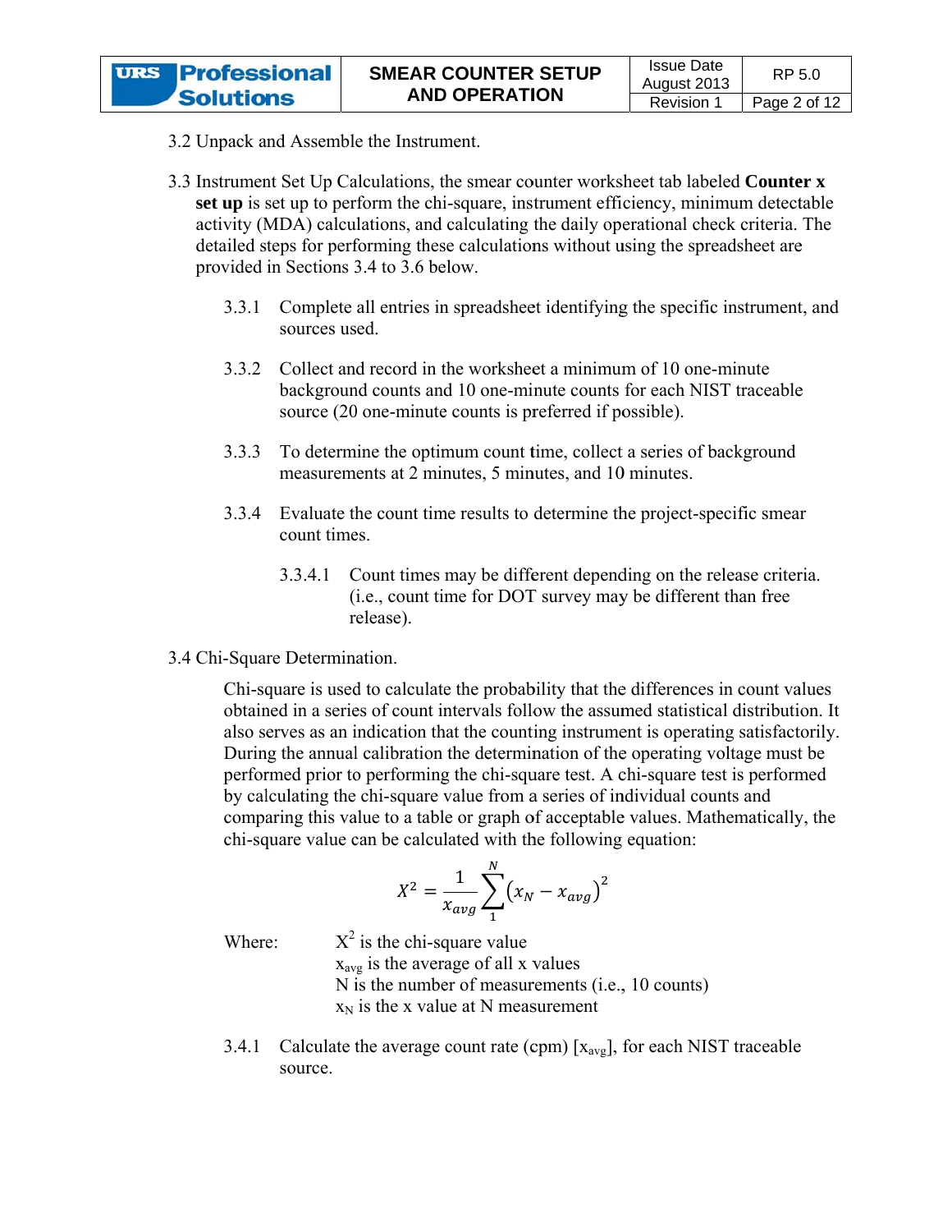3.2 Unpack and Assemble the Instrument.

3.3 Instrument Set Up Calculations, the smear counter worksheet tab labeled **Counter x set up** is set up to perform the chi-square, instrument efficiency, minimum detectable activity (MDA) calculations, and calculating the daily operational check criteria. The detailed steps for performing these calculations without using the spreadsheet are provided in Sections 3.4 to 3.6 below.

3.3.1 Complete all entries in spreadsheet identifying the specific instrument, and sources used.

3.3.2 Collect and record in the worksheet a minimum of 10 one-minute background counts and 10 one-minute counts for each NIST traceable source (20 one-minute counts is preferred if possible).

3.3.3 To determine the optimum count time, collect a series of background measurements at 2 minutes, 5 minutes, and 10 minutes.

3.3.4 Evaluate the count time results to determine the project-specific smear count times.

3.3.4.1 Count times may be different depending on the release criteria. (i.e., count time for DOT survey may be different than free release).

3.4 Chi-Square Determination.

Chi-square is used to calculate the probability that the differences in count values obtained in a series of count intervals follow the assumed statistical distribution. It also serves as an indication that the counting instrument is operating satisfactorily. During the annual calibration the determination of the operating voltage must be performed prior to performing the chi-square test. A chi-square test is performed by calculating the chi-square value from a series of individual counts and comparing this value to a table or graph of acceptable values. Mathematically, the chi-square value can be calculated with the following equation:

$$X^2 = \frac{1}{x_{avg}} \sum_{1}^{N} \left(x_N - x_{avg}\right)^2$$

Where:
$X^2$ is the chi-square value
$x_{avg}$ is the average of all x values
N is the number of measurements (i.e., 10 counts)
$x_N$ is the x value at N measurement

3.4.1 Calculate the average count rate (cpm) [$x_{avg}$], for each NIST traceable source.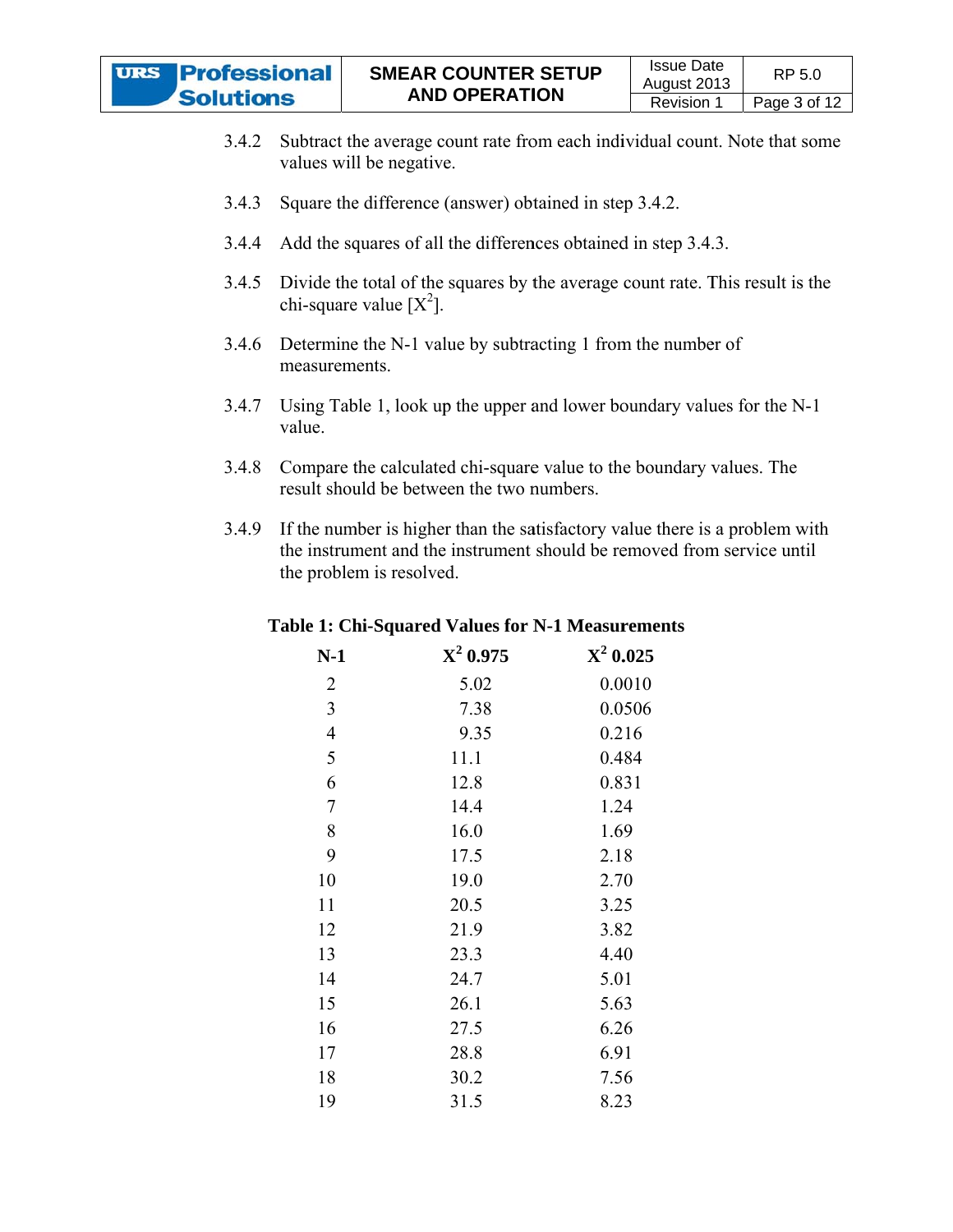3.4.2 Subtract the average count rate from each individual count. Note that some values will be negative.

3.4.3 Square the difference (answer) obtained in step 3.4.2.

3.4.4 Add the squares of all the differences obtained in step 3.4.3.

3.4.5 Divide the total of the squares by the average count rate. This result is the chi-square value [$X^2$].

3.4.6 Determine the N-1 value by subtracting 1 from the number of measurements.

3.4.7 Using Table 1, look up the upper and lower boundary values for the N-1 value.

3.4.8 Compare the calculated chi-square value to the boundary values. The result should be between the two numbers.

3.4.9 If the number is higher than the satisfactory value there is a problem with the instrument and the instrument should be removed from service until the problem is resolved.

**Table 1: Chi-Squared Values for N-1 Measurements**

| N-1 | $X^2$ 0.975 | $X^2$ 0.025 |
|---|---|---|
| 2 | 5.02 | 0.0010 |
| 3 | 7.38 | 0.0506 |
| 4 | 9.35 | 0.216 |
| 5 | 11.1 | 0.484 |
| 6 | 12.8 | 0.831 |
| 7 | 14.4 | 1.24 |
| 8 | 16.0 | 1.69 |
| 9 | 17.5 | 2.18 |
| 10 | 19.0 | 2.70 |
| 11 | 20.5 | 3.25 |
| 12 | 21.9 | 3.82 |
| 13 | 23.3 | 4.40 |
| 14 | 24.7 | 5.01 |
| 15 | 26.1 | 5.63 |
| 16 | 27.5 | 6.26 |
| 17 | 28.8 | 6.91 |
| 18 | 30.2 | 7.56 |
| 19 | 31.5 | 8.23 |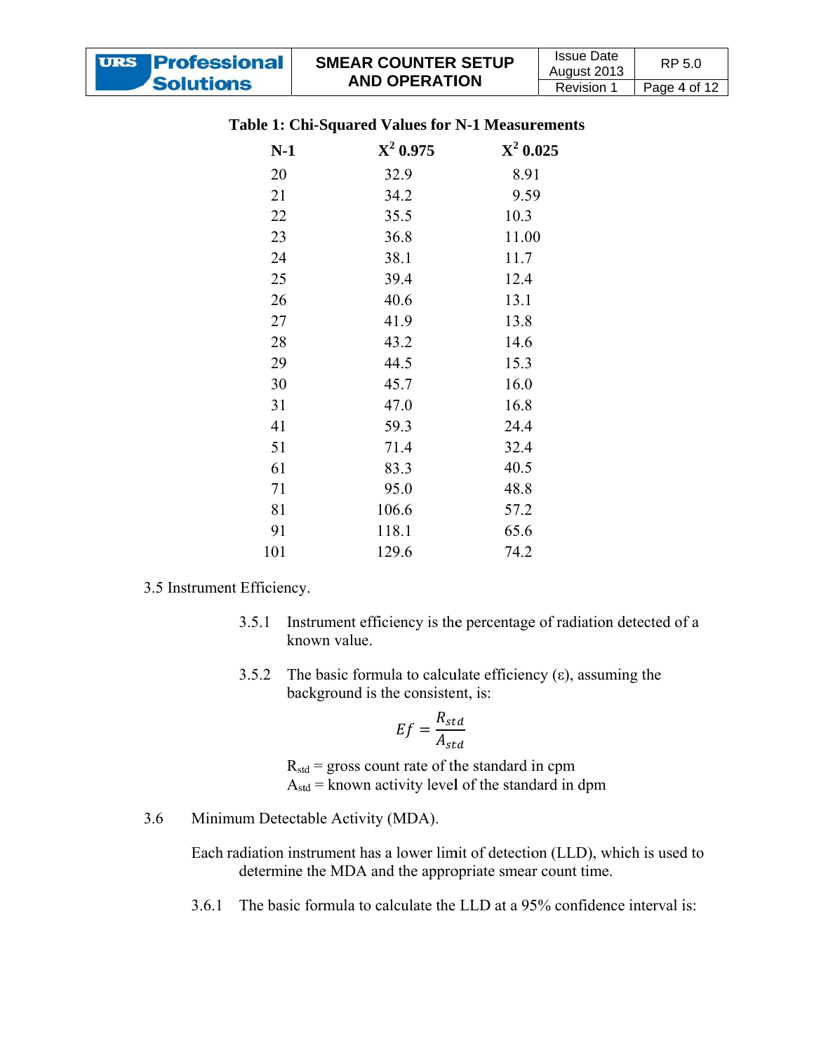**Table 1: Chi-Squared Values for N-1 Measurements**

| N-1 | $X^2$ 0.975 | $X^2$ 0.025 |
|---|---|---|
| 20 | 32.9 | 8.91 |
| 21 | 34.2 | 9.59 |
| 22 | 35.5 | 10.3 |
| 23 | 36.8 | 11.00 |
| 24 | 38.1 | 11.7 |
| 25 | 39.4 | 12.4 |
| 26 | 40.6 | 13.1 |
| 27 | 41.9 | 13.8 |
| 28 | 43.2 | 14.6 |
| 29 | 44.5 | 15.3 |
| 30 | 45.7 | 16.0 |
| 31 | 47.0 | 16.8 |
| 41 | 59.3 | 24.4 |
| 51 | 71.4 | 32.4 |
| 61 | 83.3 | 40.5 |
| 71 | 95.0 | 48.8 |
| 81 | 106.6 | 57.2 |
| 91 | 118.1 | 65.6 |
| 101 | 129.6 | 74.2 |

3.5 Instrument Efficiency.

3.5.1 Instrument efficiency is the percentage of radiation detected of a known value.

3.5.2 The basic formula to calculate efficiency (ε), assuming the background is the consistent, is:

$$Ef = \frac{R_{std}}{A_{std}}$$

$R_{std}$ = gross count rate of the standard in cpm
$A_{std}$ = known activity level of the standard in dpm

3.6 Minimum Detectable Activity (MDA).

Each radiation instrument has a lower limit of detection (LLD), which is used to determine the MDA and the appropriate smear count time.

3.6.1 The basic formula to calculate the LLD at a 95% confidence interval is: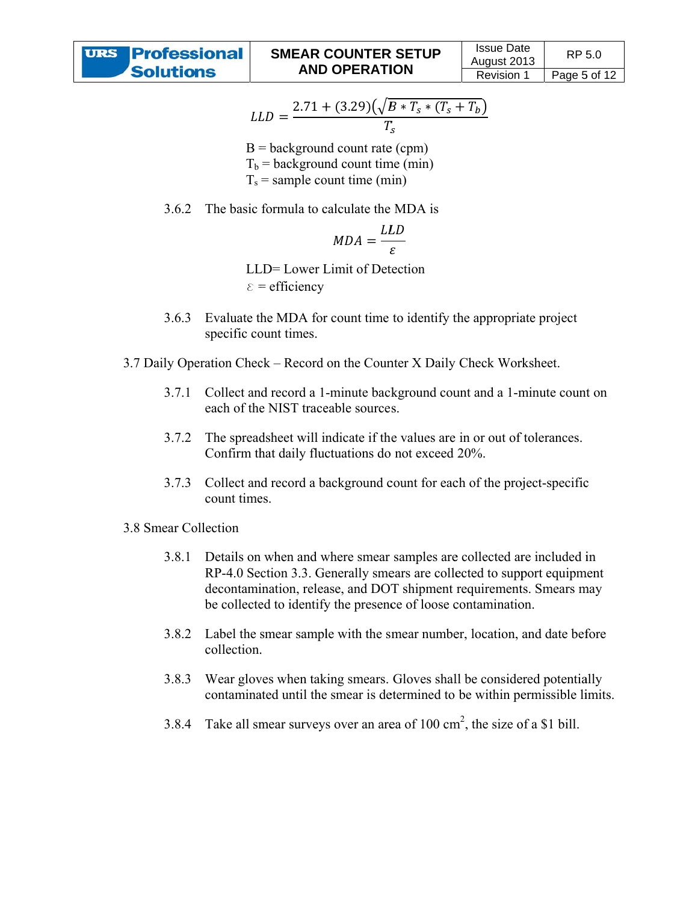$$LLD = \frac{2.71 + (3.29)\left(\sqrt{B * T_s * (T_s + T_b}\right)}{T_s}$$

B = background count rate (cpm)
$T_b$ = background count time (min)
$T_s$ = sample count time (min)

3.6.2 The basic formula to calculate the MDA is

$$MDA = \frac{LLD}{\varepsilon}$$

LLD= Lower Limit of Detection
$\varepsilon$ = efficiency

3.6.3 Evaluate the MDA for count time to identify the appropriate project specific count times.

3.7 Daily Operation Check – Record on the Counter X Daily Check Worksheet.

3.7.1 Collect and record a 1-minute background count and a 1-minute count on each of the NIST traceable sources.

3.7.2 The spreadsheet will indicate if the values are in or out of tolerances. Confirm that daily fluctuations do not exceed 20%.

3.7.3 Collect and record a background count for each of the project-specific count times.

3.8 Smear Collection

3.8.1 Details on when and where smear samples are collected are included in RP-4.0 Section 3.3. Generally smears are collected to support equipment decontamination, release, and DOT shipment requirements. Smears may be collected to identify the presence of loose contamination.

3.8.2 Label the smear sample with the smear number, location, and date before collection.

3.8.3 Wear gloves when taking smears. Gloves shall be considered potentially contaminated until the smear is determined to be within permissible limits.

3.8.4 Take all smear surveys over an area of 100 $cm^2$, the size of a $1 bill.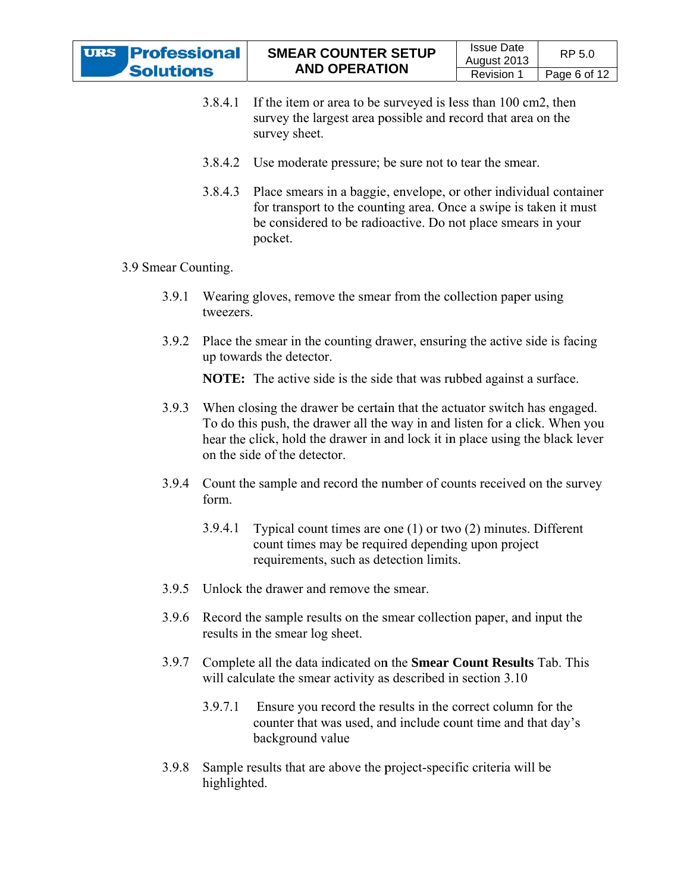3.8.4.1 If the item or area to be surveyed is less than 100 cm2, then survey the largest area possible and record that area on the survey sheet.

3.8.4.2 Use moderate pressure; be sure not to tear the smear.

3.8.4.3 Place smears in a baggie, envelope, or other individual container for transport to the counting area. Once a swipe is taken it must be considered to be radioactive. Do not place smears in your pocket.

3.9 Smear Counting.

3.9.1 Wearing gloves, remove the smear from the collection paper using tweezers.

3.9.2 Place the smear in the counting drawer, ensuring the active side is facing up towards the detector.

**NOTE:** The active side is the side that was rubbed against a surface.

3.9.3 When closing the drawer be certain that the actuator switch has engaged. To do this push, the drawer all the way in and listen for a click. When you hear the click, hold the drawer in and lock it in place using the black lever on the side of the detector.

3.9.4 Count the sample and record the number of counts received on the survey form.

3.9.4.1 Typical count times are one (1) or two (2) minutes. Different count times may be required depending upon project requirements, such as detection limits.

3.9.5 Unlock the drawer and remove the smear.

3.9.6 Record the sample results on the smear collection paper, and input the results in the smear log sheet.

3.9.7 Complete all the data indicated on the **Smear Count Results** Tab. This will calculate the smear activity as described in section 3.10

3.9.7.1 Ensure you record the results in the correct column for the counter that was used, and include count time and that day's background value

3.9.8 Sample results that are above the project-specific criteria will be highlighted.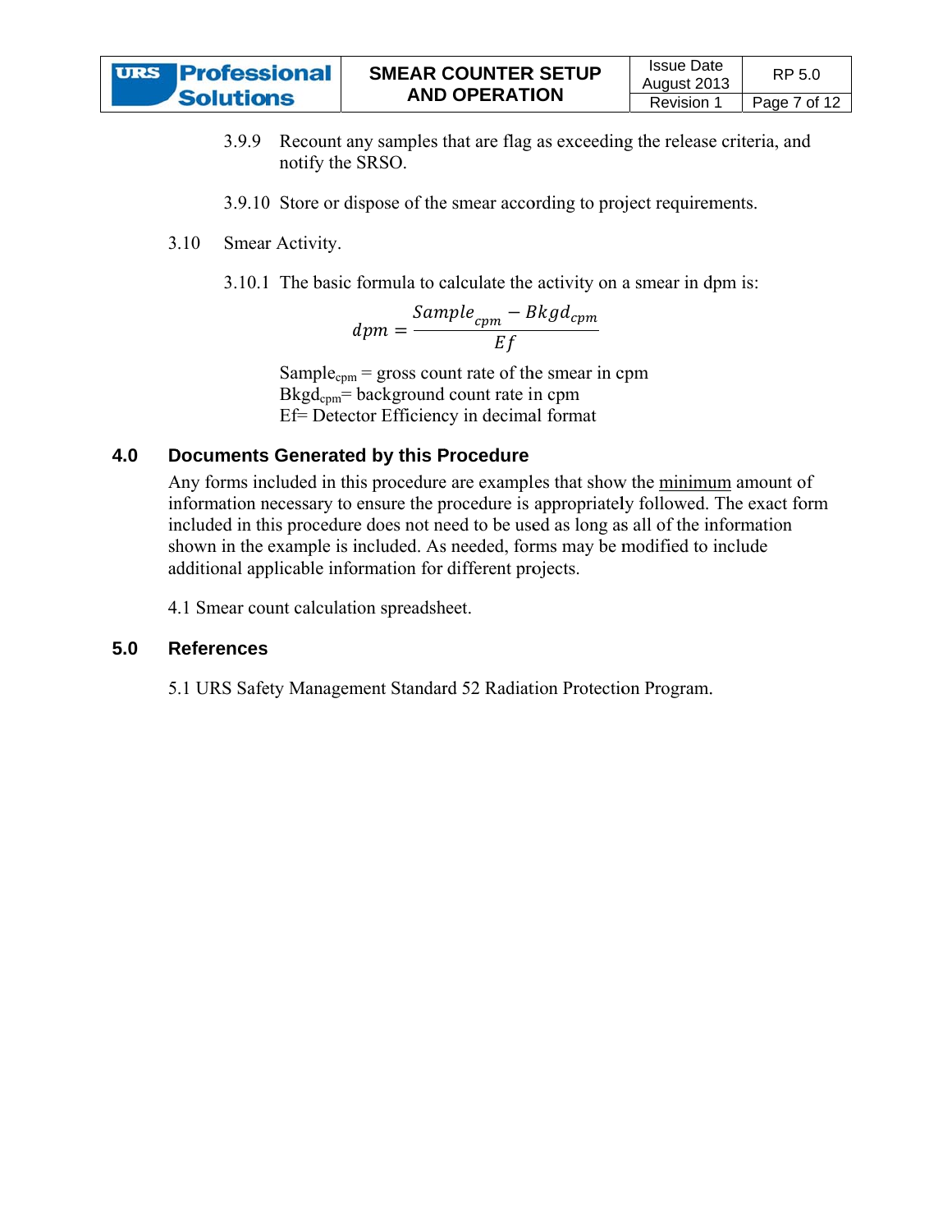3.9.9 Recount any samples that are flag as exceeding the release criteria, and notify the SRSO.

3.9.10 Store or dispose of the smear according to project requirements.

3.10 Smear Activity.

3.10.1 The basic formula to calculate the activity on a smear in dpm is:

$$dpm = \frac{Sample_{cpm} - Bkgd_{cpm}}{Ef}$$

$Sample_{cpm}$ = gross count rate of the smear in cpm
$Bkgd_{cpm}$= background count rate in cpm
Ef= Detector Efficiency in decimal format

## 4.0 Documents Generated by this Procedure

Any forms included in this procedure are examples that show the minimum amount of information necessary to ensure the procedure is appropriately followed. The exact form included in this procedure does not need to be used as long as all of the information shown in the example is included. As needed, forms may be modified to include additional applicable information for different projects.

4.1 Smear count calculation spreadsheet.

## 5.0 References

5.1 URS Safety Management Standard 52 Radiation Protection Program.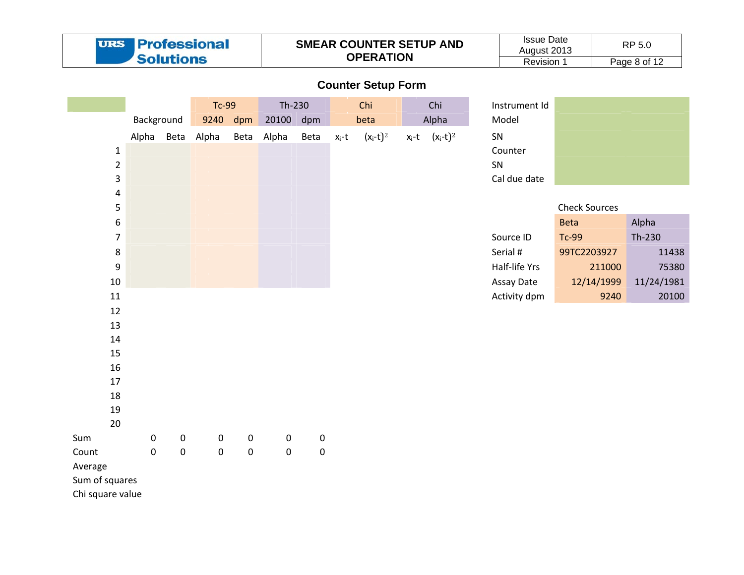## Counter Setup Form

| | Background | | Tc-99 | | Th-230 | | Chi | | Chi | |
|---|---|---|---|---|---|---|---|---|---|---|
| | | | 9240 | dpm | 20100 | dpm | beta | | Alpha | |
| | Alpha | Beta | Alpha | Beta | Alpha | Beta | $x_i$-t | $(x_i\text{-}t)^2$ | $x_i$-t | $(x_i\text{-}t)^2$ |
| 1 | | | | | | | | | | |
| 2 | | | | | | | | | | |
| 3 | | | | | | | | | | |
| 4 | | | | | | | | | | |
| 5 | | | | | | | | | | |
| 6 | | | | | | | | | | |
| 7 | | | | | | | | | | |
| 8 | | | | | | | | | | |
| 9 | | | | | | | | | | |
| 10 | | | | | | | | | | |
| 11 | | | | | | | | | | |
| 12 | | | | | | | | | | |
| 13 | | | | | | | | | | |
| 14 | | | | | | | | | | |
| 15 | | | | | | | | | | |
| 16 | | | | | | | | | | |
| 17 | | | | | | | | | | |
| 18 | | | | | | | | | | |
| 19 | | | | | | | | | | |
| 20 | | | | | | | | | | |
| Sum | 0 | 0 | 0 | 0 | 0 | 0 | | | | |
| Count | 0 | 0 | 0 | 0 | 0 | 0 | | | | |
| Average | | | | | | | | | | |
| Sum of squares | | | | | | | | | | |
| Chi square value | | | | | | | | | | |

| | |
|---|---|
| Instrument Id | |
| Model | |
| SN | |
| Counter | |
| SN | |
| Cal due date | |

| Check Sources | Beta | Alpha |
|---|---|---|
| Source ID | Tc-99 | Th-230 |
| Serial # | 99TC2203927 | 11438 |
| Half-life Yrs | 211000 | 75380 |
| Assay Date | 12/14/1999 | 11/24/1981 |
| Activity dpm | 9240 | 20100 |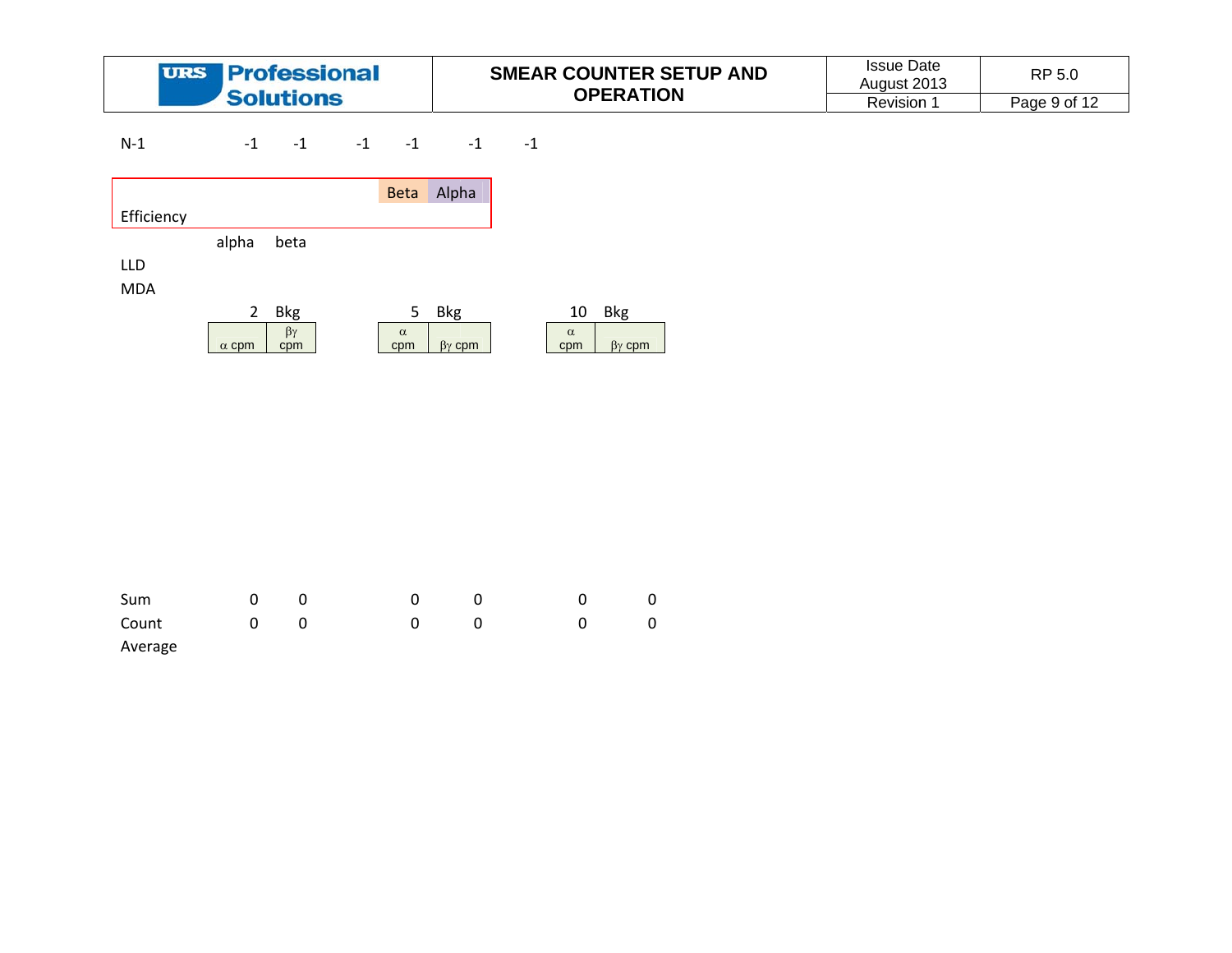| N-1 | -1 | -1 | -1 | -1 | -1 | -1 |
|---|---|---|---|---|---|---|

| Efficiency | Beta | Alpha |
|---|---|---|

| | alpha | beta |
|---|---|---|
| LLD | | |
| MDA | | |

| | 2 Bkg | | 5 Bkg | | 10 Bkg | |
|---|---|---|---|---|---|---|
| | α cpm | βγ cpm | α cpm | βγ cpm | α cpm | βγ cpm |
| Sum | 0 | 0 | 0 | 0 | 0 | 0 |
| Count | 0 | 0 | 0 | 0 | 0 | 0 |
| Average | | | | | | |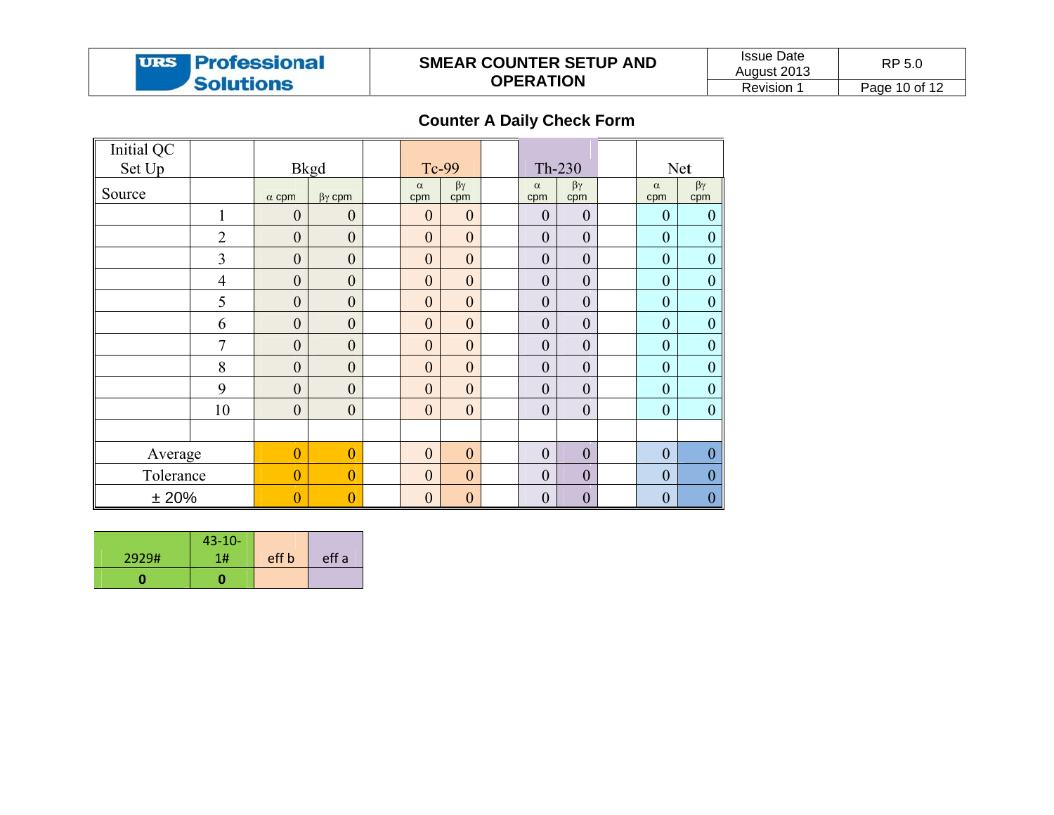## Counter A Daily Check Form

| Initial QC Set Up | | Bkgd | | | Tc-99 | | | Th-230 | | | Net | |
|---|---|---|---|---|---|---|---|---|---|---|---|---|
| Source | | α cpm | βγ cpm | | α cpm | βγ cpm | | α cpm | βγ cpm | | α cpm | βγ cpm |
| | 1 | 0 | 0 | | 0 | 0 | | 0 | 0 | | 0 | 0 |
| | 2 | 0 | 0 | | 0 | 0 | | 0 | 0 | | 0 | 0 |
| | 3 | 0 | 0 | | 0 | 0 | | 0 | 0 | | 0 | 0 |
| | 4 | 0 | 0 | | 0 | 0 | | 0 | 0 | | 0 | 0 |
| | 5 | 0 | 0 | | 0 | 0 | | 0 | 0 | | 0 | 0 |
| | 6 | 0 | 0 | | 0 | 0 | | 0 | 0 | | 0 | 0 |
| | 7 | 0 | 0 | | 0 | 0 | | 0 | 0 | | 0 | 0 |
| | 8 | 0 | 0 | | 0 | 0 | | 0 | 0 | | 0 | 0 |
| | 9 | 0 | 0 | | 0 | 0 | | 0 | 0 | | 0 | 0 |
| | 10 | 0 | 0 | | 0 | 0 | | 0 | 0 | | 0 | 0 |
| | | | | | | | | | | | | |
| Average | | 0 | 0 | | 0 | 0 | | 0 | 0 | | 0 | 0 |
| Tolerance | | 0 | 0 | | 0 | 0 | | 0 | 0 | | 0 | 0 |
| ± 20% | | 0 | 0 | | 0 | 0 | | 0 | 0 | | 0 | 0 |

| 2929# | 43-10-1# | eff b | eff a |
|---|---|---|---|
| **0** | **0** | | |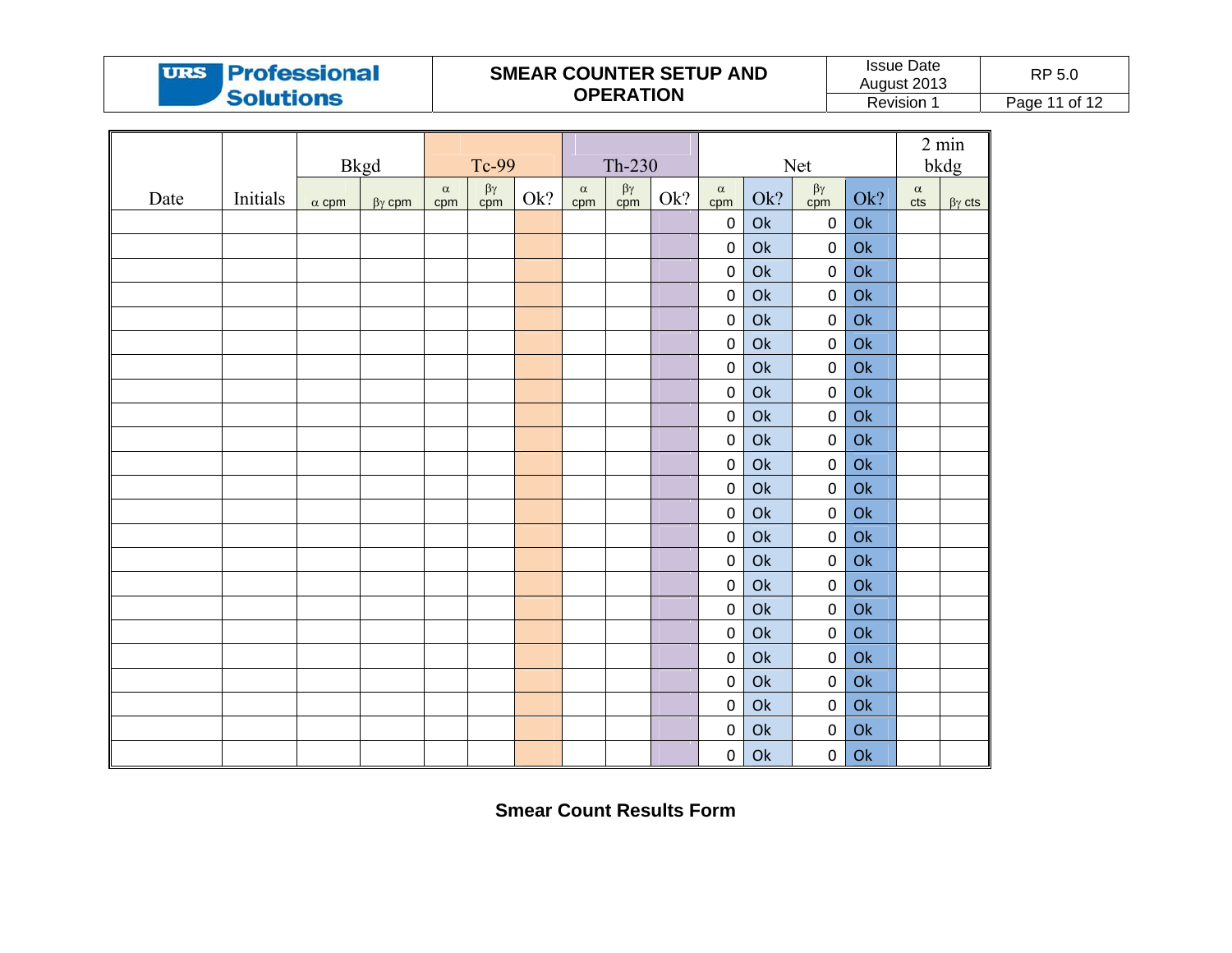| Date | Initials | Bkgd | | Tc-99 | | | Th-230 | | | Net | | | | 2 min bkdg | |
|---|---|---|---|---|---|---|---|---|---|---|---|---|---|---|---|
| | | α cpm | βγ cpm | α cpm | βγ cpm | Ok? | α cpm | βγ cpm | Ok? | α cpm | Ok? | βγ cpm | Ok? | α cts | βγ cts |
| | | | | | | | | | | 0 | Ok | 0 | Ok | | |
| | | | | | | | | | | 0 | Ok | 0 | Ok | | |
| | | | | | | | | | | 0 | Ok | 0 | Ok | | |
| | | | | | | | | | | 0 | Ok | 0 | Ok | | |
| | | | | | | | | | | 0 | Ok | 0 | Ok | | |
| | | | | | | | | | | 0 | Ok | 0 | Ok | | |
| | | | | | | | | | | 0 | Ok | 0 | Ok | | |
| | | | | | | | | | | 0 | Ok | 0 | Ok | | |
| | | | | | | | | | | 0 | Ok | 0 | Ok | | |
| | | | | | | | | | | 0 | Ok | 0 | Ok | | |
| | | | | | | | | | | 0 | Ok | 0 | Ok | | |
| | | | | | | | | | | 0 | Ok | 0 | Ok | | |
| | | | | | | | | | | 0 | Ok | 0 | Ok | | |
| | | | | | | | | | | 0 | Ok | 0 | Ok | | |
| | | | | | | | | | | 0 | Ok | 0 | Ok | | |
| | | | | | | | | | | 0 | Ok | 0 | Ok | | |
| | | | | | | | | | | 0 | Ok | 0 | Ok | | |
| | | | | | | | | | | 0 | Ok | 0 | Ok | | |
| | | | | | | | | | | 0 | Ok | 0 | Ok | | |
| | | | | | | | | | | 0 | Ok | 0 | Ok | | |
| | | | | | | | | | | 0 | Ok | 0 | Ok | | |
| | | | | | | | | | | 0 | Ok | 0 | Ok | | |
| | | | | | | | | | | 0 | Ok | 0 | Ok | | |

**Smear Count Results Form**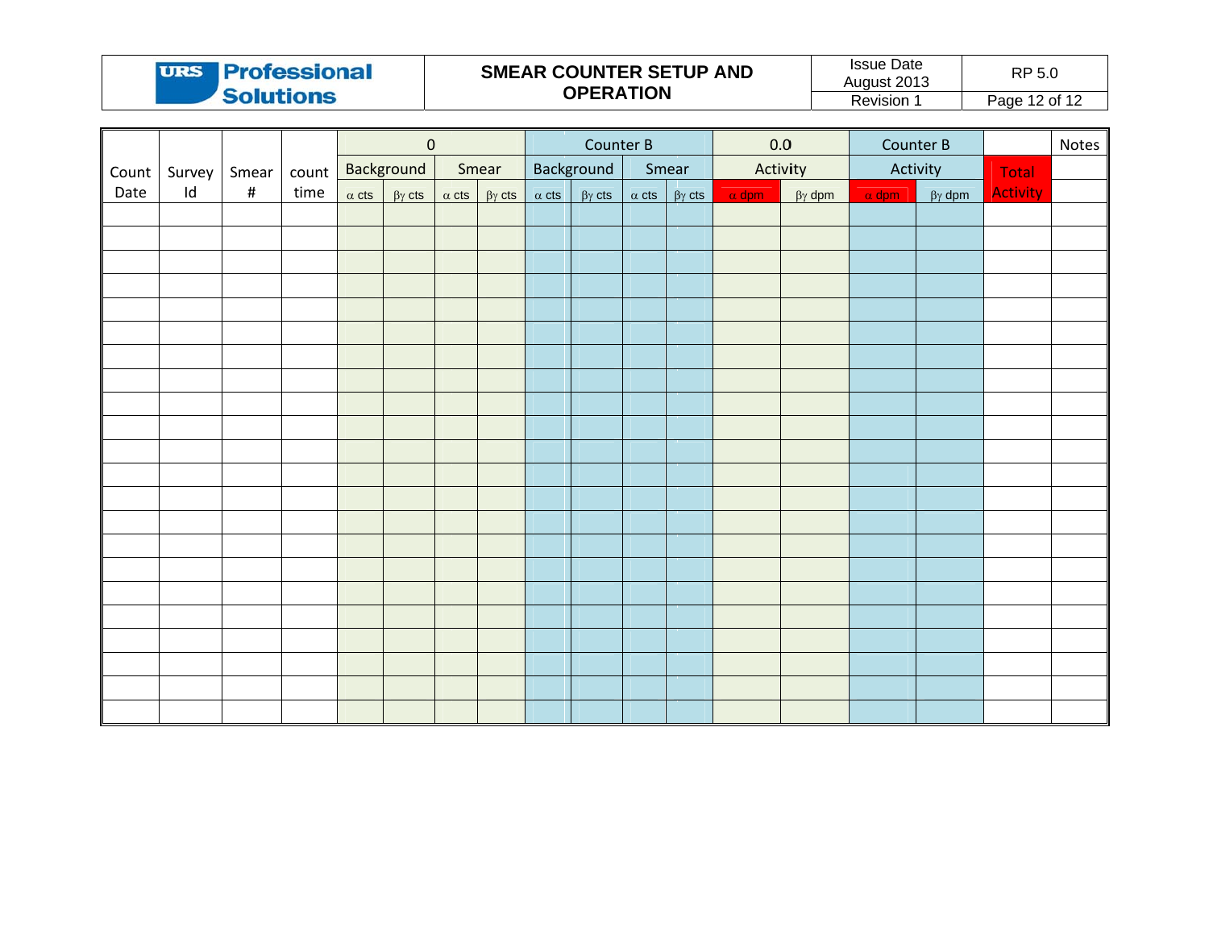| Count Date | Survey Id | Smear # | count time | 0 | | | | Counter B | | | | 0.0 | | Counter B | | Total Activity | Notes |
|---|---|---|---|---|---|---|---|---|---|---|---|---|---|---|---|---|---|
| | | | | Background | | Smear | | Background | | Smear | | Activity | | Activity | | | |
| | | | | α cts | βγ cts | α cts | βγ cts | α cts | βγ cts | α cts | βγ cts | α dpm | βγ dpm | α dpm | βγ dpm | | |
| | | | | | | | | | | | | | | | | | |
| | | | | | | | | | | | | | | | | | |
| | | | | | | | | | | | | | | | | | |
| | | | | | | | | | | | | | | | | | |
| | | | | | | | | | | | | | | | | | |
| | | | | | | | | | | | | | | | | | |
| | | | | | | | | | | | | | | | | | |
| | | | | | | | | | | | | | | | | | |
| | | | | | | | | | | | | | | | | | |
| | | | | | | | | | | | | | | | | | |
| | | | | | | | | | | | | | | | | | |
| | | | | | | | | | | | | | | | | | |
| | | | | | | | | | | | | | | | | | |
| | | | | | | | | | | | | | | | | | |
| | | | | | | | | | | | | | | | | | |
| | | | | | | | | | | | | | | | | | |
| | | | | | | | | | | | | | | | | | |
| | | | | | | | | | | | | | | | | | |
| | | | | | | | | | | | | | | | | | |
| | | | | | | | | | | | | | | | | | |
| | | | | | | | | | | | | | | | | | |
| | | | | | | | | | | | | | | | | | |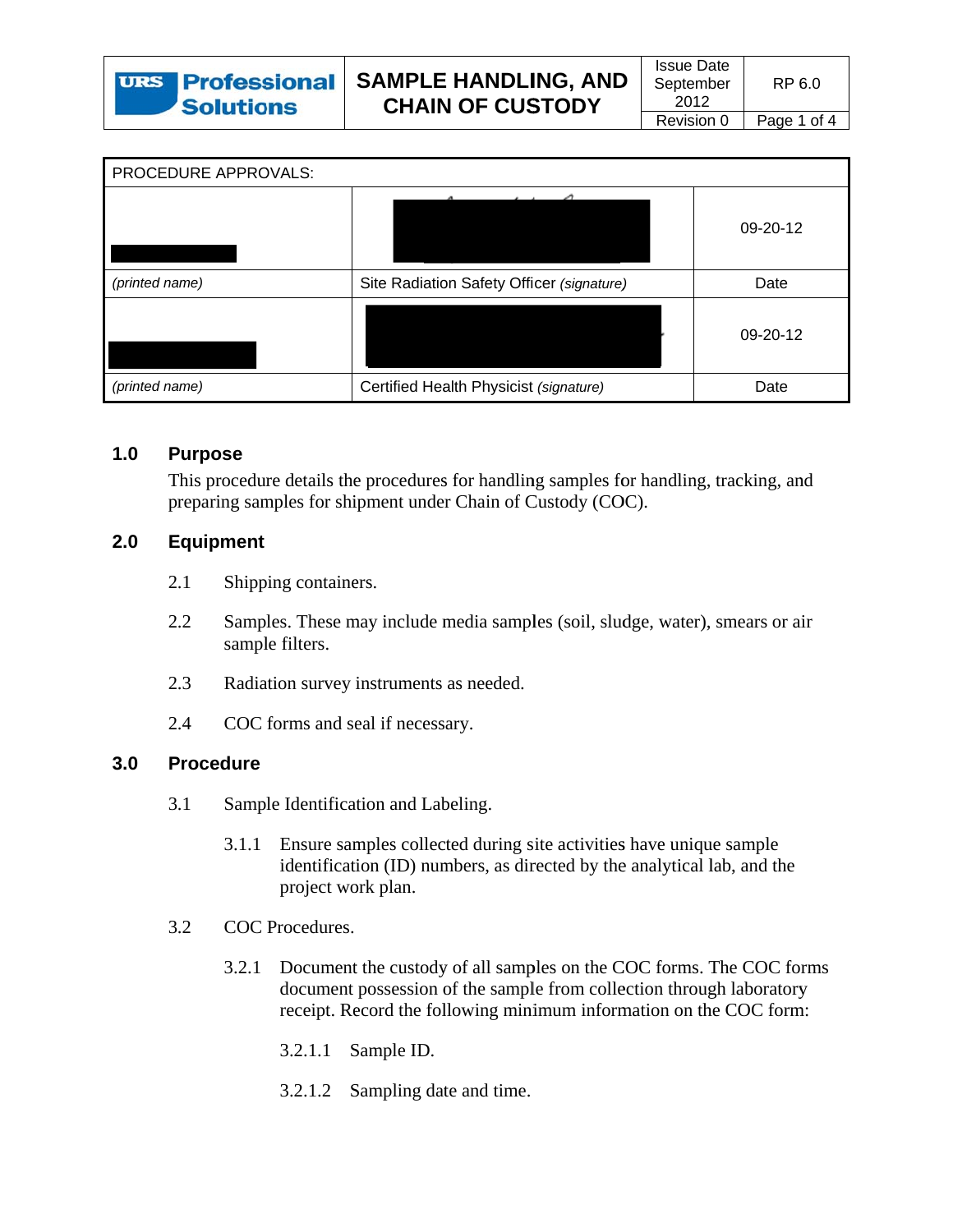| URS Professional Solutions | SAMPLE HANDLING, AND CHAIN OF CUSTODY | Issue Date September 2012 | RP 6.0 |
|---|---|---|---|
| | | Revision 0 | |

| PROCEDURE APPROVALS: | | |
|---|---|---|
| | | 09-20-12 |
| *(printed name)* | Site Radiation Safety Officer *(signature)* | Date |
| | | 09-20-12 |
| *(printed name)* | Certified Health Physicist *(signature)* | Date |

## 1.0 Purpose

This procedure details the procedures for handling samples for handling, tracking, and preparing samples for shipment under Chain of Custody (COC).

## 2.0 Equipment

2.1 Shipping containers.

2.2 Samples. These may include media samples (soil, sludge, water), smears or air sample filters.

2.3 Radiation survey instruments as needed.

2.4 COC forms and seal if necessary.

## 3.0 Procedure

3.1 Sample Identification and Labeling.

3.1.1 Ensure samples collected during site activities have unique sample identification (ID) numbers, as directed by the analytical lab, and the project work plan.

3.2 COC Procedures.

3.2.1 Document the custody of all samples on the COC forms. The COC forms document possession of the sample from collection through laboratory receipt. Record the following minimum information on the COC form:

3.2.1.1 Sample ID.

3.2.1.2 Sampling date and time.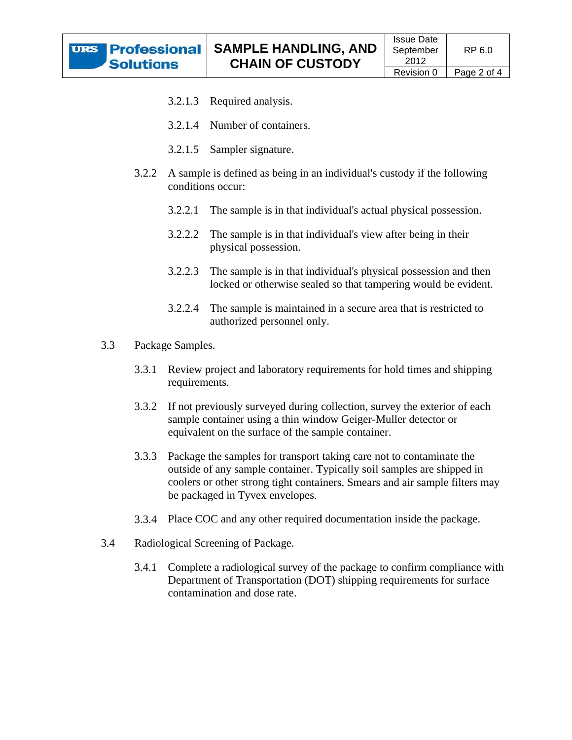3.2.1.3 Required analysis.

3.2.1.4 Number of containers.

3.2.1.5 Sampler signature.

3.2.2 A sample is defined as being in an individual's custody if the following conditions occur:

3.2.2.1 The sample is in that individual's actual physical possession.

3.2.2.2 The sample is in that individual's view after being in their physical possession.

3.2.2.3 The sample is in that individual's physical possession and then locked or otherwise sealed so that tampering would be evident.

3.2.2.4 The sample is maintained in a secure area that is restricted to authorized personnel only.

3.3 Package Samples.

3.3.1 Review project and laboratory requirements for hold times and shipping requirements.

3.3.2 If not previously surveyed during collection, survey the exterior of each sample container using a thin window Geiger-Muller detector or equivalent on the surface of the sample container.

3.3.3 Package the samples for transport taking care not to contaminate the outside of any sample container. Typically soil samples are shipped in coolers or other strong tight containers. Smears and air sample filters may be packaged in Tyvex envelopes.

3.3.4 Place COC and any other required documentation inside the package.

3.4 Radiological Screening of Package.

3.4.1 Complete a radiological survey of the package to confirm compliance with Department of Transportation (DOT) shipping requirements for surface contamination and dose rate.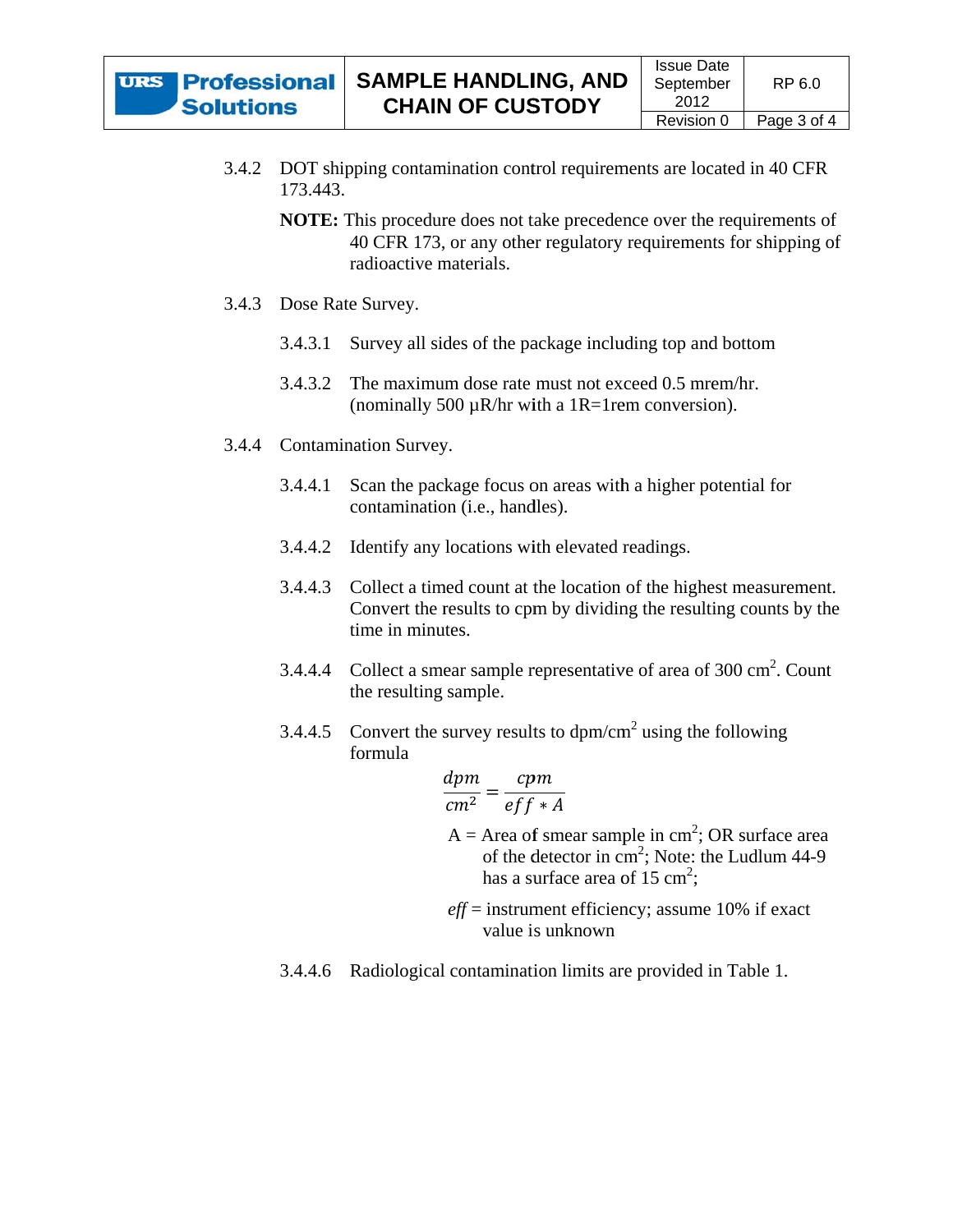3.4.2 DOT shipping contamination control requirements are located in 40 CFR 173.443.

**NOTE:** This procedure does not take precedence over the requirements of 40 CFR 173, or any other regulatory requirements for shipping of radioactive materials.

3.4.3 Dose Rate Survey.

3.4.3.1 Survey all sides of the package including top and bottom

3.4.3.2 The maximum dose rate must not exceed 0.5 mrem/hr. (nominally 500 µR/hr with a 1R=1rem conversion).

3.4.4 Contamination Survey.

3.4.4.1 Scan the package focus on areas with a higher potential for contamination (i.e., handles).

3.4.4.2 Identify any locations with elevated readings.

3.4.4.3 Collect a timed count at the location of the highest measurement. Convert the results to cpm by dividing the resulting counts by the time in minutes.

3.4.4.4 Collect a smear sample representative of area of 300 $cm^2$. Count the resulting sample.

3.4.4.5 Convert the survey results to dpm/$cm^2$ using the following formula

$$\frac{dpm}{cm^2} = \frac{cpm}{eff * A}$$

A = Area of smear sample in $cm^2$; OR surface area of the detector in $cm^2$; Note: the Ludlum 44-9 has a surface area of 15 $cm^2$;

*eff* = instrument efficiency; assume 10% if exact value is unknown

3.4.4.6 Radiological contamination limits are provided in Table 1.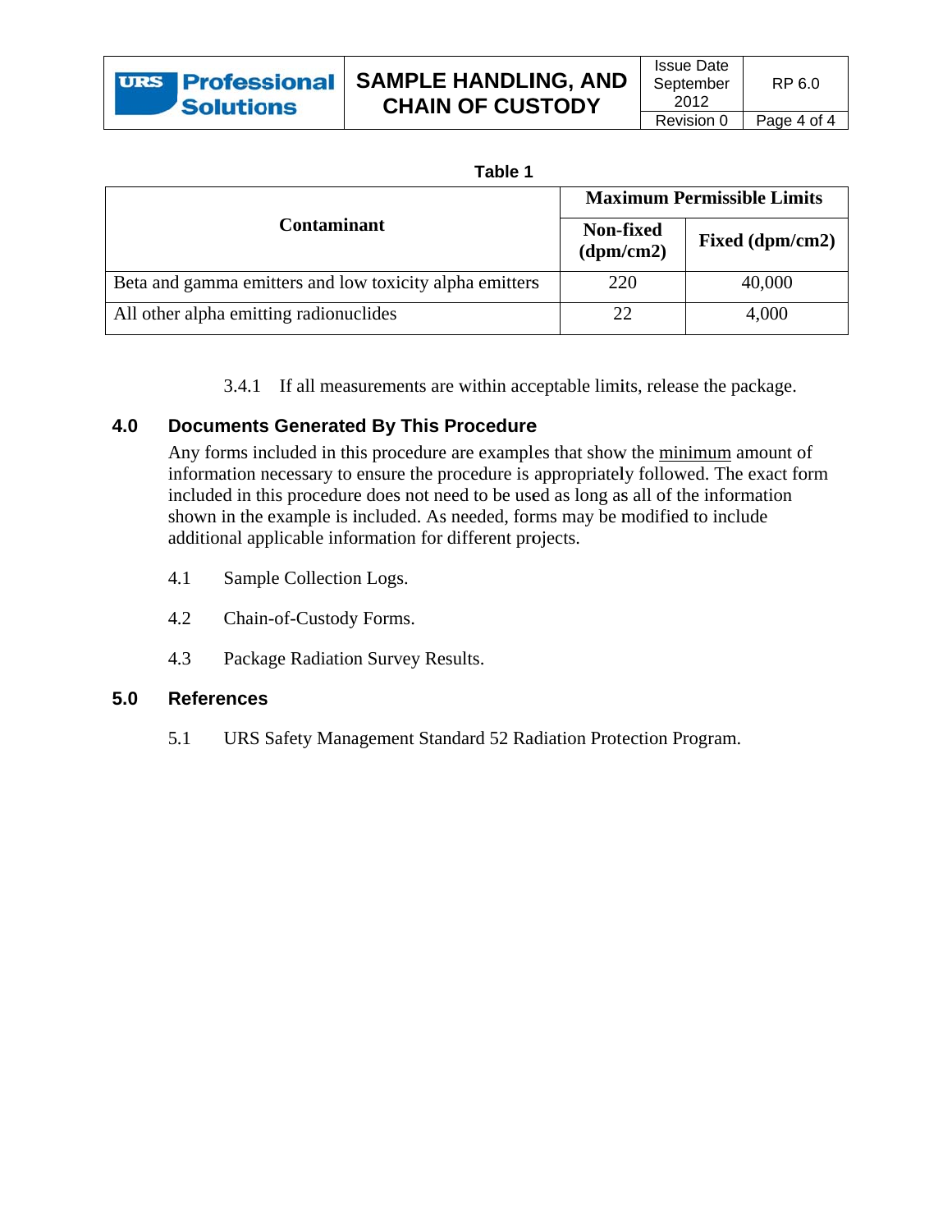**Table 1**

| Contaminant | Maximum Permissible Limits | |
|---|---|---|
| | Non-fixed (dpm/cm2) | Fixed (dpm/cm2) |
| Beta and gamma emitters and low toxicity alpha emitters | 220 | 40,000 |
| All other alpha emitting radionuclides | 22 | 4,000 |

3.4.1 If all measurements are within acceptable limits, release the package.

## 4.0 Documents Generated By This Procedure

Any forms included in this procedure are examples that show the minimum amount of information necessary to ensure the procedure is appropriately followed. The exact form included in this procedure does not need to be used as long as all of the information shown in the example is included. As needed, forms may be modified to include additional applicable information for different projects.

4.1 Sample Collection Logs.

4.2 Chain-of-Custody Forms.

4.3 Package Radiation Survey Results.

## 5.0 References

5.1 URS Safety Management Standard 52 Radiation Protection Program.